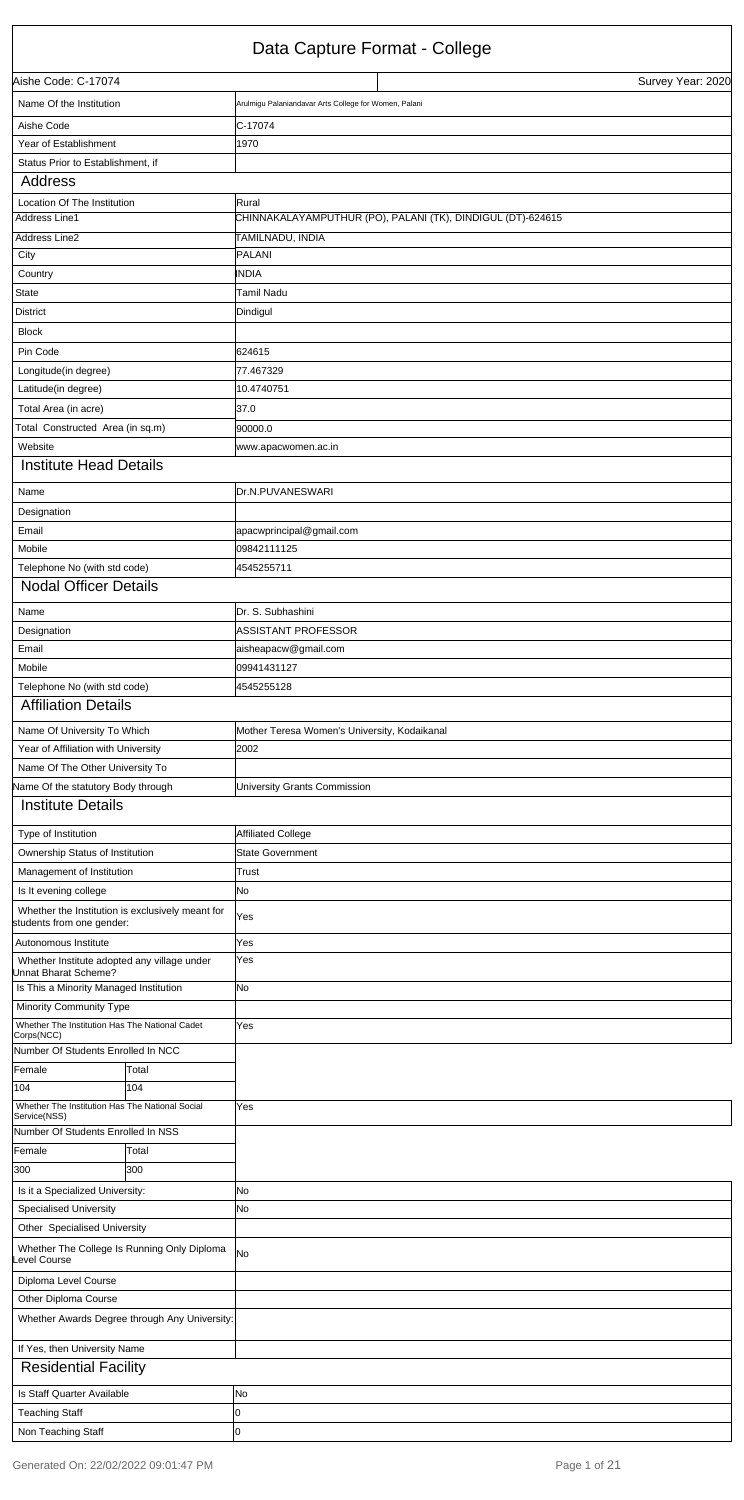# Data Capture Format - College

| Aishe Code: C-17074 | Survey Year: 2020 |
|---|---|

| Field | Value |
|---|---|
| Name Of the Institution | Arulmigu Palaniandavar Arts College for Women, Palani |
| Aishe Code | C-17074 |
| Year of Establishment | 1970 |
| Status Prior to Establishment, if | |

## Address

| Field | Value |
|---|---|
| Location Of The Institution | Rural |
| Address Line1 | CHINNAKALAYAMPUTHUR (PO), PALANI (TK), DINDIGUL (DT)-624615 |
| Address Line2 | TAMILNADU, INDIA |
| City | PALANI |
| Country | INDIA |
| State | Tamil Nadu |
| District | Dindigul |
| Block | |
| Pin Code | 624615 |
| Longitude(in degree) | 77.467329 |
| Latitude(in degree) | 10.4740751 |
| Total Area (in acre) | 37.0 |
| Total Constructed Area (in sq.m) | 90000.0 |
| Website | www.apacwomen.ac.in |

## Institute Head Details

| Field | Value |
|---|---|
| Name | Dr.N.PUVANESWARI |
| Designation | |
| Email | apacwprincipal@gmail.com |
| Mobile | 09842111125 |
| Telephone No (with std code) | 4545255711 |

## Nodal Officer Details

| Field | Value |
|---|---|
| Name | Dr. S. Subhashini |
| Designation | ASSISTANT PROFESSOR |
| Email | aisheapacw@gmail.com |
| Mobile | 09941431127 |
| Telephone No (with std code) | 4545255128 |

## Affiliation Details

| Field | Value |
|---|---|
| Name Of University To Which | Mother Teresa Women's University, Kodaikanal |
| Year of Affiliation with University | 2002 |
| Name Of The Other University To | |
| Name Of the statutory Body through | University Grants Commission |

## Institute Details

| Field | Value |
|---|---|
| Type of Institution | Affiliated College |
| Ownership Status of Institution | State Government |
| Management of Institution | Trust |
| Is It evening college | No |
| Whether the Institution is exclusively meant for students from one gender: | Yes |
| Autonomous Institute | Yes |
| Whether Institute adopted any village under Unnat Bharat Scheme? | Yes |
| Is This a Minority Managed Institution | No |
| Minority Community Type | |
| Whether The Institution Has The National Cadet Corps(NCC) | Yes |

Number Of Students Enrolled In NCC

| Female | Total |
|---|---|
| 104 | 104 |

| Field | Value |
|---|---|
| Whether The Institution Has The National Social Service(NSS) | Yes |

Number Of Students Enrolled In NSS

| Female | Total |
|---|---|
| 300 | 300 |

| Field | Value |
|---|---|
| Is it a Specialized University: | No |
| Specialised University | No |
| Other Specialised University | |
| Whether The College Is Running Only Diploma Level Course | No |
| Diploma Level Course | |
| Other Diploma Course | |
| Whether Awards Degree through Any University: | |
| If Yes, then University Name | |

## Residential Facility

| Field | Value |
|---|---|
| Is Staff Quarter Available | No |
| Teaching Staff | 0 |
| Non Teaching Staff | 0 |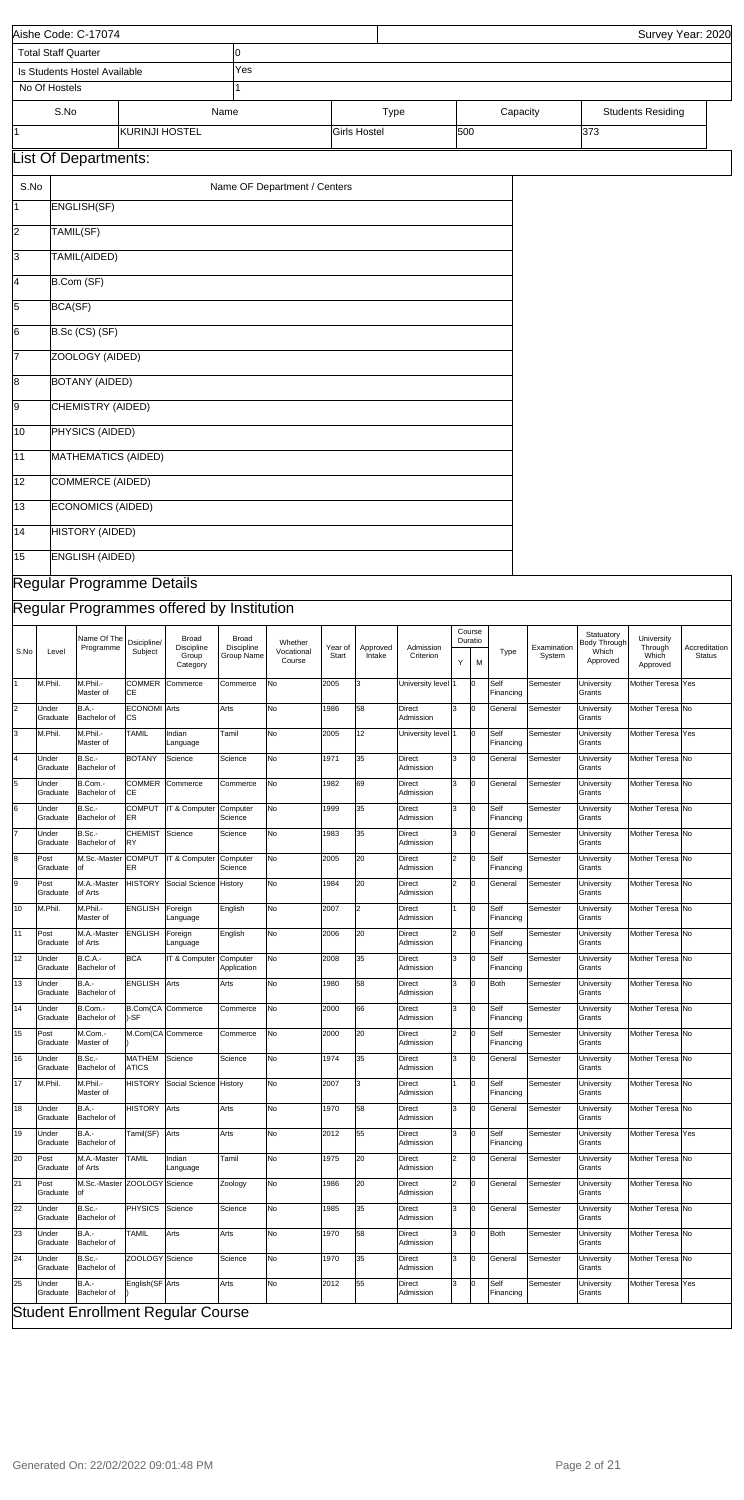| Aishe Code: C-17074 | | | Survey Year: 2020 |
|---|---|---|---|
| Total Staff Quarter | 0 | | |
| Is Students Hostel Available | Yes | | |
| No Of Hostels | 1 | | |

| S.No | Name | Type | Capacity | Students Residing |
|---|---|---|---|---|
| 1 | KURINJI HOSTEL | Girls Hostel | 500 | 373 |

## List Of Departments:

| S.No | Name OF Department / Centers |
|---|---|
| 1 | ENGLISH(SF) |
| 2 | TAMIL(SF) |
| 3 | TAMIL(AIDED) |
| 4 | B.Com (SF) |
| 5 | BCA(SF) |
| 6 | B.Sc (CS) (SF) |
| 7 | ZOOLOGY (AIDED) |
| 8 | BOTANY (AIDED) |
| 9 | CHEMISTRY (AIDED) |
| 10 | PHYSICS (AIDED) |
| 11 | MATHEMATICS (AIDED) |
| 12 | COMMERCE (AIDED) |
| 13 | ECONOMICS (AIDED) |
| 14 | HISTORY (AIDED) |
| 15 | ENGLISH (AIDED) |

## Regular Programme Details

## Regular Programmes offered by Institution

| S.No | Level | Name Of The Programme | Dsicipline/ Subject | Broad Discipline Group Category | Broad Discipline Group Name | Whether Vocational Course | Year of Start | Approved Intake | Admission Criterion | Course Duratio Y | M | Type | Examination System | Statuatory Body Through Which Approved | University Through Which Approved | Accreditation Status |
|---|---|---|---|---|---|---|---|---|---|---|---|---|---|---|---|---|
| 1 | M.Phil. | M.Phil.-Master of | COMMERCE | Commerce | Commerce | No | 2005 | 3 | University level | 1 | 0 | Self Financing | Semester | University Grants | Mother Teresa | Yes |
| 2 | Under Graduate | B.A.-Bachelor of | ECONOMICS | Arts | Arts | No | 1986 | 58 | Direct Admission | 3 | 0 | General | Semester | University Grants | Mother Teresa | No |
| 3 | M.Phil. | M.Phil.-Master of | TAMIL | Indian Language | Tamil | No | 2005 | 12 | University level | 1 | 0 | Self Financing | Semester | University Grants | Mother Teresa | Yes |
| 4 | Under Graduate | B.Sc.-Bachelor of | BOTANY | Science | Science | No | 1971 | 35 | Direct Admission | 3 | 0 | General | Semester | University Grants | Mother Teresa | No |
| 5 | Under Graduate | B.Com.-Bachelor of | COMMERCE | Commerce | Commerce | No | 1982 | 69 | Direct Admission | 3 | 0 | General | Semester | University Grants | Mother Teresa | No |
| 6 | Under Graduate | B.Sc.-Bachelor of | COMPUTER | IT & Computer | Computer Science | No | 1999 | 35 | Direct Admission | 3 | 0 | Self Financing | Semester | University Grants | Mother Teresa | No |
| 7 | Under Graduate | B.Sc.-Bachelor of | CHEMISTRY | Science | Science | No | 1983 | 35 | Direct Admission | 3 | 0 | General | Semester | University Grants | Mother Teresa | No |
| 8 | Post Graduate | M.Sc.-Master of | COMPUTER | IT & Computer | Computer Science | No | 2005 | 20 | Direct Admission | 2 | 0 | Self Financing | Semester | University Grants | Mother Teresa | No |
| 9 | Post Graduate | M.A.-Master of Arts | HISTORY | Social Science | History | No | 1984 | 20 | Direct Admission | 2 | 0 | General | Semester | University Grants | Mother Teresa | No |
| 10 | M.Phil. | M.Phil.-Master of | ENGLISH | Foreign Language | English | No | 2007 | 2 | Direct Admission | 1 | 0 | Self Financing | Semester | University Grants | Mother Teresa | No |
| 11 | Post Graduate | M.A.-Master of Arts | ENGLISH | Foreign Language | English | No | 2006 | 20 | Direct Admission | 2 | 0 | Self Financing | Semester | University Grants | Mother Teresa | No |
| 12 | Under Graduate | B.C.A.-Bachelor of | BCA | IT & Computer | Computer Application | No | 2008 | 35 | Direct Admission | 3 | 0 | Self Financing | Semester | University Grants | Mother Teresa | No |
| 13 | Under Graduate | B.A.-Bachelor of | ENGLISH | Arts | Arts | No | 1980 | 58 | Direct Admission | 3 | 0 | Both | Semester | University Grants | Mother Teresa | No |
| 14 | Under Graduate | B.Com.-Bachelor of | B.Com(CA)-SF | Commerce | Commerce | No | 2000 | 66 | Direct Admission | 3 | 0 | Self Financing | Semester | University Grants | Mother Teresa | No |
| 15 | Post Graduate | M.Com.-Master of | M.Com(CA) | Commerce | Commerce | No | 2000 | 20 | Direct Admission | 2 | 0 | Self Financing | Semester | University Grants | Mother Teresa | No |
| 16 | Under Graduate | B.Sc.-Bachelor of | MATHEMATICS | Science | Science | No | 1974 | 35 | Direct Admission | 3 | 0 | General | Semester | University Grants | Mother Teresa | No |
| 17 | M.Phil. | M.Phil.-Master of | HISTORY | Social Science | History | No | 2007 | 3 | Direct Admission | 1 | 0 | Self Financing | Semester | University Grants | Mother Teresa | No |
| 18 | Under Graduate | B.A.-Bachelor of | HISTORY | Arts | Arts | No | 1970 | 58 | Direct Admission | 3 | 0 | General | Semester | University Grants | Mother Teresa | No |
| 19 | Under Graduate | B.A.-Bachelor of | Tamil(SF) | Arts | Arts | No | 2012 | 55 | Direct Admission | 3 | 0 | Self Financing | Semester | University Grants | Mother Teresa | Yes |
| 20 | Post Graduate | M.A.-Master of Arts | TAMIL | Indian Language | Tamil | No | 1975 | 20 | Direct Admission | 2 | 0 | General | Semester | University Grants | Mother Teresa | No |
| 21 | Post Graduate | M.Sc.-Master of | ZOOLOGY | Science | Zoology | No | 1986 | 20 | Direct Admission | 2 | 0 | General | Semester | University Grants | Mother Teresa | No |
| 22 | Under Graduate | B.Sc.-Bachelor of | PHYSICS | Science | Science | No | 1985 | 35 | Direct Admission | 3 | 0 | General | Semester | University Grants | Mother Teresa | No |
| 23 | Under Graduate | B.A.-Bachelor of | TAMIL | Arts | Arts | No | 1970 | 58 | Direct Admission | 3 | 0 | Both | Semester | University Grants | Mother Teresa | No |
| 24 | Under Graduate | B.Sc.-Bachelor of | ZOOLOGY | Science | Science | No | 1970 | 35 | Direct Admission | 3 | 0 | General | Semester | University Grants | Mother Teresa | No |
| 25 | Under Graduate | B.A.-Bachelor of | English(SF) | Arts | Arts | No | 2012 | 55 | Direct Admission | 3 | 0 | Self Financing | Semester | University Grants | Mother Teresa | Yes |

## Student Enrollment Regular Course

Generated On: 22/02/2022 09:01:48 PM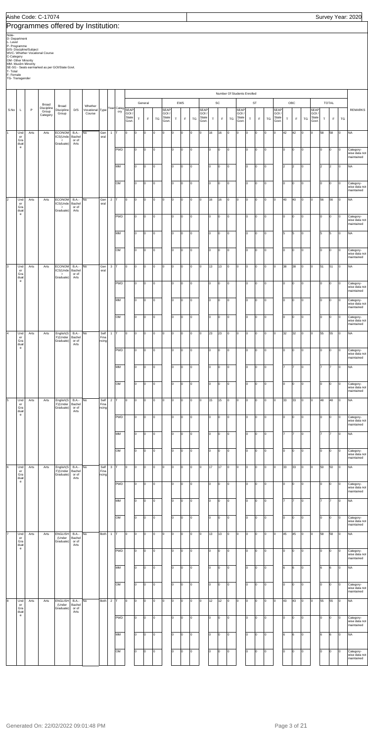Aishe Code: C-17074 | Survey Year: 2020

## Programmes offered by Institution:

Note-
D- Department
L- Level
P- Programme
D/S- Discipline/Subject
WVC- Whether Vocational Course
C-Category
OM- Other Minority
MM- Muslim Minority
SE-SG - Seats earmarked as per GOI/State Govt.
T- Total
F- Female
TG- Transgender

| S.No | L | P | Broad Discipline Group Category | Broad Discipline Group | D/S | Whether Vocational Course | Type | Year | Category | General SEAP GOI / State Govt. | General T | General F | General TG | EWS SEAP GOI / State Govt. | EWS T | EWS F | EWS TG | SC SEAP GOI / State Govt. | SC T | SC F | SC TG | ST SEAP GOI / State Govt. | ST T | ST F | ST TG | OBC SEAP GOI / State Govt. | OBC T | OBC F | OBC TG | TOTAL SEAP GOI / State Govt. | TOTAL T | TOTAL F | TOTAL TG | REMARKS |
|---|---|---|---|---|---|---|---|---|---|---|---|---|---|---|---|---|---|---|---|---|---|---|---|---|---|---|---|---|---|---|---|---|---|---|
| 1 | Under Graduate | Arts | Arts | ECONOMICS(Under Graduate) | B.A.-Bachelor of Arts | No | General | 1 | T | 0 | 0 | 0 | 0 | 0 | 0 | 0 | 0 | 0 | 16 | 16 | 0 | 0 | 0 | 0 | 0 | 0 | 42 | 42 | 0 | 0 | 58 | 58 | 0 | NA |
| | | | | | | | | | PWD | | 0 | 0 | 0 | | 0 | 0 | 0 | | 0 | 0 | 0 | | 0 | 0 | 0 | | 0 | 0 | 0 | | 0 | 0 | 0 | Category-wise data not maintained |
| | | | | | | | | | MM | | 0 | 0 | 0 | | 0 | 0 | 0 | | 0 | 0 | 0 | | 0 | 0 | 0 | | 2 | 2 | 0 | | 2 | 2 | 0 | NA |
| | | | | | | | | | OM | | 0 | 0 | 0 | | 0 | 0 | 0 | | 0 | 0 | 0 | | 0 | 0 | 0 | | 0 | 0 | 0 | | 0 | 0 | 0 | Category-wise data not maintained |
| 2 | Under Graduate | Arts | Arts | ECONOMICS(Under Graduate) | B.A.-Bachelor of Arts | No | General | 2 | T | 0 | 0 | 0 | 0 | 0 | 0 | 0 | 0 | 0 | 16 | 16 | 0 | 0 | 0 | 0 | 0 | 0 | 40 | 40 | 0 | 0 | 56 | 56 | 0 | NA |
| | | | | | | | | | PWD | | 0 | 0 | 0 | | 0 | 0 | 0 | | 0 | 0 | 0 | | 0 | 0 | 0 | | 0 | 0 | 0 | | 0 | 0 | 0 | Category-wise data not maintained |
| | | | | | | | | | MM | | 0 | 0 | 0 | | 0 | 0 | 0 | | 0 | 0 | 0 | | 0 | 0 | 0 | | 5 | 5 | 0 | | 5 | 5 | 0 | NA |
| | | | | | | | | | OM | | 0 | 0 | 0 | | 0 | 0 | 0 | | 0 | 0 | 0 | | 0 | 0 | 0 | | 0 | 0 | 0 | | 0 | 0 | 0 | Category-wise data not maintained |
| 3 | Under Graduate | Arts | Arts | ECONOMICS(Under Graduate) | B.A.-Bachelor of Arts | No | General | 3 | T | 0 | 0 | 0 | 0 | 0 | 0 | 0 | 0 | 0 | 13 | 13 | 0 | 0 | 0 | 0 | 0 | 0 | 38 | 38 | 0 | 0 | 51 | 51 | 0 | NA |
| | | | | | | | | | PWD | | 0 | 0 | 0 | | 0 | 0 | 0 | | 0 | 0 | 0 | | 0 | 0 | 0 | | 0 | 0 | 0 | | 0 | 0 | 0 | Category-wise data not maintained |
| | | | | | | | | | MM | | 0 | 0 | 0 | | 0 | 0 | 0 | | 0 | 0 | 0 | | 0 | 0 | 0 | | 0 | 0 | 0 | | 0 | 0 | 0 | Category-wise data not maintained |
| | | | | | | | | | OM | | 0 | 0 | 0 | | 0 | 0 | 0 | | 0 | 0 | 0 | | 0 | 0 | 0 | | 0 | 0 | 0 | | 0 | 0 | 0 | Category-wise data not maintained |
| 4 | Under Graduate | Arts | Arts | English(SF)(Under Graduate) | B.A.-Bachelor of Arts | No | Self Financing | 1 | T | 0 | 0 | 0 | 0 | 0 | 0 | 0 | 0 | 0 | 23 | 23 | 0 | 0 | 0 | 0 | 0 | 0 | 32 | 32 | 0 | 0 | 55 | 55 | 0 | NA |
| | | | | | | | | | PWD | | 0 | 0 | 0 | | 0 | 0 | 0 | | 0 | 0 | 0 | | 0 | 0 | 0 | | 0 | 0 | 0 | | 0 | 0 | 0 | Category-wise data not maintained |
| | | | | | | | | | MM | | 0 | 0 | 0 | | 0 | 0 | 0 | | 0 | 0 | 0 | | 0 | 0 | 0 | | 7 | 7 | 0 | | 7 | 7 | 0 | NA |
| | | | | | | | | | OM | | 0 | 0 | 0 | | 0 | 0 | 0 | | 0 | 0 | 0 | | 0 | 0 | 0 | | 0 | 0 | 0 | | 0 | 0 | 0 | Category-wise data not maintained |
| 5 | Under Graduate | Arts | Arts | English(SF)(Under Graduate) | B.A.-Bachelor of Arts | No | Self Financing | 2 | T | 0 | 0 | 0 | 0 | 0 | 0 | 0 | 0 | 0 | 15 | 15 | 0 | 0 | 0 | 0 | 0 | 0 | 33 | 33 | 0 | 0 | 48 | 48 | 0 | NA |
| | | | | | | | | | PWD | | 0 | 0 | 0 | | 0 | 0 | 0 | | 0 | 0 | 0 | | 0 | 0 | 0 | | 0 | 0 | 0 | | 0 | 0 | 0 | Category-wise data not maintained |
| | | | | | | | | | MM | | 0 | 0 | 0 | | 0 | 0 | 0 | | 0 | 0 | 0 | | 0 | 0 | 0 | | 7 | 7 | 0 | | 7 | 7 | 0 | NA |
| | | | | | | | | | OM | | 0 | 0 | 0 | | 0 | 0 | 0 | | 0 | 0 | 0 | | 0 | 0 | 0 | | 0 | 0 | 0 | | 0 | 0 | 0 | Category-wise data not maintained |
| 6 | Under Graduate | Arts | Arts | English(SF)(Under Graduate) | B.A.-Bachelor of Arts | No | Self Financing | 3 | T | 0 | 0 | 0 | 0 | 0 | 0 | 0 | 0 | 0 | 17 | 17 | 0 | 0 | 0 | 0 | 0 | 0 | 33 | 33 | 0 | 0 | 50 | 50 | 0 | NA |
| | | | | | | | | | PWD | | 0 | 0 | 0 | | 0 | 0 | 0 | | 0 | 0 | 0 | | 0 | 0 | 0 | | 0 | 0 | 0 | | 0 | 0 | 0 | Category-wise data not maintained |
| | | | | | | | | | MM | | 0 | 0 | 0 | | 0 | 0 | 0 | | 0 | 0 | 0 | | 0 | 0 | 0 | | 7 | 7 | 0 | | 7 | 7 | 0 | NA |
| | | | | | | | | | OM | | 0 | 0 | 0 | | 0 | 0 | 0 | | 0 | 0 | 0 | | 0 | 0 | 0 | | 0 | 0 | 0 | | 0 | 0 | 0 | Category-wise data not maintained |
| 7 | Under Graduate | Arts | Arts | ENGLISH (Under Graduate) | B.A.-Bachelor of Arts | No | Both | 1 | T | 0 | 0 | 0 | 0 | 0 | 0 | 0 | 0 | 0 | 13 | 13 | 0 | 0 | 0 | 0 | 0 | 0 | 45 | 45 | 0 | 0 | 58 | 58 | 0 | NA |
| | | | | | | | | | PWD | | 0 | 0 | 0 | | 0 | 0 | 0 | | 0 | 0 | 0 | | 0 | 0 | 0 | | 0 | 0 | 0 | | 0 | 0 | 0 | Category-wise data not maintained |
| | | | | | | | | | MM | | 0 | 0 | 0 | | 0 | 0 | 0 | | 0 | 0 | 0 | | 0 | 0 | 0 | | 6 | 6 | 0 | | 6 | 6 | 0 | NA |
| | | | | | | | | | OM | | 0 | 0 | 0 | | 0 | 0 | 0 | | 0 | 0 | 0 | | 0 | 0 | 0 | | 0 | 0 | 0 | | 0 | 0 | 0 | Category-wise data not maintained |
| 8 | Under Graduate | Arts | Arts | ENGLISH (Under Graduate) | B.A.-Bachelor of Arts | No | Both | 2 | T | 0 | 0 | 0 | 0 | 0 | 0 | 0 | 0 | 0 | 12 | 12 | 0 | 0 | 0 | 0 | 0 | 0 | 43 | 43 | 0 | 0 | 55 | 55 | 0 | NA |
| | | | | | | | | | PWD | | 0 | 0 | 0 | | 0 | 0 | 0 | | 0 | 0 | 0 | | 0 | 0 | 0 | | 0 | 0 | 0 | | 0 | 0 | 0 | Category-wise data not maintained |
| | | | | | | | | | MM | | 0 | 0 | 0 | | 0 | 0 | 0 | | 0 | 0 | 0 | | 0 | 0 | 0 | | 6 | 6 | 0 | | 6 | 6 | 0 | NA |
| | | | | | | | | | OM | | 0 | 0 | 0 | | 0 | 0 | 0 | | 0 | 0 | 0 | | 0 | 0 | 0 | | 0 | 0 | 0 | | 0 | 0 | 0 | Category-wise data not maintained |

Generated On: 22/02/2022 09:01:48 PM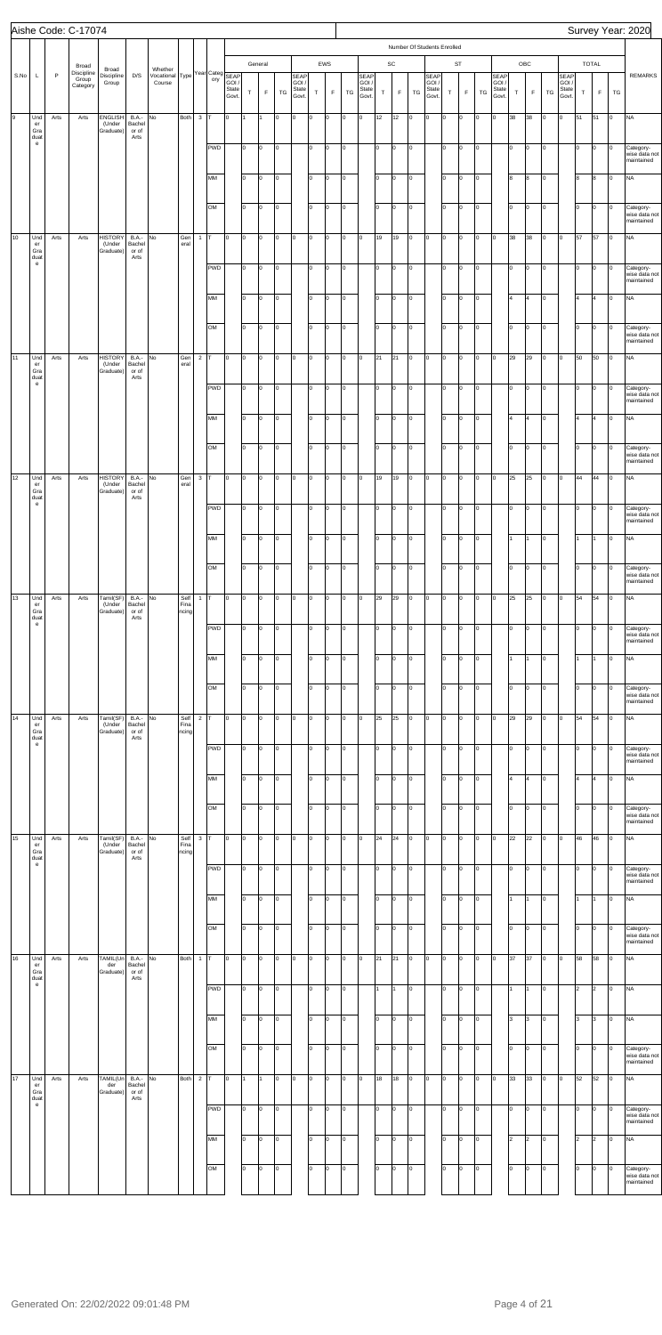Aishe Code: C-17074

Survey Year: 2020

| S.No | L | P | Broad Discipline Group Category | Broad Discipline Group | D/S | Whether Vocational Course | Type | Year | Category | General SEAP GOI / State Govt. | General T | General F | General TG | EWS SEAP GOI / State Govt. | EWS T | EWS F | EWS TG | SC SEAP GOI / State Govt. | SC T | SC F | SC TG | ST SEAP GOI / State Govt. | ST T | ST F | ST TG | OBC SEAP GOI / State Govt. | OBC T | OBC F | OBC TG | TOTAL SEAP GOI / State Govt. | TOTAL T | TOTAL F | TOTAL TG | REMARKS |
|---|---|---|---|---|---|---|---|---|---|---|---|---|---|---|---|---|---|---|---|---|---|---|---|---|---|---|---|---|---|---|---|---|---|---|
| 9 | Under Graduate | Arts | Arts | ENGLISH (Under Graduate) | B.A.-Bachelor of Arts | No | Both | 3 | T | 0 | 1 | 1 | 0 | 0 | 0 | 0 | 0 | 0 | 12 | 12 | 0 | 0 | 0 | 0 | 0 | 0 | 38 | 38 | 0 | 0 | 51 | 51 | 0 | NA |
| | | | | | | | | | PWD | | 0 | 0 | 0 | | 0 | 0 | 0 | | 0 | 0 | 0 | | 0 | 0 | 0 | | 0 | 0 | 0 | | 0 | 0 | 0 | Category-wise data not maintained |
| | | | | | | | | | MM | | 0 | 0 | 0 | | 0 | 0 | 0 | | 0 | 0 | 0 | | 0 | 0 | 0 | | 8 | 8 | 0 | | 8 | 8 | 0 | NA |
| | | | | | | | | | OM | | 0 | 0 | 0 | | 0 | 0 | 0 | | 0 | 0 | 0 | | 0 | 0 | 0 | | 0 | 0 | 0 | | 0 | 0 | 0 | Category-wise data not maintained |
| 10 | Under Graduate | Arts | Arts | HISTORY (Under Graduate) | B.A.-Bachelor of Arts | No | General | 1 | T | 0 | 0 | 0 | 0 | 0 | 0 | 0 | 0 | 0 | 19 | 19 | 0 | 0 | 0 | 0 | 0 | 0 | 38 | 38 | 0 | 0 | 57 | 57 | 0 | NA |
| | | | | | | | | | PWD | | 0 | 0 | 0 | | 0 | 0 | 0 | | 0 | 0 | 0 | | 0 | 0 | 0 | | 0 | 0 | 0 | | 0 | 0 | 0 | Category-wise data not maintained |
| | | | | | | | | | MM | | 0 | 0 | 0 | | 0 | 0 | 0 | | 0 | 0 | 0 | | 0 | 0 | 0 | | 4 | 4 | 0 | | 4 | 4 | 0 | NA |
| | | | | | | | | | OM | | 0 | 0 | 0 | | 0 | 0 | 0 | | 0 | 0 | 0 | | 0 | 0 | 0 | | 0 | 0 | 0 | | 0 | 0 | 0 | Category-wise data not maintained |
| 11 | Under Graduate | Arts | Arts | HISTORY (Under Graduate) | B.A.-Bachelor of Arts | No | General | 2 | T | 0 | 0 | 0 | 0 | 0 | 0 | 0 | 0 | 0 | 21 | 21 | 0 | 0 | 0 | 0 | 0 | 0 | 29 | 29 | 0 | 0 | 50 | 50 | 0 | NA |
| | | | | | | | | | PWD | | 0 | 0 | 0 | | 0 | 0 | 0 | | 0 | 0 | 0 | | 0 | 0 | 0 | | 0 | 0 | 0 | | 0 | 0 | 0 | Category-wise data not maintained |
| | | | | | | | | | MM | | 0 | 0 | 0 | | 0 | 0 | 0 | | 0 | 0 | 0 | | 0 | 0 | 0 | | 4 | 4 | 0 | | 4 | 4 | 0 | NA |
| | | | | | | | | | OM | | 0 | 0 | 0 | | 0 | 0 | 0 | | 0 | 0 | 0 | | 0 | 0 | 0 | | 0 | 0 | 0 | | 0 | 0 | 0 | Category-wise data not maintained |
| 12 | Under Graduate | Arts | Arts | HISTORY (Under Graduate) | B.A.-Bachelor of Arts | No | General | 3 | T | 0 | 0 | 0 | 0 | 0 | 0 | 0 | 0 | 0 | 19 | 19 | 0 | 0 | 0 | 0 | 0 | 0 | 25 | 25 | 0 | 0 | 44 | 44 | 0 | NA |
| | | | | | | | | | PWD | | 0 | 0 | 0 | | 0 | 0 | 0 | | 0 | 0 | 0 | | 0 | 0 | 0 | | 0 | 0 | 0 | | 0 | 0 | 0 | Category-wise data not maintained |
| | | | | | | | | | MM | | 0 | 0 | 0 | | 0 | 0 | 0 | | 0 | 0 | 0 | | 0 | 0 | 0 | | 1 | 1 | 0 | | 1 | 1 | 0 | NA |
| | | | | | | | | | OM | | 0 | 0 | 0 | | 0 | 0 | 0 | | 0 | 0 | 0 | | 0 | 0 | 0 | | 0 | 0 | 0 | | 0 | 0 | 0 | Category-wise data not maintained |
| 13 | Under Graduate | Arts | Arts | Tamil(SF) (Under Graduate) | B.A.-Bachelor of Arts | No | Self Financing | 1 | T | 0 | 0 | 0 | 0 | 0 | 0 | 0 | 0 | 0 | 29 | 29 | 0 | 0 | 0 | 0 | 0 | 0 | 25 | 25 | 0 | 0 | 54 | 54 | 0 | NA |
| | | | | | | | | | PWD | | 0 | 0 | 0 | | 0 | 0 | 0 | | 0 | 0 | 0 | | 0 | 0 | 0 | | 0 | 0 | 0 | | 0 | 0 | 0 | Category-wise data not maintained |
| | | | | | | | | | MM | | 0 | 0 | 0 | | 0 | 0 | 0 | | 0 | 0 | 0 | | 0 | 0 | 0 | | 1 | 1 | 0 | | 1 | 1 | 0 | NA |
| | | | | | | | | | OM | | 0 | 0 | 0 | | 0 | 0 | 0 | | 0 | 0 | 0 | | 0 | 0 | 0 | | 0 | 0 | 0 | | 0 | 0 | 0 | Category-wise data not maintained |
| 14 | Under Graduate | Arts | Arts | Tamil(SF) (Under Graduate) | B.A.-Bachelor of Arts | No | Self Financing | 2 | T | 0 | 0 | 0 | 0 | 0 | 0 | 0 | 0 | 0 | 25 | 25 | 0 | 0 | 0 | 0 | 0 | 0 | 29 | 29 | 0 | 0 | 54 | 54 | 0 | NA |
| | | | | | | | | | PWD | | 0 | 0 | 0 | | 0 | 0 | 0 | | 0 | 0 | 0 | | 0 | 0 | 0 | | 0 | 0 | 0 | | 0 | 0 | 0 | Category-wise data not maintained |
| | | | | | | | | | MM | | 0 | 0 | 0 | | 0 | 0 | 0 | | 0 | 0 | 0 | | 0 | 0 | 0 | | 4 | 4 | 0 | | 4 | 4 | 0 | NA |
| | | | | | | | | | OM | | 0 | 0 | 0 | | 0 | 0 | 0 | | 0 | 0 | 0 | | 0 | 0 | 0 | | 0 | 0 | 0 | | 0 | 0 | 0 | Category-wise data not maintained |
| 15 | Under Graduate | Arts | Arts | Tamil(SF) (Under Graduate) | B.A.-Bachelor of Arts | No | Self Financing | 3 | T | 0 | 0 | 0 | 0 | 0 | 0 | 0 | 0 | 0 | 24 | 24 | 0 | 0 | 0 | 0 | 0 | 0 | 22 | 22 | 0 | 0 | 46 | 46 | 0 | NA |
| | | | | | | | | | PWD | | 0 | 0 | 0 | | 0 | 0 | 0 | | 0 | 0 | 0 | | 0 | 0 | 0 | | 0 | 0 | 0 | | 0 | 0 | 0 | Category-wise data not maintained |
| | | | | | | | | | MM | | 0 | 0 | 0 | | 0 | 0 | 0 | | 0 | 0 | 0 | | 0 | 0 | 0 | | 1 | 1 | 0 | | 1 | 1 | 0 | NA |
| | | | | | | | | | OM | | 0 | 0 | 0 | | 0 | 0 | 0 | | 0 | 0 | 0 | | 0 | 0 | 0 | | 0 | 0 | 0 | | 0 | 0 | 0 | Category-wise data not maintained |
| 16 | Under Graduate | Arts | Arts | TAMIL(Under Graduate) | B.A.-Bachelor of Arts | No | Both | 1 | T | 0 | 0 | 0 | 0 | 0 | 0 | 0 | 0 | 0 | 21 | 21 | 0 | 0 | 0 | 0 | 0 | 0 | 37 | 37 | 0 | 0 | 58 | 58 | 0 | NA |
| | | | | | | | | | PWD | | 0 | 0 | 0 | | 0 | 0 | 0 | | 1 | 1 | 0 | | 0 | 0 | 0 | | 1 | 1 | 0 | | 2 | 2 | 0 | NA |
| | | | | | | | | | MM | | 0 | 0 | 0 | | 0 | 0 | 0 | | 0 | 0 | 0 | | 0 | 0 | 0 | | 3 | 3 | 0 | | 3 | 3 | 0 | NA |
| | | | | | | | | | OM | | 0 | 0 | 0 | | 0 | 0 | 0 | | 0 | 0 | 0 | | 0 | 0 | 0 | | 0 | 0 | 0 | | 0 | 0 | 0 | Category-wise data not maintained |
| 17 | Under Graduate | Arts | Arts | TAMIL(Under Graduate) | B.A.-Bachelor of Arts | No | Both | 2 | T | 0 | 1 | 1 | 0 | 0 | 0 | 0 | 0 | 0 | 18 | 18 | 0 | 0 | 0 | 0 | 0 | 0 | 33 | 33 | 0 | 0 | 52 | 52 | 0 | NA |
| | | | | | | | | | PWD | | 0 | 0 | 0 | | 0 | 0 | 0 | | 0 | 0 | 0 | | 0 | 0 | 0 | | 0 | 0 | 0 | | 0 | 0 | 0 | Category-wise data not maintained |
| | | | | | | | | | MM | | 0 | 0 | 0 | | 0 | 0 | 0 | | 0 | 0 | 0 | | 0 | 0 | 0 | | 2 | 2 | 0 | | 2 | 2 | 0 | NA |
| | | | | | | | | | OM | | 0 | 0 | 0 | | 0 | 0 | 0 | | 0 | 0 | 0 | | 0 | 0 | 0 | | 0 | 0 | 0 | | 0 | 0 | 0 | Category-wise data not maintained |

Generated On: 22/02/2022 09:01:48 PM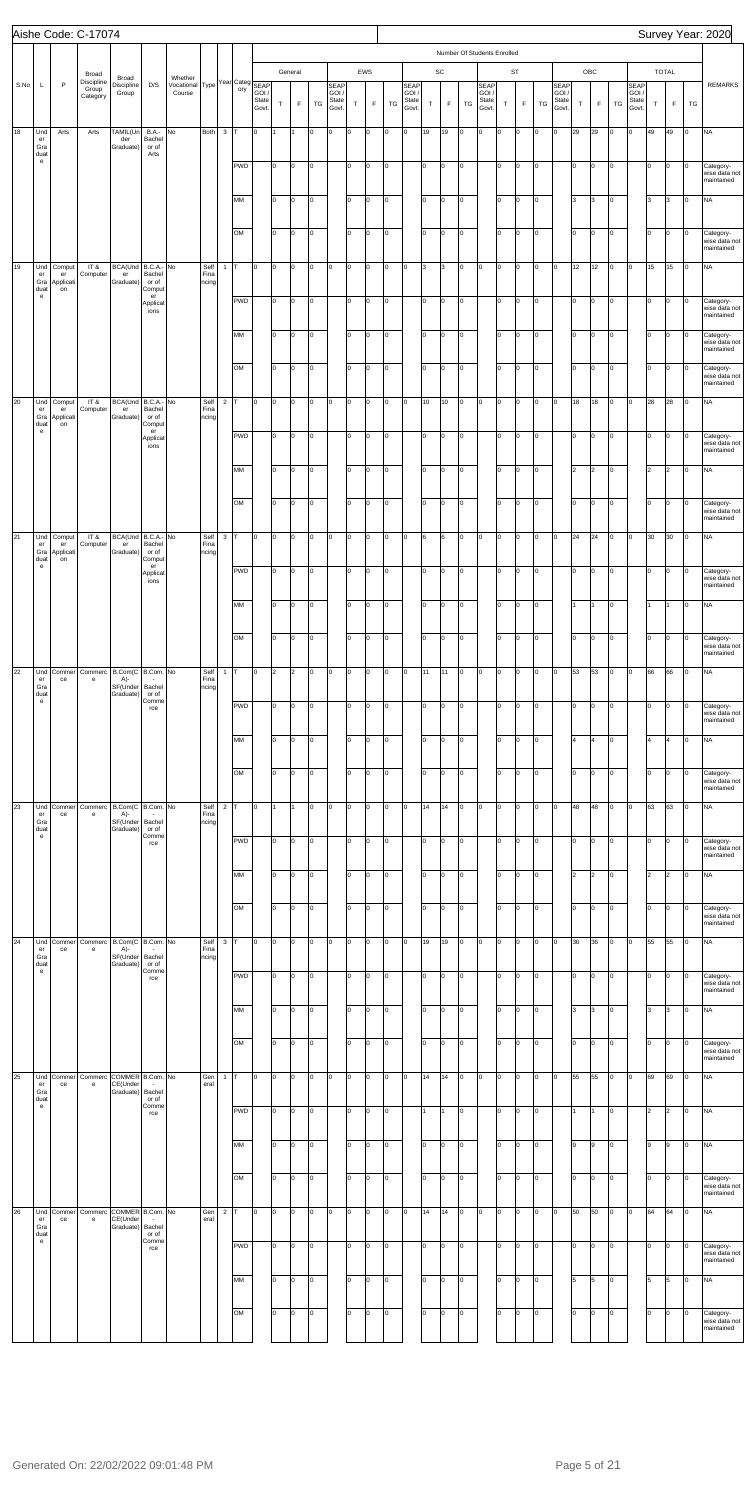Aishe Code: C-17074

Survey Year: 2020

| S.No | L | P | Broad Discipline Group Category | Broad Discipline Group | D/S | Whether Vocational Course | Type | Year | Category | General SEAP GOI / State Govt. | General T | General F | General TG | EWS SEAP GOI / State Govt. | EWS T | EWS F | EWS TG | SC SEAP GOI / State Govt. | SC T | SC F | SC TG | ST SEAP GOI / State Govt. | ST T | ST F | ST TG | OBC SEAP GOI / State Govt. | OBC T | OBC F | OBC TG | TOTAL SEAP GOI / State Govt. | TOTAL T | TOTAL F | TOTAL TG | REMARKS |
|---|---|---|---|---|---|---|---|---|---|---|---|---|---|---|---|---|---|---|---|---|---|---|---|---|---|---|---|---|---|---|---|---|---|---|
| 18 | Under Graduate | Arts | Arts | TAMIL(Under Graduate) | B.A.-Bachelor of Arts | No | Both | 3 | T | 0 | 1 | 1 | 0 | 0 | 0 | 0 | 0 | 0 | 19 | 19 | 0 | 0 | 0 | 0 | 0 | 0 | 29 | 29 | 0 | 0 | 49 | 49 | 0 | NA |
| | | | | | | | | | PWD | | 0 | 0 | 0 | | 0 | 0 | 0 | | 0 | 0 | 0 | | 0 | 0 | 0 | | 0 | 0 | 0 | | 0 | 0 | 0 | Category-wise data not maintained |
| | | | | | | | | | MM | | 0 | 0 | 0 | | 0 | 0 | 0 | | 0 | 0 | 0 | | 0 | 0 | 0 | | 3 | 3 | 0 | | 3 | 3 | 0 | NA |
| | | | | | | | | | OM | | 0 | 0 | 0 | | 0 | 0 | 0 | | 0 | 0 | 0 | | 0 | 0 | 0 | | 0 | 0 | 0 | | 0 | 0 | 0 | Category-wise data not maintained |
| 19 | Under Graduate | Computer Applications | IT & Computer | BCA(Under Graduate) | B.C.A.-Bachelor of Computer Applications | No | Self Financing | 1 | T | 0 | 0 | 0 | 0 | 0 | 0 | 0 | 0 | 0 | 3 | 3 | 0 | 0 | 0 | 0 | 0 | 0 | 12 | 12 | 0 | 0 | 15 | 15 | 0 | NA |
| | | | | | | | | | PWD | | 0 | 0 | 0 | | 0 | 0 | 0 | | 0 | 0 | 0 | | 0 | 0 | 0 | | 0 | 0 | 0 | | 0 | 0 | 0 | Category-wise data not maintained |
| | | | | | | | | | MM | | 0 | 0 | 0 | | 0 | 0 | 0 | | 0 | 0 | 0 | | 0 | 0 | 0 | | 0 | 0 | 0 | | 0 | 0 | 0 | Category-wise data not maintained |
| | | | | | | | | | OM | | 0 | 0 | 0 | | 0 | 0 | 0 | | 0 | 0 | 0 | | 0 | 0 | 0 | | 0 | 0 | 0 | | 0 | 0 | 0 | Category-wise data not maintained |
| 20 | Under Graduate | Computer Applications | IT & Computer | BCA(Under Graduate) | B.C.A.-Bachelor of Computer Applications | No | Self Financing | 2 | T | 0 | 0 | 0 | 0 | 0 | 0 | 0 | 0 | 0 | 10 | 10 | 0 | 0 | 0 | 0 | 0 | 0 | 18 | 18 | 0 | 0 | 28 | 28 | 0 | NA |
| | | | | | | | | | PWD | | 0 | 0 | 0 | | 0 | 0 | 0 | | 0 | 0 | 0 | | 0 | 0 | 0 | | 0 | 0 | 0 | | 0 | 0 | 0 | Category-wise data not maintained |
| | | | | | | | | | MM | | 0 | 0 | 0 | | 0 | 0 | 0 | | 0 | 0 | 0 | | 0 | 0 | 0 | | 2 | 2 | 0 | | 2 | 2 | 0 | NA |
| | | | | | | | | | OM | | 0 | 0 | 0 | | 0 | 0 | 0 | | 0 | 0 | 0 | | 0 | 0 | 0 | | 0 | 0 | 0 | | 0 | 0 | 0 | Category-wise data not maintained |
| 21 | Under Graduate | Computer Applications | IT & Computer | BCA(Under Graduate) | B.C.A.-Bachelor of Computer Applications | No | Self Financing | 3 | T | 0 | 0 | 0 | 0 | 0 | 0 | 0 | 0 | 0 | 6 | 6 | 0 | 0 | 0 | 0 | 0 | 0 | 24 | 24 | 0 | 0 | 30 | 30 | 0 | NA |
| | | | | | | | | | PWD | | 0 | 0 | 0 | | 0 | 0 | 0 | | 0 | 0 | 0 | | 0 | 0 | 0 | | 0 | 0 | 0 | | 0 | 0 | 0 | Category-wise data not maintained |
| | | | | | | | | | MM | | 0 | 0 | 0 | | 0 | 0 | 0 | | 0 | 0 | 0 | | 0 | 0 | 0 | | 1 | 1 | 0 | | 1 | 1 | 0 | NA |
| | | | | | | | | | OM | | 0 | 0 | 0 | | 0 | 0 | 0 | | 0 | 0 | 0 | | 0 | 0 | 0 | | 0 | 0 | 0 | | 0 | 0 | 0 | Category-wise data not maintained |
| 22 | Under Graduate | Commerce | Commerce | B.Com(CA)-SF(Under Graduate) | B.Com.-Bachelor of Commerce | No | Self Financing | 1 | T | 0 | 2 | 2 | 0 | 0 | 0 | 0 | 0 | 0 | 11 | 11 | 0 | 0 | 0 | 0 | 0 | 0 | 53 | 53 | 0 | 0 | 66 | 66 | 0 | NA |
| | | | | | | | | | PWD | | 0 | 0 | 0 | | 0 | 0 | 0 | | 0 | 0 | 0 | | 0 | 0 | 0 | | 0 | 0 | 0 | | 0 | 0 | 0 | Category-wise data not maintained |
| | | | | | | | | | MM | | 0 | 0 | 0 | | 0 | 0 | 0 | | 0 | 0 | 0 | | 0 | 0 | 0 | | 4 | 4 | 0 | | 4 | 4 | 0 | NA |
| | | | | | | | | | OM | | 0 | 0 | 0 | | 0 | 0 | 0 | | 0 | 0 | 0 | | 0 | 0 | 0 | | 0 | 0 | 0 | | 0 | 0 | 0 | Category-wise data not maintained |
| 23 | Under Graduate | Commerce | Commerce | B.Com(CA)-SF(Under Graduate) | B.Com.-Bachelor of Commerce | No | Self Financing | 2 | T | 0 | 1 | 1 | 0 | 0 | 0 | 0 | 0 | 0 | 14 | 14 | 0 | 0 | 0 | 0 | 0 | 0 | 48 | 48 | 0 | 0 | 63 | 63 | 0 | NA |
| | | | | | | | | | PWD | | 0 | 0 | 0 | | 0 | 0 | 0 | | 0 | 0 | 0 | | 0 | 0 | 0 | | 0 | 0 | 0 | | 0 | 0 | 0 | Category-wise data not maintained |
| | | | | | | | | | MM | | 0 | 0 | 0 | | 0 | 0 | 0 | | 0 | 0 | 0 | | 0 | 0 | 0 | | 2 | 2 | 0 | | 2 | 2 | 0 | NA |
| | | | | | | | | | OM | | 0 | 0 | 0 | | 0 | 0 | 0 | | 0 | 0 | 0 | | 0 | 0 | 0 | | 0 | 0 | 0 | | 0 | 0 | 0 | Category-wise data not maintained |
| 24 | Under Graduate | Commerce | Commerce | B.Com(CA)-SF(Under Graduate) | B.Com.-Bachelor of Commerce | No | Self Financing | 3 | T | 0 | 0 | 0 | 0 | 0 | 0 | 0 | 0 | 0 | 19 | 19 | 0 | 0 | 0 | 0 | 0 | 0 | 36 | 36 | 0 | 0 | 55 | 55 | 0 | NA |
| | | | | | | | | | PWD | | 0 | 0 | 0 | | 0 | 0 | 0 | | 0 | 0 | 0 | | 0 | 0 | 0 | | 0 | 0 | 0 | | 0 | 0 | 0 | Category-wise data not maintained |
| | | | | | | | | | MM | | 0 | 0 | 0 | | 0 | 0 | 0 | | 0 | 0 | 0 | | 0 | 0 | 0 | | 3 | 3 | 0 | | 3 | 3 | 0 | NA |
| | | | | | | | | | OM | | 0 | 0 | 0 | | 0 | 0 | 0 | | 0 | 0 | 0 | | 0 | 0 | 0 | | 0 | 0 | 0 | | 0 | 0 | 0 | Category-wise data not maintained |
| 25 | Under Graduate | Commerce | Commerce | COMMERCE(Under Graduate) | B.Com.-Bachelor of Commerce | No | General | 1 | T | 0 | 0 | 0 | 0 | 0 | 0 | 0 | 0 | 0 | 14 | 14 | 0 | 0 | 0 | 0 | 0 | 0 | 55 | 55 | 0 | 0 | 69 | 69 | 0 | NA |
| | | | | | | | | | PWD | | 0 | 0 | 0 | | 0 | 0 | 0 | | 1 | 1 | 0 | | 0 | 0 | 0 | | 1 | 1 | 0 | | 2 | 2 | 0 | NA |
| | | | | | | | | | MM | | 0 | 0 | 0 | | 0 | 0 | 0 | | 0 | 0 | 0 | | 0 | 0 | 0 | | 9 | 9 | 0 | | 9 | 9 | 0 | NA |
| | | | | | | | | | OM | | 0 | 0 | 0 | | 0 | 0 | 0 | | 0 | 0 | 0 | | 0 | 0 | 0 | | 0 | 0 | 0 | | 0 | 0 | 0 | Category-wise data not maintained |
| 26 | Under Graduate | Commerce | Commerce | COMMERCE(Under Graduate) | B.Com.-Bachelor of Commerce | No | General | 2 | T | 0 | 0 | 0 | 0 | 0 | 0 | 0 | 0 | 0 | 14 | 14 | 0 | 0 | 0 | 0 | 0 | 0 | 50 | 50 | 0 | 0 | 64 | 64 | 0 | NA |
| | | | | | | | | | PWD | | 0 | 0 | 0 | | 0 | 0 | 0 | | 0 | 0 | 0 | | 0 | 0 | 0 | | 0 | 0 | 0 | | 0 | 0 | 0 | Category-wise data not maintained |
| | | | | | | | | | MM | | 0 | 0 | 0 | | 0 | 0 | 0 | | 0 | 0 | 0 | | 0 | 0 | 0 | | 5 | 5 | 0 | | 5 | 5 | 0 | NA |
| | | | | | | | | | OM | | 0 | 0 | 0 | | 0 | 0 | 0 | | 0 | 0 | 0 | | 0 | 0 | 0 | | 0 | 0 | 0 | | 0 | 0 | 0 | Category-wise data not maintained |

Generated On: 22/02/2022 09:01:48 PM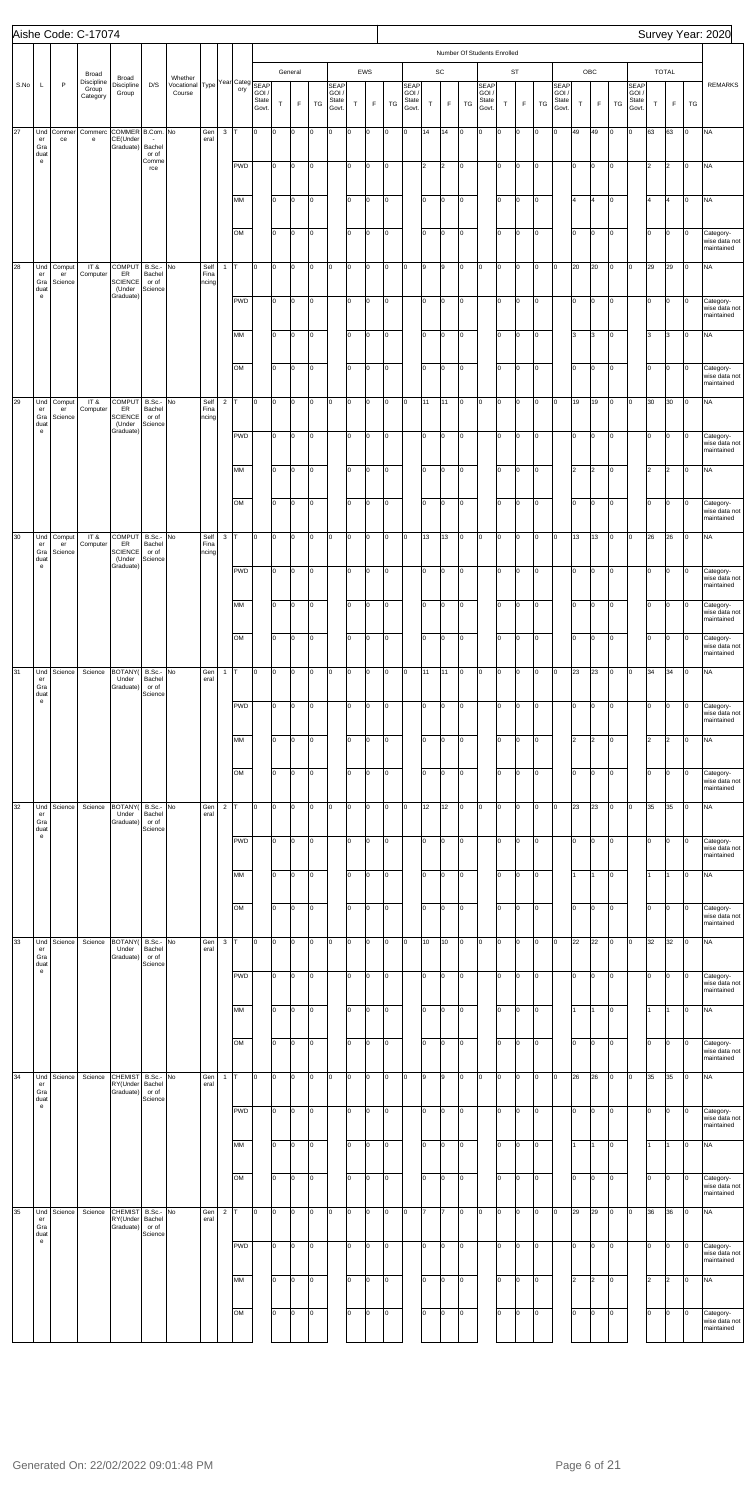Aishe Code: C-17074

Survey Year: 2020

| S.No | L | P | Broad Discipline Group Category | Broad Discipline Group | D/S | Whether Vocational Course | Type | Year | Category | General SEAP GOI / State Govt. | General T | General F | General TG | EWS SEAP GOI / State Govt. | EWS T | EWS F | EWS TG | SC SEAP GOI / State Govt. | SC T | SC F | SC TG | ST SEAP GOI / State Govt. | ST T | ST F | ST TG | OBC SEAP GOI / State Govt. | OBC T | OBC F | OBC TG | TOTAL SEAP GOI / State Govt. | TOTAL T | TOTAL F | TOTAL TG | REMARKS |
|---|---|---|---|---|---|---|---|---|---|---|---|---|---|---|---|---|---|---|---|---|---|---|---|---|---|---|---|---|---|---|---|---|---|---|---|
| 27 | Under Graduate | Commerce | Commerce | COMMERCE(Under Graduate) | B.Com. Bachelor of Commerce | No | General | 3 | T | 0 | 0 | 0 | 0 | 0 | 0 | 0 | 0 | 0 | 14 | 14 | 0 | 0 | 0 | 0 | 0 | 0 | 49 | 49 | 0 | 0 | 63 | 63 | 0 | NA |
| | | | | | | | | | PWD | | 0 | 0 | 0 | | 0 | 0 | 0 | | 2 | 2 | 0 | | 0 | 0 | 0 | | 0 | 0 | 0 | | 2 | 2 | 0 | NA |
| | | | | | | | | | MM | | 0 | 0 | 0 | | 0 | 0 | 0 | | 0 | 0 | 0 | | 0 | 0 | 0 | | 4 | 4 | 0 | | 4 | 4 | 0 | NA |
| | | | | | | | | | OM | | 0 | 0 | 0 | | 0 | 0 | 0 | | 0 | 0 | 0 | | 0 | 0 | 0 | | 0 | 0 | 0 | | 0 | 0 | 0 | Category-wise data not maintained |
| 28 | Under Graduate | Computer Science | IT & Computer | COMPUTER SCIENCE (Under Graduate) | B.Sc.-Bachelor of Science | No | Self Financing | 1 | T | 0 | 0 | 0 | 0 | 0 | 0 | 0 | 0 | 0 | 9 | 9 | 0 | 0 | 0 | 0 | 0 | 0 | 20 | 20 | 0 | 0 | 29 | 29 | 0 | NA |
| | | | | | | | | | PWD | | 0 | 0 | 0 | | 0 | 0 | 0 | | 0 | 0 | 0 | | 0 | 0 | 0 | | 0 | 0 | 0 | | 0 | 0 | 0 | Category-wise data not maintained |
| | | | | | | | | | MM | | 0 | 0 | 0 | | 0 | 0 | 0 | | 0 | 0 | 0 | | 0 | 0 | 0 | | 3 | 3 | 0 | | 3 | 3 | 0 | NA |
| | | | | | | | | | OM | | 0 | 0 | 0 | | 0 | 0 | 0 | | 0 | 0 | 0 | | 0 | 0 | 0 | | 0 | 0 | 0 | | 0 | 0 | 0 | Category-wise data not maintained |
| 29 | Under Graduate | Computer Science | IT & Computer | COMPUTER SCIENCE (Under Graduate) | B.Sc.-Bachelor of Science | No | Self Financing | 2 | T | 0 | 0 | 0 | 0 | 0 | 0 | 0 | 0 | 0 | 11 | 11 | 0 | 0 | 0 | 0 | 0 | 0 | 19 | 19 | 0 | 0 | 30 | 30 | 0 | NA |
| | | | | | | | | | PWD | | 0 | 0 | 0 | | 0 | 0 | 0 | | 0 | 0 | 0 | | 0 | 0 | 0 | | 0 | 0 | 0 | | 0 | 0 | 0 | Category-wise data not maintained |
| | | | | | | | | | MM | | 0 | 0 | 0 | | 0 | 0 | 0 | | 0 | 0 | 0 | | 0 | 0 | 0 | | 2 | 2 | 0 | | 2 | 2 | 0 | NA |
| | | | | | | | | | OM | | 0 | 0 | 0 | | 0 | 0 | 0 | | 0 | 0 | 0 | | 0 | 0 | 0 | | 0 | 0 | 0 | | 0 | 0 | 0 | Category-wise data not maintained |
| 30 | Under Graduate | Computer Science | IT & Computer | COMPUTER SCIENCE (Under Graduate) | B.Sc.-Bachelor of Science | No | Self Financing | 3 | T | 0 | 0 | 0 | 0 | 0 | 0 | 0 | 0 | 0 | 13 | 13 | 0 | 0 | 0 | 0 | 0 | 0 | 13 | 13 | 0 | 0 | 26 | 26 | 0 | NA |
| | | | | | | | | | PWD | | 0 | 0 | 0 | | 0 | 0 | 0 | | 0 | 0 | 0 | | 0 | 0 | 0 | | 0 | 0 | 0 | | 0 | 0 | 0 | Category-wise data not maintained |
| | | | | | | | | | MM | | 0 | 0 | 0 | | 0 | 0 | 0 | | 0 | 0 | 0 | | 0 | 0 | 0 | | 0 | 0 | 0 | | 0 | 0 | 0 | Category-wise data not maintained |
| | | | | | | | | | OM | | 0 | 0 | 0 | | 0 | 0 | 0 | | 0 | 0 | 0 | | 0 | 0 | 0 | | 0 | 0 | 0 | | 0 | 0 | 0 | Category-wise data not maintained |
| 31 | Under Graduate | Science | Science | BOTANY(Under Graduate) | B.Sc.-Bachelor of Science | No | General | 1 | T | 0 | 0 | 0 | 0 | 0 | 0 | 0 | 0 | 0 | 11 | 11 | 0 | 0 | 0 | 0 | 0 | 0 | 23 | 23 | 0 | 0 | 34 | 34 | 0 | NA |
| | | | | | | | | | PWD | | 0 | 0 | 0 | | 0 | 0 | 0 | | 0 | 0 | 0 | | 0 | 0 | 0 | | 0 | 0 | 0 | | 0 | 0 | 0 | Category-wise data not maintained |
| | | | | | | | | | MM | | 0 | 0 | 0 | | 0 | 0 | 0 | | 0 | 0 | 0 | | 0 | 0 | 0 | | 2 | 2 | 0 | | 2 | 2 | 0 | NA |
| | | | | | | | | | OM | | 0 | 0 | 0 | | 0 | 0 | 0 | | 0 | 0 | 0 | | 0 | 0 | 0 | | 0 | 0 | 0 | | 0 | 0 | 0 | Category-wise data not maintained |
| 32 | Under Graduate | Science | Science | BOTANY(Under Graduate) | B.Sc.-Bachelor of Science | No | General | 2 | T | 0 | 0 | 0 | 0 | 0 | 0 | 0 | 0 | 0 | 12 | 12 | 0 | 0 | 0 | 0 | 0 | 0 | 23 | 23 | 0 | 0 | 35 | 35 | 0 | NA |
| | | | | | | | | | PWD | | 0 | 0 | 0 | | 0 | 0 | 0 | | 0 | 0 | 0 | | 0 | 0 | 0 | | 0 | 0 | 0 | | 0 | 0 | 0 | Category-wise data not maintained |
| | | | | | | | | | MM | | 0 | 0 | 0 | | 0 | 0 | 0 | | 0 | 0 | 0 | | 0 | 0 | 0 | | 1 | 1 | 0 | | 1 | 1 | 0 | NA |
| | | | | | | | | | OM | | 0 | 0 | 0 | | 0 | 0 | 0 | | 0 | 0 | 0 | | 0 | 0 | 0 | | 0 | 0 | 0 | | 0 | 0 | 0 | Category-wise data not maintained |
| 33 | Under Graduate | Science | Science | BOTANY(Under Graduate) | B.Sc.-Bachelor of Science | No | General | 3 | T | 0 | 0 | 0 | 0 | 0 | 0 | 0 | 0 | 0 | 10 | 10 | 0 | 0 | 0 | 0 | 0 | 0 | 22 | 22 | 0 | 0 | 32 | 32 | 0 | NA |
| | | | | | | | | | PWD | | 0 | 0 | 0 | | 0 | 0 | 0 | | 0 | 0 | 0 | | 0 | 0 | 0 | | 0 | 0 | 0 | | 0 | 0 | 0 | Category-wise data not maintained |
| | | | | | | | | | MM | | 0 | 0 | 0 | | 0 | 0 | 0 | | 0 | 0 | 0 | | 0 | 0 | 0 | | 1 | 1 | 0 | | 1 | 1 | 0 | NA |
| | | | | | | | | | OM | | 0 | 0 | 0 | | 0 | 0 | 0 | | 0 | 0 | 0 | | 0 | 0 | 0 | | 0 | 0 | 0 | | 0 | 0 | 0 | Category-wise data not maintained |
| 34 | Under Graduate | Science | Science | CHEMISTRY(Under Graduate) | B.Sc.-Bachelor of Science | No | General | 1 | T | 0 | 0 | 0 | 0 | 0 | 0 | 0 | 0 | 0 | 9 | 9 | 0 | 0 | 0 | 0 | 0 | 0 | 26 | 26 | 0 | 0 | 35 | 35 | 0 | NA |
| | | | | | | | | | PWD | | 0 | 0 | 0 | | 0 | 0 | 0 | | 0 | 0 | 0 | | 0 | 0 | 0 | | 0 | 0 | 0 | | 0 | 0 | 0 | Category-wise data not maintained |
| | | | | | | | | | MM | | 0 | 0 | 0 | | 0 | 0 | 0 | | 0 | 0 | 0 | | 0 | 0 | 0 | | 1 | 1 | 0 | | 1 | 1 | 0 | NA |
| | | | | | | | | | OM | | 0 | 0 | 0 | | 0 | 0 | 0 | | 0 | 0 | 0 | | 0 | 0 | 0 | | 0 | 0 | 0 | | 0 | 0 | 0 | Category-wise data not maintained |
| 35 | Under Graduate | Science | Science | CHEMISTRY(Under Graduate) | B.Sc.-Bachelor of Science | No | General | 2 | T | 0 | 0 | 0 | 0 | 0 | 0 | 0 | 0 | 0 | 7 | 7 | 0 | 0 | 0 | 0 | 0 | 0 | 29 | 29 | 0 | 0 | 36 | 36 | 0 | NA |
| | | | | | | | | | PWD | | 0 | 0 | 0 | | 0 | 0 | 0 | | 0 | 0 | 0 | | 0 | 0 | 0 | | 0 | 0 | 0 | | 0 | 0 | 0 | Category-wise data not maintained |
| | | | | | | | | | MM | | 0 | 0 | 0 | | 0 | 0 | 0 | | 0 | 0 | 0 | | 0 | 0 | 0 | | 2 | 2 | 0 | | 2 | 2 | 0 | NA |
| | | | | | | | | | OM | | 0 | 0 | 0 | | 0 | 0 | 0 | | 0 | 0 | 0 | | 0 | 0 | 0 | | 0 | 0 | 0 | | 0 | 0 | 0 | Category-wise data not maintained |

Generated On: 22/02/2022 09:01:48 PM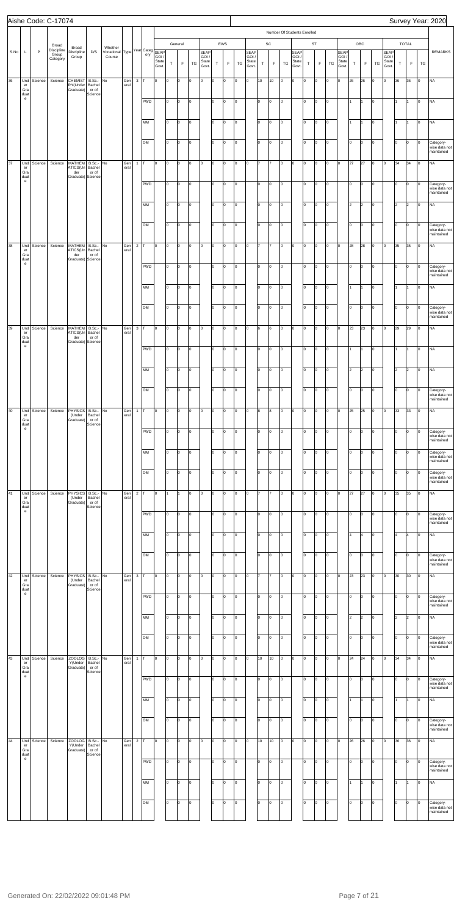Aishe Code: C-17074

Survey Year: 2020

| S.No | L | P | Broad Discipline Group Category | Broad Discipline Group | D/S | Whether Vocational Course | Type | Year | Category | General | | | | | EWS | | | | | SC | | | | | ST | | | | | OBC | | | | | TOTAL | | | | | REMARKS |
|---|---|---|---|---|---|---|---|---|---|---|---|---|---|---|---|---|---|---|---|---|---|---|---|---|---|---|---|---|---|---|---|---|---|---|---|---|---|---|---|---|
| | | | | | | | | | | SEAP GOI / State Govt. | T | F | TG | SEAP GOI / State Govt. | T | F | TG | SEAP GOI / State Govt. | T | F | TG | SEAP GOI / State Govt. | T | F | TG | SEAP GOI / State Govt. | T | F | TG | SEAP GOI / State Govt. | T | F | TG | | | | | |
| 36 | Under Graduate | Science | Science | CHEMISTRY(Under Graduate) | B.Sc.-Bachelor of Science | No | General | 3 | T | 0 | 0 | 0 | 0 | 0 | 0 | 0 | 0 | 0 | 10 | 10 | 0 | 0 | 0 | 0 | 0 | 0 | 26 | 26 | 0 | 0 | 36 | 36 | 0 | NA |
| | | | | | | | | | PWD | | 0 | 0 | 0 | | 0 | 0 | 0 | | 0 | 0 | 0 | | 0 | 0 | 0 | | 1 | 1 | 0 | | 1 | 1 | 0 | NA |
| | | | | | | | | | MM | | 0 | 0 | 0 | | 0 | 0 | 0 | | 0 | 0 | 0 | | 0 | 0 | 0 | | 1 | 1 | 0 | | 1 | 1 | 0 | NA |
| | | | | | | | | | OM | | 0 | 0 | 0 | | 0 | 0 | 0 | | 0 | 0 | 0 | | 0 | 0 | 0 | | 0 | 0 | 0 | | 0 | 0 | 0 | Category-wise data not maintained |
| 37 | Under Graduate | Science | Science | MATHEMATICS(Under Graduate) | B.Sc.-Bachelor of Science | No | General | 1 | T | 0 | 0 | 0 | 0 | 0 | 0 | 0 | 0 | 0 | 7 | 7 | 0 | 0 | 0 | 0 | 0 | 0 | 27 | 27 | 0 | 0 | 34 | 34 | 0 | NA |
| | | | | | | | | | PWD | | 0 | 0 | 0 | | 0 | 0 | 0 | | 0 | 0 | 0 | | 0 | 0 | 0 | | 0 | 0 | 0 | | 0 | 0 | 0 | Category-wise data not maintained |
| | | | | | | | | | MM | | 0 | 0 | 0 | | 0 | 0 | 0 | | 0 | 0 | 0 | | 0 | 0 | 0 | | 2 | 2 | 0 | | 2 | 2 | 0 | NA |
| | | | | | | | | | OM | | 0 | 0 | 0 | | 0 | 0 | 0 | | 0 | 0 | 0 | | 0 | 0 | 0 | | 0 | 0 | 0 | | 0 | 0 | 0 | Category-wise data not maintained |
| 38 | Under Graduate | Science | Science | MATHEMATICS(Under Graduate) | B.Sc.-Bachelor of Science | No | General | 2 | T | 0 | 0 | 0 | 0 | 0 | 0 | 0 | 0 | 0 | 7 | 7 | 0 | 0 | 0 | 0 | 0 | 0 | 28 | 28 | 0 | 0 | 35 | 35 | 0 | NA |
| | | | | | | | | | PWD | | 0 | 0 | 0 | | 0 | 0 | 0 | | 0 | 0 | 0 | | 0 | 0 | 0 | | 0 | 0 | 0 | | 0 | 0 | 0 | Category-wise data not maintained |
| | | | | | | | | | MM | | 0 | 0 | 0 | | 0 | 0 | 0 | | 0 | 0 | 0 | | 0 | 0 | 0 | | 1 | 1 | 0 | | 1 | 1 | 0 | NA |
| | | | | | | | | | OM | | 0 | 0 | 0 | | 0 | 0 | 0 | | 0 | 0 | 0 | | 0 | 0 | 0 | | 0 | 0 | 0 | | 0 | 0 | 0 | Category-wise data not maintained |
| 39 | Under Graduate | Science | Science | MATHEMATICS(Under Graduate) | B.Sc.-Bachelor of Science | No | General | 3 | T | 0 | 0 | 0 | 0 | 0 | 0 | 0 | 0 | 0 | 6 | 6 | 0 | 0 | 0 | 0 | 0 | 0 | 23 | 23 | 0 | 0 | 29 | 29 | 0 | NA |
| | | | | | | | | | PWD | | 0 | 0 | 0 | | 0 | 0 | 0 | | 0 | 0 | 0 | | 0 | 0 | 0 | | 1 | 1 | 0 | | 1 | 1 | 0 | NA |
| | | | | | | | | | MM | | 0 | 0 | 0 | | 0 | 0 | 0 | | 0 | 0 | 0 | | 0 | 0 | 0 | | 2 | 2 | 0 | | 2 | 2 | 0 | NA |
| | | | | | | | | | OM | | 0 | 0 | 0 | | 0 | 0 | 0 | | 0 | 0 | 0 | | 0 | 0 | 0 | | 0 | 0 | 0 | | 0 | 0 | 0 | Category-wise data not maintained |
| 40 | Under Graduate | Science | Science | PHYSICS (Under Graduate) | B.Sc.-Bachelor of Science | No | General | 1 | T | 0 | 0 | 0 | 0 | 0 | 0 | 0 | 0 | 0 | 8 | 8 | 0 | 0 | 0 | 0 | 0 | 0 | 25 | 25 | 0 | 0 | 33 | 33 | 0 | NA |
| | | | | | | | | | PWD | | 0 | 0 | 0 | | 0 | 0 | 0 | | 0 | 0 | 0 | | 0 | 0 | 0 | | 0 | 0 | 0 | | 0 | 0 | 0 | Category-wise data not maintained |
| | | | | | | | | | MM | | 0 | 0 | 0 | | 0 | 0 | 0 | | 0 | 0 | 0 | | 0 | 0 | 0 | | 0 | 0 | 0 | | 0 | 0 | 0 | Category-wise data not maintained |
| | | | | | | | | | OM | | 0 | 0 | 0 | | 0 | 0 | 0 | | 0 | 0 | 0 | | 0 | 0 | 0 | | 0 | 0 | 0 | | 0 | 0 | 0 | Category-wise data not maintained |
| 41 | Under Graduate | Science | Science | PHYSICS (Under Graduate) | B.Sc.-Bachelor of Science | No | General | 2 | T | 0 | 1 | 1 | 0 | 0 | 0 | 0 | 0 | 0 | 7 | 7 | 0 | 0 | 0 | 0 | 0 | 0 | 27 | 27 | 0 | 0 | 35 | 35 | 0 | NA |
| | | | | | | | | | PWD | | 0 | 0 | 0 | | 0 | 0 | 0 | | 0 | 0 | 0 | | 0 | 0 | 0 | | 0 | 0 | 0 | | 0 | 0 | 0 | Category-wise data not maintained |
| | | | | | | | | | MM | | 0 | 0 | 0 | | 0 | 0 | 0 | | 0 | 0 | 0 | | 0 | 0 | 0 | | 4 | 4 | 0 | | 4 | 4 | 0 | NA |
| | | | | | | | | | OM | | 0 | 0 | 0 | | 0 | 0 | 0 | | 0 | 0 | 0 | | 0 | 0 | 0 | | 0 | 0 | 0 | | 0 | 0 | 0 | Category-wise data not maintained |
| 42 | Under Graduate | Science | Science | PHYSICS (Under Graduate) | B.Sc.-Bachelor of Science | No | General | 3 | T | 0 | 0 | 0 | 0 | 0 | 0 | 0 | 0 | 0 | 7 | 7 | 0 | 0 | 0 | 0 | 0 | 0 | 23 | 23 | 0 | 0 | 30 | 30 | 0 | NA |
| | | | | | | | | | PWD | | 0 | 0 | 0 | | 0 | 0 | 0 | | 0 | 0 | 0 | | 0 | 0 | 0 | | 0 | 0 | 0 | | 0 | 0 | 0 | Category-wise data not maintained |
| | | | | | | | | | MM | | 0 | 0 | 0 | | 0 | 0 | 0 | | 0 | 0 | 0 | | 0 | 0 | 0 | | 2 | 2 | 0 | | 2 | 2 | 0 | NA |
| | | | | | | | | | OM | | 0 | 0 | 0 | | 0 | 0 | 0 | | 0 | 0 | 0 | | 0 | 0 | 0 | | 0 | 0 | 0 | | 0 | 0 | 0 | Category-wise data not maintained |
| 43 | Under Graduate | Science | Science | ZOOLOGY(Under Graduate) | B.Sc.-Bachelor of Science | No | General | 1 | T | 0 | 0 | 0 | 0 | 0 | 0 | 0 | 0 | 0 | 10 | 10 | 0 | 0 | 0 | 0 | 0 | 0 | 24 | 24 | 0 | 0 | 34 | 34 | 0 | NA |
| | | | | | | | | | PWD | | 0 | 0 | 0 | | 0 | 0 | 0 | | 0 | 0 | 0 | | 0 | 0 | 0 | | 0 | 0 | 0 | | 0 | 0 | 0 | Category-wise data not maintained |
| | | | | | | | | | MM | | 0 | 0 | 0 | | 0 | 0 | 0 | | 0 | 0 | 0 | | 0 | 0 | 0 | | 1 | 1 | 0 | | 1 | 1 | 0 | NA |
| | | | | | | | | | OM | | 0 | 0 | 0 | | 0 | 0 | 0 | | 0 | 0 | 0 | | 0 | 0 | 0 | | 0 | 0 | 0 | | 0 | 0 | 0 | Category-wise data not maintained |
| 44 | Under Graduate | Science | Science | ZOOLOGY(Under Graduate) | B.Sc.-Bachelor of Science | No | General | 2 | T | 0 | 0 | 0 | 0 | 0 | 0 | 0 | 0 | 0 | 10 | 10 | 0 | 0 | 0 | 0 | 0 | 0 | 26 | 26 | 0 | 0 | 36 | 36 | 0 | NA |
| | | | | | | | | | PWD | | 0 | 0 | 0 | | 0 | 0 | 0 | | 0 | 0 | 0 | | 0 | 0 | 0 | | 0 | 0 | 0 | | 0 | 0 | 0 | Category-wise data not maintained |
| | | | | | | | | | MM | | 0 | 0 | 0 | | 0 | 0 | 0 | | 0 | 0 | 0 | | 0 | 0 | 0 | | 1 | 1 | 0 | | 1 | 1 | 0 | NA |
| | | | | | | | | | OM | | 0 | 0 | 0 | | 0 | 0 | 0 | | 0 | 0 | 0 | | 0 | 0 | 0 | | 0 | 0 | 0 | | 0 | 0 | 0 | Category-wise data not maintained |

Generated On: 22/02/2022 09:01:48 PM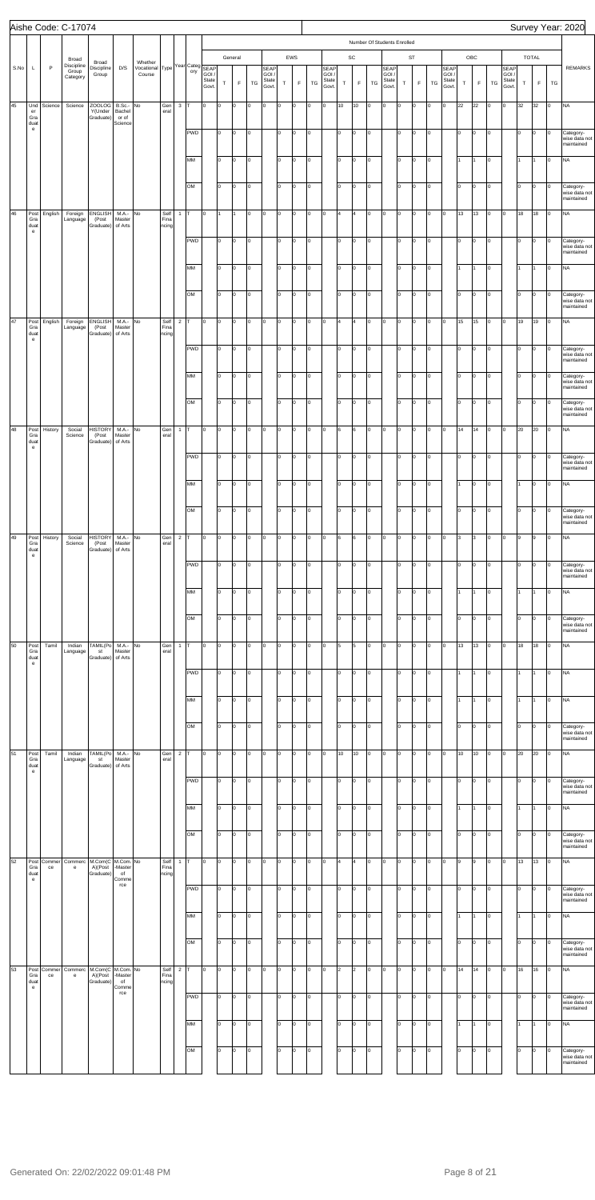Aishe Code: C-17074

Survey Year: 2020

| S.No | L | P | Broad Discipline Group Category | Broad Discipline Group | D/S | Whether Vocational Course | Type | Year | Category | General SEAP GOI / State Govt. | General T | General F | General TG | EWS SEAP GOI / State Govt. | EWS T | EWS F | EWS TG | SC SEAP GOI / State Govt. | SC T | SC F | SC TG | ST SEAP GOI / State Govt. | ST T | ST F | ST TG | OBC SEAP GOI / State Govt. | OBC T | OBC F | OBC TG | TOTAL SEAP GOI / State Govt. | TOTAL T | TOTAL F | TOTAL TG | REMARKS |
|---|---|---|---|---|---|---|---|---|---|---|---|---|---|---|---|---|---|---|---|---|---|---|---|---|---|---|---|---|---|---|---|---|---|---|
| 45 | Under Graduate | Science | Science | ZOOLOGY(Under Graduate) | B.Sc.-Bachelor of Science | No | General | 3 | T | 0 | 0 | 0 | 0 | 0 | 0 | 0 | 0 | 0 | 10 | 10 | 0 | 0 | 0 | 0 | 0 | 0 | 22 | 22 | 0 | 0 | 32 | 32 | 0 | NA |
| | | | | | | | | | PWD | | 0 | 0 | 0 | | 0 | 0 | 0 | | 0 | 0 | 0 | | 0 | 0 | 0 | | 0 | 0 | 0 | | 0 | 0 | 0 | Category-wise data not maintained |
| | | | | | | | | | MM | | 0 | 0 | 0 | | 0 | 0 | 0 | | 0 | 0 | 0 | | 0 | 0 | 0 | | 1 | 1 | 0 | | 1 | 1 | 0 | NA |
| | | | | | | | | | OM | | 0 | 0 | 0 | | 0 | 0 | 0 | | 0 | 0 | 0 | | 0 | 0 | 0 | | 0 | 0 | 0 | | 0 | 0 | 0 | Category-wise data not maintained |
| 46 | Post Graduate | English | Foreign Language | ENGLISH (Post Graduate) | M.A.-Master of Arts | No | Self Financing | 1 | T | 0 | 1 | 1 | 0 | 0 | 0 | 0 | 0 | 0 | 4 | 4 | 0 | 0 | 0 | 0 | 0 | 0 | 13 | 13 | 0 | 0 | 18 | 18 | 0 | NA |
| | | | | | | | | | PWD | | 0 | 0 | 0 | | 0 | 0 | 0 | | 0 | 0 | 0 | | 0 | 0 | 0 | | 0 | 0 | 0 | | 0 | 0 | 0 | Category-wise data not maintained |
| | | | | | | | | | MM | | 0 | 0 | 0 | | 0 | 0 | 0 | | 0 | 0 | 0 | | 0 | 0 | 0 | | 1 | 1 | 0 | | 1 | 1 | 0 | NA |
| | | | | | | | | | OM | | 0 | 0 | 0 | | 0 | 0 | 0 | | 0 | 0 | 0 | | 0 | 0 | 0 | | 0 | 0 | 0 | | 0 | 0 | 0 | Category-wise data not maintained |
| 47 | Post Graduate | English | Foreign Language | ENGLISH (Post Graduate) | M.A.-Master of Arts | No | Self Financing | 2 | T | 0 | 0 | 0 | 0 | 0 | 0 | 0 | 0 | 0 | 4 | 4 | 0 | 0 | 0 | 0 | 0 | 0 | 15 | 15 | 0 | 0 | 19 | 19 | 0 | NA |
| | | | | | | | | | PWD | | 0 | 0 | 0 | | 0 | 0 | 0 | | 0 | 0 | 0 | | 0 | 0 | 0 | | 0 | 0 | 0 | | 0 | 0 | 0 | Category-wise data not maintained |
| | | | | | | | | | MM | | 0 | 0 | 0 | | 0 | 0 | 0 | | 0 | 0 | 0 | | 0 | 0 | 0 | | 0 | 0 | 0 | | 0 | 0 | 0 | Category-wise data not maintained |
| | | | | | | | | | OM | | 0 | 0 | 0 | | 0 | 0 | 0 | | 0 | 0 | 0 | | 0 | 0 | 0 | | 0 | 0 | 0 | | 0 | 0 | 0 | Category-wise data not maintained |
| 48 | Post Graduate | History | Social Science | HISTORY (Post Graduate) | M.A.-Master of Arts | No | General | 1 | T | 0 | 0 | 0 | 0 | 0 | 0 | 0 | 0 | 0 | 6 | 6 | 0 | 0 | 0 | 0 | 0 | 0 | 14 | 14 | 0 | 0 | 20 | 20 | 0 | NA |
| | | | | | | | | | PWD | | 0 | 0 | 0 | | 0 | 0 | 0 | | 0 | 0 | 0 | | 0 | 0 | 0 | | 0 | 0 | 0 | | 0 | 0 | 0 | Category-wise data not maintained |
| | | | | | | | | | MM | | 0 | 0 | 0 | | 0 | 0 | 0 | | 0 | 0 | 0 | | 0 | 0 | 0 | | 1 | 0 | 0 | | 1 | 0 | 0 | NA |
| | | | | | | | | | OM | | 0 | 0 | 0 | | 0 | 0 | 0 | | 0 | 0 | 0 | | 0 | 0 | 0 | | 0 | 0 | 0 | | 0 | 0 | 0 | Category-wise data not maintained |
| 49 | Post Graduate | History | Social Science | HISTORY (Post Graduate) | M.A.-Master of Arts | No | General | 2 | T | 0 | 0 | 0 | 0 | 0 | 0 | 0 | 0 | 0 | 6 | 6 | 0 | 0 | 0 | 0 | 0 | 0 | 3 | 3 | 0 | 0 | 9 | 9 | 0 | NA |
| | | | | | | | | | PWD | | 0 | 0 | 0 | | 0 | 0 | 0 | | 0 | 0 | 0 | | 0 | 0 | 0 | | 0 | 0 | 0 | | 0 | 0 | 0 | Category-wise data not maintained |
| | | | | | | | | | MM | | 0 | 0 | 0 | | 0 | 0 | 0 | | 0 | 0 | 0 | | 0 | 0 | 0 | | 1 | 1 | 0 | | 1 | 1 | 0 | NA |
| | | | | | | | | | OM | | 0 | 0 | 0 | | 0 | 0 | 0 | | 0 | 0 | 0 | | 0 | 0 | 0 | | 0 | 0 | 0 | | 0 | 0 | 0 | Category-wise data not maintained |
| 50 | Post Graduate | Tamil | Indian Language | TAMIL(Post Graduate) | M.A.-Master of Arts | No | General | 1 | T | 0 | 0 | 0 | 0 | 0 | 0 | 0 | 0 | 0 | 5 | 5 | 0 | 0 | 0 | 0 | 0 | 0 | 13 | 13 | 0 | 0 | 18 | 18 | 0 | NA |
| | | | | | | | | | PWD | | 0 | 0 | 0 | | 0 | 0 | 0 | | 0 | 0 | 0 | | 0 | 0 | 0 | | 1 | 1 | 0 | | 1 | 1 | 0 | NA |
| | | | | | | | | | MM | | 0 | 0 | 0 | | 0 | 0 | 0 | | 0 | 0 | 0 | | 0 | 0 | 0 | | 1 | 1 | 0 | | 1 | 1 | 0 | NA |
| | | | | | | | | | OM | | 0 | 0 | 0 | | 0 | 0 | 0 | | 0 | 0 | 0 | | 0 | 0 | 0 | | 0 | 0 | 0 | | 0 | 0 | 0 | Category-wise data not maintained |
| 51 | Post Graduate | Tamil | Indian Language | TAMIL(Post Graduate) | M.A.-Master of Arts | No | General | 2 | T | 0 | 0 | 0 | 0 | 0 | 0 | 0 | 0 | 0 | 10 | 10 | 0 | 0 | 0 | 0 | 0 | 0 | 10 | 10 | 0 | 0 | 20 | 20 | 0 | NA |
| | | | | | | | | | PWD | | 0 | 0 | 0 | | 0 | 0 | 0 | | 0 | 0 | 0 | | 0 | 0 | 0 | | 0 | 0 | 0 | | 0 | 0 | 0 | Category-wise data not maintained |
| | | | | | | | | | MM | | 0 | 0 | 0 | | 0 | 0 | 0 | | 0 | 0 | 0 | | 0 | 0 | 0 | | 1 | 1 | 0 | | 1 | 1 | 0 | NA |
| | | | | | | | | | OM | | 0 | 0 | 0 | | 0 | 0 | 0 | | 0 | 0 | 0 | | 0 | 0 | 0 | | 0 | 0 | 0 | | 0 | 0 | 0 | Category-wise data not maintained |
| 52 | Post Graduate | Commerce | Commerce | M.Com(CA)(Post Graduate) | M.Com.-Master of Commerce | No | Self Financing | 1 | T | 0 | 0 | 0 | 0 | 0 | 0 | 0 | 0 | 0 | 4 | 4 | 0 | 0 | 0 | 0 | 0 | 0 | 9 | 9 | 0 | 0 | 13 | 13 | 0 | NA |
| | | | | | | | | | PWD | | 0 | 0 | 0 | | 0 | 0 | 0 | | 0 | 0 | 0 | | 0 | 0 | 0 | | 0 | 0 | 0 | | 0 | 0 | 0 | Category-wise data not maintained |
| | | | | | | | | | MM | | 0 | 0 | 0 | | 0 | 0 | 0 | | 0 | 0 | 0 | | 0 | 0 | 0 | | 1 | 1 | 0 | | 1 | 1 | 0 | NA |
| | | | | | | | | | OM | | 0 | 0 | 0 | | 0 | 0 | 0 | | 0 | 0 | 0 | | 0 | 0 | 0 | | 0 | 0 | 0 | | 0 | 0 | 0 | Category-wise data not maintained |
| 53 | Post Graduate | Commerce | Commerce | M.Com(CA)(Post Graduate) | M.Com.-Master of Commerce | No | Self Financing | 2 | T | 0 | 0 | 0 | 0 | 0 | 0 | 0 | 0 | 0 | 2 | 2 | 0 | 0 | 0 | 0 | 0 | 0 | 14 | 14 | 0 | 0 | 16 | 16 | 0 | NA |
| | | | | | | | | | PWD | | 0 | 0 | 0 | | 0 | 0 | 0 | | 0 | 0 | 0 | | 0 | 0 | 0 | | 0 | 0 | 0 | | 0 | 0 | 0 | Category-wise data not maintained |
| | | | | | | | | | MM | | 0 | 0 | 0 | | 0 | 0 | 0 | | 0 | 0 | 0 | | 0 | 0 | 0 | | 1 | 1 | 0 | | 1 | 1 | 0 | NA |
| | | | | | | | | | OM | | 0 | 0 | 0 | | 0 | 0 | 0 | | 0 | 0 | 0 | | 0 | 0 | 0 | | 0 | 0 | 0 | | 0 | 0 | 0 | Category-wise data not maintained |

Generated On: 22/02/2022 09:01:48 PM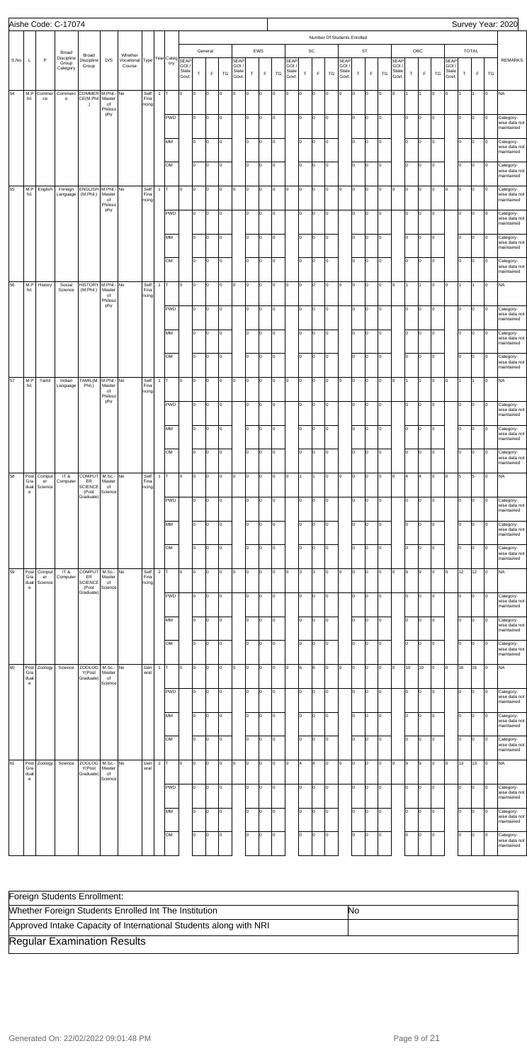Aishe Code: C-17074

Survey Year: 2020

| S.No | L | P | Broad Discipline Group Category | Broad Discipline Group | D/S | Whether Vocational Course | Type | Year | Category | General | | | | EWS | | | | SC | | | | ST | | | | OBC | | | | TOTAL | | | | REMARKS |
|---|---|---|---|---|---|---|---|---|---|---|---|---|---|---|---|---|---|---|---|---|---|---|---|---|---|---|---|---|---|---|---|---|---|---|
| | | | | | | | | | | SEAP GOI / State Govt. | T | F | TG | SEAP GOI / State Govt. | T | F | TG | SEAP GOI / State Govt. | T | F | TG | SEAP GOI / State Govt. | T | F | TG | SEAP GOI / State Govt. | T | F | TG | SEAP GOI / State Govt. | T | F | TG | |
| 54 | M.Phil. | Commerce | Commerce | COMMERCE(M.Phil.) | M.Phil.-Master of Philosophy | No | Self Financing | 1 | T | 0 | 0 | 0 | 0 | 0 | 0 | 0 | 0 | 0 | 0 | 0 | 0 | 0 | 0 | 0 | 0 | 0 | 1 | 1 | 0 | 0 | 1 | 1 | 0 | NA |
| | | | | | | | | | PWD | | 0 | 0 | 0 | | 0 | 0 | 0 | | 0 | 0 | 0 | | 0 | 0 | 0 | | 0 | 0 | 0 | | 0 | 0 | 0 | Category-wise data not maintained |
| | | | | | | | | | MM | | 0 | 0 | 0 | | 0 | 0 | 0 | | 0 | 0 | 0 | | 0 | 0 | 0 | | 0 | 0 | 0 | | 0 | 0 | 0 | Category-wise data not maintained |
| | | | | | | | | | OM | | 0 | 0 | 0 | | 0 | 0 | 0 | | 0 | 0 | 0 | | 0 | 0 | 0 | | 0 | 0 | 0 | | 0 | 0 | 0 | Category-wise data not maintained |
| 55 | M.Phil. | English | Foreign Language | ENGLISH (M.Phil.) | M.Phil.-Master of Philosophy | No | Self Financing | 1 | T | 0 | 0 | 0 | 0 | 0 | 0 | 0 | 0 | 0 | 0 | 0 | 0 | 0 | 0 | 0 | 0 | 0 | 0 | 0 | 0 | 0 | 0 | 0 | 0 | Category-wise data not maintained |
| | | | | | | | | | PWD | | 0 | 0 | 0 | | 0 | 0 | 0 | | 0 | 0 | 0 | | 0 | 0 | 0 | | 0 | 0 | 0 | | 0 | 0 | 0 | Category-wise data not maintained |
| | | | | | | | | | MM | | 0 | 0 | 0 | | 0 | 0 | 0 | | 0 | 0 | 0 | | 0 | 0 | 0 | | 0 | 0 | 0 | | 0 | 0 | 0 | Category-wise data not maintained |
| | | | | | | | | | OM | | 0 | 0 | 0 | | 0 | 0 | 0 | | 0 | 0 | 0 | | 0 | 0 | 0 | | 0 | 0 | 0 | | 0 | 0 | 0 | Category-wise data not maintained |
| 56 | M.Phil. | History | Social Science | HISTORY (M.Phil.) | M.Phil.-Master of Philosophy | No | Self Financing | 1 | T | 0 | 0 | 0 | 0 | 0 | 0 | 0 | 0 | 0 | 0 | 0 | 0 | 0 | 0 | 0 | 0 | 0 | 1 | 1 | 0 | 0 | 1 | 1 | 0 | NA |
| | | | | | | | | | PWD | | 0 | 0 | 0 | | 0 | 0 | 0 | | 0 | 0 | 0 | | 0 | 0 | 0 | | 0 | 0 | 0 | | 0 | 0 | 0 | Category-wise data not maintained |
| | | | | | | | | | MM | | 0 | 0 | 0 | | 0 | 0 | 0 | | 0 | 0 | 0 | | 0 | 0 | 0 | | 0 | 0 | 0 | | 0 | 0 | 0 | Category-wise data not maintained |
| | | | | | | | | | OM | | 0 | 0 | 0 | | 0 | 0 | 0 | | 0 | 0 | 0 | | 0 | 0 | 0 | | 0 | 0 | 0 | | 0 | 0 | 0 | Category-wise data not maintained |
| 57 | M.Phil. | Tamil | Indian Language | TAMIL(M.Phil.) | M.Phil.-Master of Philosophy | No | Self Financing | 1 | T | 0 | 0 | 0 | 0 | 0 | 0 | 0 | 0 | 0 | 0 | 0 | 0 | 0 | 0 | 0 | 0 | 0 | 1 | 1 | 0 | 0 | 1 | 1 | 0 | NA |
| | | | | | | | | | PWD | | 0 | 0 | 0 | | 0 | 0 | 0 | | 0 | 0 | 0 | | 0 | 0 | 0 | | 0 | 0 | 0 | | 0 | 0 | 0 | Category-wise data not maintained |
| | | | | | | | | | MM | | 0 | 0 | 0 | | 0 | 0 | 0 | | 0 | 0 | 0 | | 0 | 0 | 0 | | 0 | 0 | 0 | | 0 | 0 | 0 | Category-wise data not maintained |
| | | | | | | | | | OM | | 0 | 0 | 0 | | 0 | 0 | 0 | | 0 | 0 | 0 | | 0 | 0 | 0 | | 0 | 0 | 0 | | 0 | 0 | 0 | Category-wise data not maintained |
| 58 | Post Graduate | Computer Science | IT & Computer | COMPUTER SCIENCE (Post Graduate) | M.Sc.-Master of Science | No | Self Financing | 1 | T | 0 | 0 | 0 | 0 | 0 | 0 | 0 | 0 | 0 | 1 | 1 | 0 | 0 | 0 | 0 | 0 | 0 | 4 | 4 | 0 | 0 | 5 | 5 | 0 | NA |
| | | | | | | | | | PWD | | 0 | 0 | 0 | | 0 | 0 | 0 | | 0 | 0 | 0 | | 0 | 0 | 0 | | 0 | 0 | 0 | | 0 | 0 | 0 | Category-wise data not maintained |
| | | | | | | | | | MM | | 0 | 0 | 0 | | 0 | 0 | 0 | | 0 | 0 | 0 | | 0 | 0 | 0 | | 0 | 0 | 0 | | 0 | 0 | 0 | Category-wise data not maintained |
| | | | | | | | | | OM | | 0 | 0 | 0 | | 0 | 0 | 0 | | 0 | 0 | 0 | | 0 | 0 | 0 | | 0 | 0 | 0 | | 0 | 0 | 0 | Category-wise data not maintained |
| 59 | Post Graduate | Computer Science | IT & Computer | COMPUTER SCIENCE (Post Graduate) | M.Sc.-Master of Science | No | Self Financing | 2 | T | 0 | 0 | 0 | 0 | 0 | 0 | 0 | 0 | 0 | 3 | 3 | 0 | 0 | 0 | 0 | 0 | 0 | 9 | 9 | 0 | 0 | 12 | 12 | 0 | NA |
| | | | | | | | | | PWD | | 0 | 0 | 0 | | 0 | 0 | 0 | | 0 | 0 | 0 | | 0 | 0 | 0 | | 0 | 0 | 0 | | 0 | 0 | 0 | Category-wise data not maintained |
| | | | | | | | | | MM | | 0 | 0 | 0 | | 0 | 0 | 0 | | 0 | 0 | 0 | | 0 | 0 | 0 | | 0 | 0 | 0 | | 0 | 0 | 0 | Category-wise data not maintained |
| | | | | | | | | | OM | | 0 | 0 | 0 | | 0 | 0 | 0 | | 0 | 0 | 0 | | 0 | 0 | 0 | | 0 | 0 | 0 | | 0 | 0 | 0 | Category-wise data not maintained |
| 60 | Post Graduate | Zoology | Science | ZOOLOGY(Post Graduate) | M.Sc.-Master of Science | No | General | 1 | T | 0 | 0 | 0 | 0 | 0 | 0 | 0 | 0 | 0 | 6 | 6 | 0 | 0 | 0 | 0 | 0 | 0 | 10 | 10 | 0 | 0 | 16 | 16 | 0 | NA |
| | | | | | | | | | PWD | | 0 | 0 | 0 | | 0 | 0 | 0 | | 0 | 0 | 0 | | 0 | 0 | 0 | | 0 | 0 | 0 | | 0 | 0 | 0 | Category-wise data not maintained |
| | | | | | | | | | MM | | 0 | 0 | 0 | | 0 | 0 | 0 | | 0 | 0 | 0 | | 0 | 0 | 0 | | 0 | 0 | 0 | | 0 | 0 | 0 | Category-wise data not maintained |
| | | | | | | | | | OM | | 0 | 0 | 0 | | 0 | 0 | 0 | | 0 | 0 | 0 | | 0 | 0 | 0 | | 0 | 0 | 0 | | 0 | 0 | 0 | Category-wise data not maintained |
| 61 | Post Graduate | Zoology | Science | ZOOLOGY(Post Graduate) | M.Sc.-Master of Science | No | General | 2 | T | 0 | 0 | 0 | 0 | 0 | 0 | 0 | 0 | 0 | 4 | 4 | 0 | 0 | 0 | 0 | 0 | 0 | 9 | 9 | 0 | 0 | 13 | 13 | 0 | NA |
| | | | | | | | | | PWD | | 0 | 0 | 0 | | 0 | 0 | 0 | | 0 | 0 | 0 | | 0 | 0 | 0 | | 0 | 0 | 0 | | 0 | 0 | 0 | Category-wise data not maintained |
| | | | | | | | | | MM | | 0 | 0 | 0 | | 0 | 0 | 0 | | 0 | 0 | 0 | | 0 | 0 | 0 | | 0 | 0 | 0 | | 0 | 0 | 0 | Category-wise data not maintained |
| | | | | | | | | | OM | | 0 | 0 | 0 | | 0 | 0 | 0 | | 0 | 0 | 0 | | 0 | 0 | 0 | | 0 | 0 | 0 | | 0 | 0 | 0 | Category-wise data not maintained |

| Foreign Students Enrollment: | |
|---|---|
| Whether Foreign Students Enrolled Int The Institution | No |
| Approved Intake Capacity of International Students along with NRI | |

## Regular Examination Results

Generated On: 22/02/2022 09:01:48 PM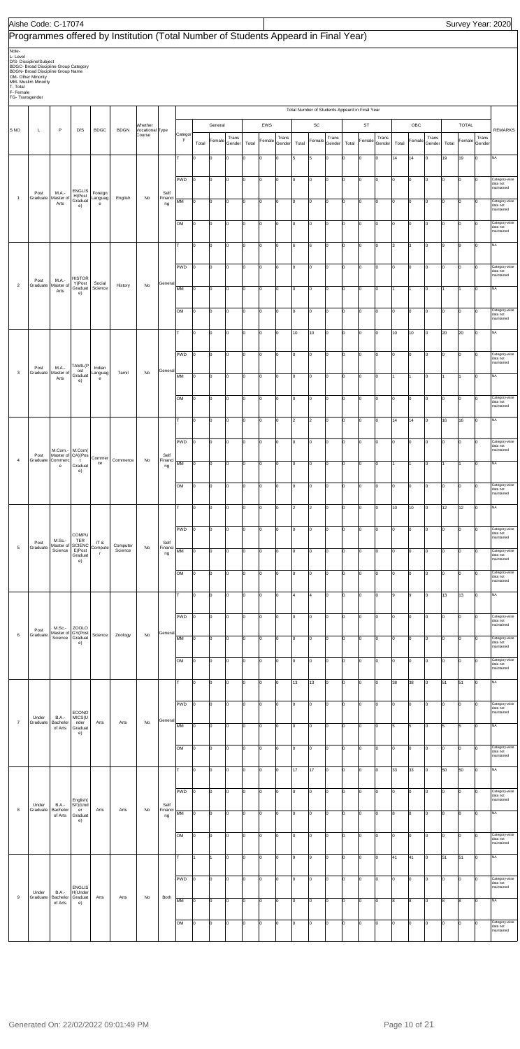Aishe Code: C-17074

Survey Year: 2020

# Programmes offered by Institution (Total Number of Students Appeard in Final Year)

Note-
L- Level
D/S- Discipline/Subject
BDGC- Broad Discipline Group Category
BDGN- Broad Discipline Group Name
OM- Other Minority
MM- Muslim Minority
T- Total
F- Female
TG- Transgender

| S.NO | L | P | D/S | BDGC | BDGN | Whether Vocational Course | Type | Category | General Total | General Female | General Trans Gender | EWS Total | EWS Female | EWS Trans Gender | SC Total | SC Female | SC Trans Gender | ST Total | ST Female | ST Trans Gender | OBC Total | OBC Female | OBC Trans Gender | TOTAL Total | TOTAL Female | TOTAL Trans Gender | REMARKS |
|---|---|---|---|---|---|---|---|---|---|---|---|---|---|---|---|---|---|---|---|---|---|---|---|---|---|---|---|
| 1 | Post Graduate | M.A.-Master of Arts | ENGLISH(Post Graduate) | Foreign Language | English | No | Self Financing | T | 0 | 0 | 0 | 0 | 0 | 0 | 5 | 5 | 0 | 0 | 0 | 0 | 14 | 14 | 0 | 19 | 19 | 0 | NA |
| | | | | | | | | PWD | 0 | 0 | 0 | 0 | 0 | 0 | 0 | 0 | 0 | 0 | 0 | 0 | 0 | 0 | 0 | 0 | 0 | 0 | Category-wise data not maintained |
| | | | | | | | | MM | 0 | 0 | 0 | 0 | 0 | 0 | 0 | 0 | 0 | 0 | 0 | 0 | 0 | 0 | 0 | 0 | 0 | 0 | Category-wise data not maintained |
| | | | | | | | | OM | 0 | 0 | 0 | 0 | 0 | 0 | 0 | 0 | 0 | 0 | 0 | 0 | 0 | 0 | 0 | 0 | 0 | 0 | Category-wise data not maintained |
| 2 | Post Graduate | M.A.-Master of Arts | HISTORY(Post Graduate) | Social Science | History | No | General | T | 0 | 0 | 0 | 0 | 0 | 0 | 6 | 6 | 0 | 0 | 0 | 0 | 3 | 3 | 0 | 9 | 9 | 0 | NA |
| | | | | | | | | PWD | 0 | 0 | 0 | 0 | 0 | 0 | 0 | 0 | 0 | 0 | 0 | 0 | 0 | 0 | 0 | 0 | 0 | 0 | Category-wise data not maintained |
| | | | | | | | | MM | 0 | 0 | 0 | 0 | 0 | 0 | 0 | 0 | 0 | 0 | 0 | 0 | 1 | 1 | 0 | 1 | 1 | 0 | NA |
| | | | | | | | | OM | 0 | 0 | 0 | 0 | 0 | 0 | 0 | 0 | 0 | 0 | 0 | 0 | 0 | 0 | 0 | 0 | 0 | 0 | Category-wise data not maintained |
| 3 | Post Graduate | M.A.-Master of Arts | TAMIL(Post Graduate) | Indian Language | Tamil | No | General | T | 0 | 0 | 0 | 0 | 0 | 0 | 10 | 10 | 0 | 0 | 0 | 0 | 10 | 10 | 0 | 20 | 20 | 0 | NA |
| | | | | | | | | PWD | 0 | 0 | 0 | 0 | 0 | 0 | 0 | 0 | 0 | 0 | 0 | 0 | 0 | 0 | 0 | 0 | 0 | 0 | Category-wise data not maintained |
| | | | | | | | | MM | 0 | 0 | 0 | 0 | 0 | 0 | 0 | 0 | 0 | 0 | 0 | 0 | 1 | 1 | 0 | 1 | 1 | 0 | NA |
| | | | | | | | | OM | 0 | 0 | 0 | 0 | 0 | 0 | 0 | 0 | 0 | 0 | 0 | 0 | 0 | 0 | 0 | 0 | 0 | 0 | Category-wise data not maintained |
| 4 | Post Graduate | M.Com.-Master of Commerce | M.Com(CA)(Post Graduate) | Commerce | Commerce | No | Self Financing | T | 0 | 0 | 0 | 0 | 0 | 0 | 2 | 2 | 0 | 0 | 0 | 0 | 14 | 14 | 0 | 16 | 16 | 0 | NA |
| | | | | | | | | PWD | 0 | 0 | 0 | 0 | 0 | 0 | 0 | 0 | 0 | 0 | 0 | 0 | 0 | 0 | 0 | 0 | 0 | 0 | Category-wise data not maintained |
| | | | | | | | | MM | 0 | 0 | 0 | 0 | 0 | 0 | 0 | 0 | 0 | 0 | 0 | 0 | 1 | 1 | 0 | 1 | 1 | 0 | NA |
| | | | | | | | | OM | 0 | 0 | 0 | 0 | 0 | 0 | 0 | 0 | 0 | 0 | 0 | 0 | 0 | 0 | 0 | 0 | 0 | 0 | Category-wise data not maintained |
| 5 | Post Graduate | M.Sc.-Master of Science | COMPUTER SCIENCE(Post Graduate) | IT & Computer | Computer Science | No | Self Financing | T | 0 | 0 | 0 | 0 | 0 | 0 | 2 | 2 | 0 | 0 | 0 | 0 | 10 | 10 | 0 | 12 | 12 | 0 | NA |
| | | | | | | | | PWD | 0 | 0 | 0 | 0 | 0 | 0 | 0 | 0 | 0 | 0 | 0 | 0 | 0 | 0 | 0 | 0 | 0 | 0 | Category-wise data not maintained |
| | | | | | | | | MM | 0 | 0 | 0 | 0 | 0 | 0 | 0 | 0 | 0 | 0 | 0 | 0 | 0 | 0 | 0 | 0 | 0 | 0 | Category-wise data not maintained |
| | | | | | | | | OM | 0 | 0 | 0 | 0 | 0 | 0 | 0 | 0 | 0 | 0 | 0 | 0 | 0 | 0 | 0 | 0 | 0 | 0 | Category-wise data not maintained |
| 6 | Post Graduate | M.Sc.-Master of Science | ZOOLOGY(Post Graduate) | Science | Zoology | No | General | T | 0 | 0 | 0 | 0 | 0 | 0 | 4 | 4 | 0 | 0 | 0 | 0 | 9 | 9 | 0 | 13 | 13 | 0 | NA |
| | | | | | | | | PWD | 0 | 0 | 0 | 0 | 0 | 0 | 0 | 0 | 0 | 0 | 0 | 0 | 0 | 0 | 0 | 0 | 0 | 0 | Category-wise data not maintained |
| | | | | | | | | MM | 0 | 0 | 0 | 0 | 0 | 0 | 0 | 0 | 0 | 0 | 0 | 0 | 0 | 0 | 0 | 0 | 0 | 0 | Category-wise data not maintained |
| | | | | | | | | OM | 0 | 0 | 0 | 0 | 0 | 0 | 0 | 0 | 0 | 0 | 0 | 0 | 0 | 0 | 0 | 0 | 0 | 0 | Category-wise data not maintained |
| 7 | Under Graduate | B.A.-Bachelor of Arts | ECONOMICS(Under Graduate) | Arts | Arts | No | General | T | 0 | 0 | 0 | 0 | 0 | 0 | 13 | 13 | 0 | 0 | 0 | 0 | 38 | 38 | 0 | 51 | 51 | 0 | NA |
| | | | | | | | | PWD | 0 | 0 | 0 | 0 | 0 | 0 | 0 | 0 | 0 | 0 | 0 | 0 | 0 | 0 | 0 | 0 | 0 | 0 | Category-wise data not maintained |
| | | | | | | | | MM | 0 | 0 | 0 | 0 | 0 | 0 | 0 | 0 | 0 | 0 | 0 | 0 | 5 | 5 | 0 | 5 | 5 | 0 | NA |
| | | | | | | | | OM | 0 | 0 | 0 | 0 | 0 | 0 | 0 | 0 | 0 | 0 | 0 | 0 | 0 | 0 | 0 | 0 | 0 | 0 | Category-wise data not maintained |
| 8 | Under Graduate | B.A.-Bachelor of Arts | English(SF)(Under Graduate) | Arts | Arts | No | Self Financing | T | 0 | 0 | 0 | 0 | 0 | 0 | 17 | 17 | 0 | 0 | 0 | 0 | 33 | 33 | 0 | 50 | 50 | 0 | NA |
| | | | | | | | | PWD | 0 | 0 | 0 | 0 | 0 | 0 | 0 | 0 | 0 | 0 | 0 | 0 | 0 | 0 | 0 | 0 | 0 | 0 | Category-wise data not maintained |
| | | | | | | | | MM | 0 | 0 | 0 | 0 | 0 | 0 | 0 | 0 | 0 | 0 | 0 | 0 | 8 | 8 | 0 | 8 | 8 | 0 | NA |
| | | | | | | | | OM | 0 | 0 | 0 | 0 | 0 | 0 | 0 | 0 | 0 | 0 | 0 | 0 | 0 | 0 | 0 | 0 | 0 | 0 | Category-wise data not maintained |
| 9 | Under Graduate | B.A.-Bachelor of Arts | ENGLISH(Under Graduate) | Arts | Arts | No | Both | T | 1 | 1 | 0 | 0 | 0 | 0 | 9 | 9 | 0 | 0 | 0 | 0 | 41 | 41 | 0 | 51 | 51 | 0 | NA |
| | | | | | | | | PWD | 0 | 0 | 0 | 0 | 0 | 0 | 0 | 0 | 0 | 0 | 0 | 0 | 0 | 0 | 0 | 0 | 0 | 0 | Category-wise data not maintained |
| | | | | | | | | MM | 0 | 0 | 0 | 0 | 0 | 0 | 0 | 0 | 0 | 0 | 0 | 0 | 8 | 8 | 0 | 8 | 8 | 0 | NA |
| | | | | | | | | OM | 0 | 0 | 0 | 0 | 0 | 0 | 0 | 0 | 0 | 0 | 0 | 0 | 0 | 0 | 0 | 0 | 0 | 0 | Category-wise data not maintained |

Generated On: 22/02/2022 09:01:49 PM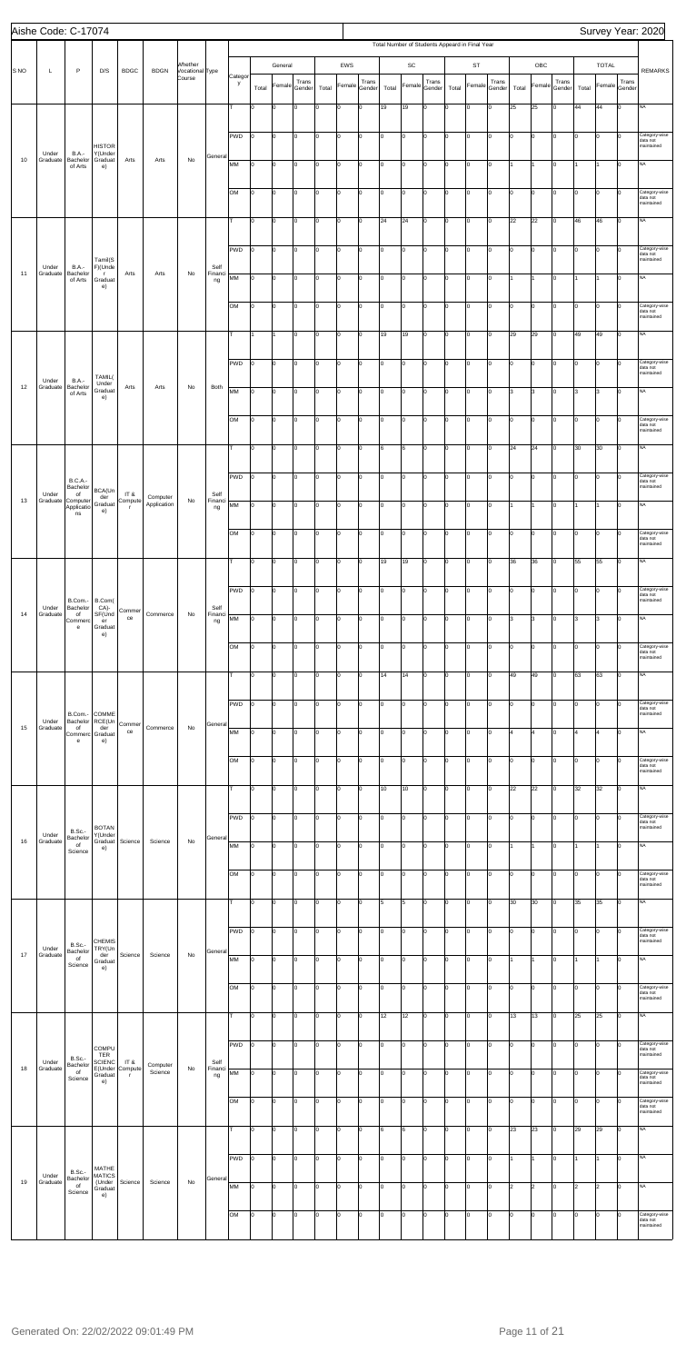Aishe Code: C-17074

Survey Year: 2020

| S NO | L | P | D/S | BDGC | BDGN | Whether Vocational Course | Type | Total Number of Students Appeard in Final Year | | | | | | | | | | | | | | | | | | | REMARKS |
|---|---|---|---|---|---|---|---|---|---|---|---|---|---|---|---|---|---|---|---|---|---|---|---|---|---|---|---|
| | | | | | | | | Category | General | | | EWS | | | SC | | | ST | | | OBC | | | TOTAL | | | |
| | | | | | | | | | Total | Female | Trans Gender | Total | Female | Trans Gender | Total | Female | Trans Gender | Total | Female | Trans Gender | Total | Female | Trans Gender | Total | Female | Trans Gender | |
| 10 | Under Graduate | B.A.-Bachelor of Arts | HISTORY(Under Graduate) | Arts | Arts | No | General | T | 0 | 0 | 0 | 0 | 0 | 0 | 19 | 19 | 0 | 0 | 0 | 0 | 25 | 25 | 0 | 44 | 44 | 0 | NA |
| | | | | | | | | PWD | 0 | 0 | 0 | 0 | 0 | 0 | 0 | 0 | 0 | 0 | 0 | 0 | 0 | 0 | 0 | 0 | 0 | 0 | Category-wise data not maintained |
| | | | | | | | | MM | 0 | 0 | 0 | 0 | 0 | 0 | 0 | 0 | 0 | 0 | 0 | 0 | 1 | 1 | 0 | 1 | 1 | 0 | NA |
| | | | | | | | | OM | 0 | 0 | 0 | 0 | 0 | 0 | 0 | 0 | 0 | 0 | 0 | 0 | 0 | 0 | 0 | 0 | 0 | 0 | Category-wise data not maintained |
| 11 | Under Graduate | B.A.-Bachelor of Arts | Tamil(SF)(Under Graduate) | Arts | Arts | No | Self Financing | T | 0 | 0 | 0 | 0 | 0 | 0 | 24 | 24 | 0 | 0 | 0 | 0 | 22 | 22 | 0 | 46 | 46 | 0 | NA |
| | | | | | | | | PWD | 0 | 0 | 0 | 0 | 0 | 0 | 0 | 0 | 0 | 0 | 0 | 0 | 0 | 0 | 0 | 0 | 0 | 0 | Category-wise data not maintained |
| | | | | | | | | MM | 0 | 0 | 0 | 0 | 0 | 0 | 0 | 0 | 0 | 0 | 0 | 0 | 1 | 1 | 0 | 1 | 1 | 0 | NA |
| | | | | | | | | OM | 0 | 0 | 0 | 0 | 0 | 0 | 0 | 0 | 0 | 0 | 0 | 0 | 0 | 0 | 0 | 0 | 0 | 0 | Category-wise data not maintained |
| 12 | Under Graduate | B.A.-Bachelor of Arts | TAMIL(Under Graduate) | Arts | Arts | No | Both | T | 1 | 1 | 0 | 0 | 0 | 0 | 19 | 19 | 0 | 0 | 0 | 0 | 29 | 29 | 0 | 49 | 49 | 0 | NA |
| | | | | | | | | PWD | 0 | 0 | 0 | 0 | 0 | 0 | 0 | 0 | 0 | 0 | 0 | 0 | 0 | 0 | 0 | 0 | 0 | 0 | Category-wise data not maintained |
| | | | | | | | | MM | 0 | 0 | 0 | 0 | 0 | 0 | 0 | 0 | 0 | 0 | 0 | 0 | 3 | 3 | 0 | 3 | 3 | 0 | NA |
| | | | | | | | | OM | 0 | 0 | 0 | 0 | 0 | 0 | 0 | 0 | 0 | 0 | 0 | 0 | 0 | 0 | 0 | 0 | 0 | 0 | Category-wise data not maintained |
| 13 | Under Graduate | B.C.A.-Bachelor of Computer Applications | BCA(Under Graduate) | IT & Computer | Computer Application | No | Self Financing | T | 0 | 0 | 0 | 0 | 0 | 0 | 6 | 6 | 0 | 0 | 0 | 0 | 24 | 24 | 0 | 30 | 30 | 0 | NA |
| | | | | | | | | PWD | 0 | 0 | 0 | 0 | 0 | 0 | 0 | 0 | 0 | 0 | 0 | 0 | 0 | 0 | 0 | 0 | 0 | 0 | Category-wise data not maintained |
| | | | | | | | | MM | 0 | 0 | 0 | 0 | 0 | 0 | 0 | 0 | 0 | 0 | 0 | 0 | 1 | 1 | 0 | 1 | 1 | 0 | NA |
| | | | | | | | | OM | 0 | 0 | 0 | 0 | 0 | 0 | 0 | 0 | 0 | 0 | 0 | 0 | 0 | 0 | 0 | 0 | 0 | 0 | Category-wise data not maintained |
| 14 | Under Graduate | B.Com.-Bachelor of Commerce | B.Com(CA)-SF(Under Graduate) | Commerce | Commerce | No | Self Financing | T | 0 | 0 | 0 | 0 | 0 | 0 | 19 | 19 | 0 | 0 | 0 | 0 | 36 | 36 | 0 | 55 | 55 | 0 | NA |
| | | | | | | | | PWD | 0 | 0 | 0 | 0 | 0 | 0 | 0 | 0 | 0 | 0 | 0 | 0 | 0 | 0 | 0 | 0 | 0 | 0 | Category-wise data not maintained |
| | | | | | | | | MM | 0 | 0 | 0 | 0 | 0 | 0 | 0 | 0 | 0 | 0 | 0 | 0 | 3 | 3 | 0 | 3 | 3 | 0 | NA |
| | | | | | | | | OM | 0 | 0 | 0 | 0 | 0 | 0 | 0 | 0 | 0 | 0 | 0 | 0 | 0 | 0 | 0 | 0 | 0 | 0 | Category-wise data not maintained |
| 15 | Under Graduate | B.Com.-Bachelor of Commerce | COMMERCE(Under Graduate) | Commerce | Commerce | No | General | T | 0 | 0 | 0 | 0 | 0 | 0 | 14 | 14 | 0 | 0 | 0 | 0 | 49 | 49 | 0 | 63 | 63 | 0 | NA |
| | | | | | | | | PWD | 0 | 0 | 0 | 0 | 0 | 0 | 0 | 0 | 0 | 0 | 0 | 0 | 0 | 0 | 0 | 0 | 0 | 0 | Category-wise data not maintained |
| | | | | | | | | MM | 0 | 0 | 0 | 0 | 0 | 0 | 0 | 0 | 0 | 0 | 0 | 0 | 4 | 4 | 0 | 4 | 4 | 0 | NA |
| | | | | | | | | OM | 0 | 0 | 0 | 0 | 0 | 0 | 0 | 0 | 0 | 0 | 0 | 0 | 0 | 0 | 0 | 0 | 0 | 0 | Category-wise data not maintained |
| 16 | Under Graduate | B.Sc.-Bachelor of Science | BOTANY(Under Graduate) | Science | Science | No | General | T | 0 | 0 | 0 | 0 | 0 | 0 | 10 | 10 | 0 | 0 | 0 | 0 | 22 | 22 | 0 | 32 | 32 | 0 | NA |
| | | | | | | | | PWD | 0 | 0 | 0 | 0 | 0 | 0 | 0 | 0 | 0 | 0 | 0 | 0 | 0 | 0 | 0 | 0 | 0 | 0 | Category-wise data not maintained |
| | | | | | | | | MM | 0 | 0 | 0 | 0 | 0 | 0 | 0 | 0 | 0 | 0 | 0 | 0 | 1 | 1 | 0 | 1 | 1 | 0 | NA |
| | | | | | | | | OM | 0 | 0 | 0 | 0 | 0 | 0 | 0 | 0 | 0 | 0 | 0 | 0 | 0 | 0 | 0 | 0 | 0 | 0 | Category-wise data not maintained |
| 17 | Under Graduate | B.Sc.-Bachelor of Science | CHEMISTRY(Under Graduate) | Science | Science | No | General | T | 0 | 0 | 0 | 0 | 0 | 0 | 5 | 5 | 0 | 0 | 0 | 0 | 30 | 30 | 0 | 35 | 35 | 0 | NA |
| | | | | | | | | PWD | 0 | 0 | 0 | 0 | 0 | 0 | 0 | 0 | 0 | 0 | 0 | 0 | 0 | 0 | 0 | 0 | 0 | 0 | Category-wise data not maintained |
| | | | | | | | | MM | 0 | 0 | 0 | 0 | 0 | 0 | 0 | 0 | 0 | 0 | 0 | 0 | 1 | 1 | 0 | 1 | 1 | 0 | NA |
| | | | | | | | | OM | 0 | 0 | 0 | 0 | 0 | 0 | 0 | 0 | 0 | 0 | 0 | 0 | 0 | 0 | 0 | 0 | 0 | 0 | Category-wise data not maintained |
| 18 | Under Graduate | B.Sc.-Bachelor of Science | COMPUTER SCIENCE(Under Graduate) | IT & Computer | Computer Science | No | Self Financing | T | 0 | 0 | 0 | 0 | 0 | 0 | 12 | 12 | 0 | 0 | 0 | 0 | 13 | 13 | 0 | 25 | 25 | 0 | NA |
| | | | | | | | | PWD | 0 | 0 | 0 | 0 | 0 | 0 | 0 | 0 | 0 | 0 | 0 | 0 | 0 | 0 | 0 | 0 | 0 | 0 | Category-wise data not maintained |
| | | | | | | | | MM | 0 | 0 | 0 | 0 | 0 | 0 | 0 | 0 | 0 | 0 | 0 | 0 | 0 | 0 | 0 | 0 | 0 | 0 | Category-wise data not maintained |
| | | | | | | | | OM | 0 | 0 | 0 | 0 | 0 | 0 | 0 | 0 | 0 | 0 | 0 | 0 | 0 | 0 | 0 | 0 | 0 | 0 | Category-wise data not maintained |
| 19 | Under Graduate | B.Sc.-Bachelor of Science | MATHEMATICS (Under Graduate) | Science | Science | No | General | T | 0 | 0 | 0 | 0 | 0 | 0 | 6 | 6 | 0 | 0 | 0 | 0 | 23 | 23 | 0 | 29 | 29 | 0 | NA |
| | | | | | | | | PWD | 0 | 0 | 0 | 0 | 0 | 0 | 0 | 0 | 0 | 0 | 0 | 0 | 1 | 1 | 0 | 1 | 1 | 0 | NA |
| | | | | | | | | MM | 0 | 0 | 0 | 0 | 0 | 0 | 0 | 0 | 0 | 0 | 0 | 0 | 2 | 2 | 0 | 2 | 2 | 0 | NA |
| | | | | | | | | OM | 0 | 0 | 0 | 0 | 0 | 0 | 0 | 0 | 0 | 0 | 0 | 0 | 0 | 0 | 0 | 0 | 0 | 0 | Category-wise data not maintained |

Generated On: 22/02/2022 09:01:49 PM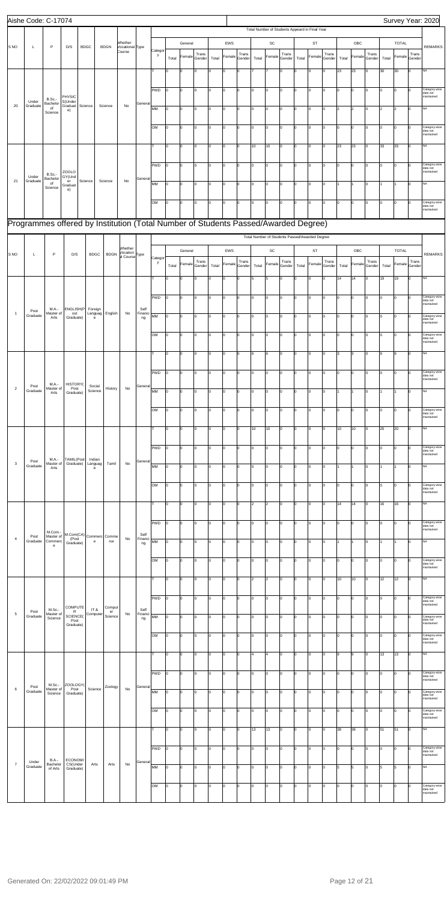Aishe Code: C-17074 | Survey Year: 2020

| S NO | L | P | D/S | BDGC | BDGN | Whether Vocational Course | Type | Category | Total Number of Students Appeard in Final Year | | | | | | | | | | | | | | | | | | REMARKS |
|---|---|---|---|---|---|---|---|---|---|---|---|---|---|---|---|---|---|---|---|---|---|---|---|---|---|---|---|
| | | | | | | | | | General | | | EWS | | | SC | | | ST | | | OBC | | | TOTAL | | | |
| | | | | | | | | | Total | Female | Trans Gender | Total | Female | Trans Gender | Total | Female | Trans Gender | Total | Female | Trans Gender | Total | Female | Trans Gender | Total | Female | Trans Gender | |
| 20 | Under Graduate | B.Sc.-Bachelor of Science | PHYSICS(Under Graduate) | Science | Science | No | General | T | 0 | 0 | 0 | 0 | 0 | 0 | 7 | 7 | 0 | 0 | 0 | 0 | 23 | 23 | 0 | 30 | 30 | 0 | NA |
| | | | | | | | | PWD | 0 | 0 | 0 | 0 | 0 | 0 | 0 | 0 | 0 | 0 | 0 | 0 | 0 | 0 | 0 | 0 | 0 | 0 | Category-wise data not maintained |
| | | | | | | | | MM | 0 | 0 | 0 | 0 | 0 | 0 | 0 | 0 | 0 | 0 | 0 | 0 | 2 | 2 | 0 | 2 | 2 | 0 | NA |
| | | | | | | | | OM | 0 | 0 | 0 | 0 | 0 | 0 | 0 | 0 | 0 | 0 | 0 | 0 | 0 | 0 | 0 | 0 | 0 | 0 | Category-wise data not maintained |
| 21 | Under Graduate | B.Sc.-Bachelor of Science | ZOOLOGY(Under Graduate) | Science | Science | No | General | T | 0 | 0 | 0 | 0 | 0 | 0 | 10 | 10 | 0 | 0 | 0 | 0 | 23 | 23 | 0 | 33 | 33 | 0 | NA |
| | | | | | | | | PWD | 0 | 0 | 0 | 0 | 0 | 0 | 0 | 0 | 0 | 0 | 0 | 0 | 0 | 0 | 0 | 0 | 0 | 0 | Category-wise data not maintained |
| | | | | | | | | MM | 0 | 0 | 0 | 0 | 0 | 0 | 0 | 0 | 0 | 0 | 0 | 0 | 1 | 1 | 0 | 1 | 1 | 0 | NA |
| | | | | | | | | OM | 0 | 0 | 0 | 0 | 0 | 0 | 0 | 0 | 0 | 0 | 0 | 0 | 0 | 0 | 0 | 0 | 0 | 0 | Category-wise data not maintained |

## Programmes offered by Institution (Total Number of Students Passed/Awarded Degree)

| S NO | L | P | D/S | BDGC | BDGN | Whether Vocational Course | Type | Category | Total Number of Students Passed/Awarded Degree | | | | | | | | | | | | | | | | | | REMARKS |
|---|---|---|---|---|---|---|---|---|---|---|---|---|---|---|---|---|---|---|---|---|---|---|---|---|---|---|---|
| | | | | | | | | | General | | | EWS | | | SC | | | ST | | | OBC | | | TOTAL | | | |
| | | | | | | | | | Total | Female | Trans Gender | Total | Female | Trans Gender | Total | Female | Trans Gender | Total | Female | Trans Gender | Total | Female | Trans Gender | Total | Female | Trans Gender | |
| 1 | Post Graduate | M.A.-Master of Arts | ENGLISH(Post Graduate) | Foreign Language | English | No | Self Financing | T | 0 | 0 | 0 | 0 | 0 | 0 | 5 | 5 | 0 | 0 | 0 | 0 | 14 | 14 | 0 | 19 | 19 | 0 | NA |
| | | | | | | | | PWD | 0 | 0 | 0 | 0 | 0 | 0 | 0 | 0 | 0 | 0 | 0 | 0 | 0 | 0 | 0 | 0 | 0 | 0 | Category-wise data not maintained |
| | | | | | | | | MM | 0 | 0 | 0 | 0 | 0 | 0 | 0 | 0 | 0 | 0 | 0 | 0 | 0 | 0 | 0 | 0 | 0 | 0 | Category-wise data not maintained |
| | | | | | | | | OM | 0 | 0 | 0 | 0 | 0 | 0 | 0 | 0 | 0 | 0 | 0 | 0 | 0 | 0 | 0 | 0 | 0 | 0 | Category-wise data not maintained |
| 2 | Post Graduate | M.A.-Master of Arts | HISTORY(Post Graduate) | Social Science | History | No | General | T | 0 | 0 | 0 | 0 | 0 | 0 | 6 | 6 | 0 | 0 | 0 | 0 | 3 | 3 | 0 | 9 | 9 | 0 | NA |
| | | | | | | | | PWD | 0 | 0 | 0 | 0 | 0 | 0 | 0 | 0 | 0 | 0 | 0 | 0 | 0 | 0 | 0 | 0 | 0 | 0 | Category-wise data not maintained |
| | | | | | | | | MM | 0 | 0 | 0 | 0 | 0 | 0 | 0 | 0 | 0 | 0 | 0 | 0 | 1 | 1 | 0 | 1 | 1 | 0 | NA |
| | | | | | | | | OM | 0 | 0 | 0 | 0 | 0 | 0 | 0 | 0 | 0 | 0 | 0 | 0 | 0 | 0 | 0 | 0 | 0 | 0 | Category-wise data not maintained |
| 3 | Post Graduate | M.A.-Master of Arts | TAMIL(Post Graduate) | Indian Language | Tamil | No | General | T | 0 | 0 | 0 | 0 | 0 | 0 | 10 | 10 | 0 | 0 | 0 | 0 | 10 | 10 | 0 | 20 | 20 | 0 | NA |
| | | | | | | | | PWD | 0 | 0 | 0 | 0 | 0 | 0 | 0 | 0 | 0 | 0 | 0 | 0 | 0 | 0 | 0 | 0 | 0 | 0 | Category-wise data not maintained |
| | | | | | | | | MM | 0 | 0 | 0 | 0 | 0 | 0 | 0 | 0 | 0 | 0 | 0 | 0 | 1 | 1 | 0 | 1 | 1 | 0 | NA |
| | | | | | | | | OM | 0 | 0 | 0 | 0 | 0 | 0 | 0 | 0 | 0 | 0 | 0 | 0 | 0 | 0 | 0 | 0 | 0 | 0 | Category-wise data not maintained |
| 4 | Post Graduate | M.Com.-Master of Commerce | M.Com(CA)(Post Graduate) | Commerce | Commerce | No | Self Financing | T | 0 | 0 | 0 | 0 | 0 | 0 | 2 | 2 | 0 | 0 | 0 | 0 | 14 | 14 | 0 | 16 | 16 | 0 | NA |
| | | | | | | | | PWD | 0 | 0 | 0 | 0 | 0 | 0 | 0 | 0 | 0 | 0 | 0 | 0 | 0 | 0 | 0 | 0 | 0 | 0 | Category-wise data not maintained |
| | | | | | | | | MM | 0 | 0 | 0 | 0 | 0 | 0 | 0 | 0 | 0 | 0 | 0 | 0 | 1 | 1 | 0 | 1 | 1 | 0 | NA |
| | | | | | | | | OM | 0 | 0 | 0 | 0 | 0 | 0 | 0 | 0 | 0 | 0 | 0 | 0 | 0 | 0 | 0 | 0 | 0 | 0 | Category-wise data not maintained |
| 5 | Post Graduate | M.Sc.-Master of Science | COMPUTER SCIENCE(Post Graduate) | IT & Computer | Computer Science | No | Self Financing | T | 0 | 0 | 0 | 0 | 0 | 0 | 2 | 2 | 0 | 0 | 0 | 0 | 10 | 10 | 0 | 12 | 12 | 0 | NA |
| | | | | | | | | PWD | 0 | 0 | 0 | 0 | 0 | 0 | 0 | 0 | 0 | 0 | 0 | 0 | 0 | 0 | 0 | 0 | 0 | 0 | Category-wise data not maintained |
| | | | | | | | | MM | 0 | 0 | 0 | 0 | 0 | 0 | 0 | 0 | 0 | 0 | 0 | 0 | 0 | 0 | 0 | 0 | 0 | 0 | Category-wise data not maintained |
| | | | | | | | | OM | 0 | 0 | 0 | 0 | 0 | 0 | 0 | 0 | 0 | 0 | 0 | 0 | 0 | 0 | 0 | 0 | 0 | 0 | Category-wise data not maintained |
| 6 | Post Graduate | M.Sc.-Master of Science | ZOOLOGY(Post Graduate) | Science | Zoology | No | General | T | 0 | 0 | 0 | 0 | 0 | 0 | 4 | 4 | 0 | 0 | 0 | 0 | 9 | 9 | 0 | 13 | 13 | 0 | NA |
| | | | | | | | | PWD | 0 | 0 | 0 | 0 | 0 | 0 | 0 | 0 | 0 | 0 | 0 | 0 | 0 | 0 | 0 | 0 | 0 | 0 | Category-wise data not maintained |
| | | | | | | | | MM | 0 | 0 | 0 | 0 | 0 | 0 | 0 | 0 | 0 | 0 | 0 | 0 | 0 | 0 | 0 | 0 | 0 | 0 | Category-wise data not maintained |
| | | | | | | | | OM | 0 | 0 | 0 | 0 | 0 | 0 | 0 | 0 | 0 | 0 | 0 | 0 | 0 | 0 | 0 | 0 | 0 | 0 | Category-wise data not maintained |
| 7 | Under Graduate | B.A.-Bachelor of Arts | ECONOMICS(Under Graduate) | Arts | Arts | No | General | T | 0 | 0 | 0 | 0 | 0 | 0 | 13 | 13 | 0 | 0 | 0 | 0 | 38 | 38 | 0 | 51 | 51 | 0 | NA |
| | | | | | | | | PWD | 0 | 0 | 0 | 0 | 0 | 0 | 0 | 0 | 0 | 0 | 0 | 0 | 0 | 0 | 0 | 0 | 0 | 0 | Category-wise data not maintained |
| | | | | | | | | MM | 0 | 0 | 0 | 0 | 0 | 0 | 0 | 0 | 0 | 0 | 0 | 0 | 5 | 5 | 0 | 5 | 5 | 0 | NA |
| | | | | | | | | OM | 0 | 0 | 0 | 0 | 0 | 0 | 0 | 0 | 0 | 0 | 0 | 0 | 0 | 0 | 0 | 0 | 0 | 0 | Category-wise data not maintained |

Generated On: 22/02/2022 09:01:49 PM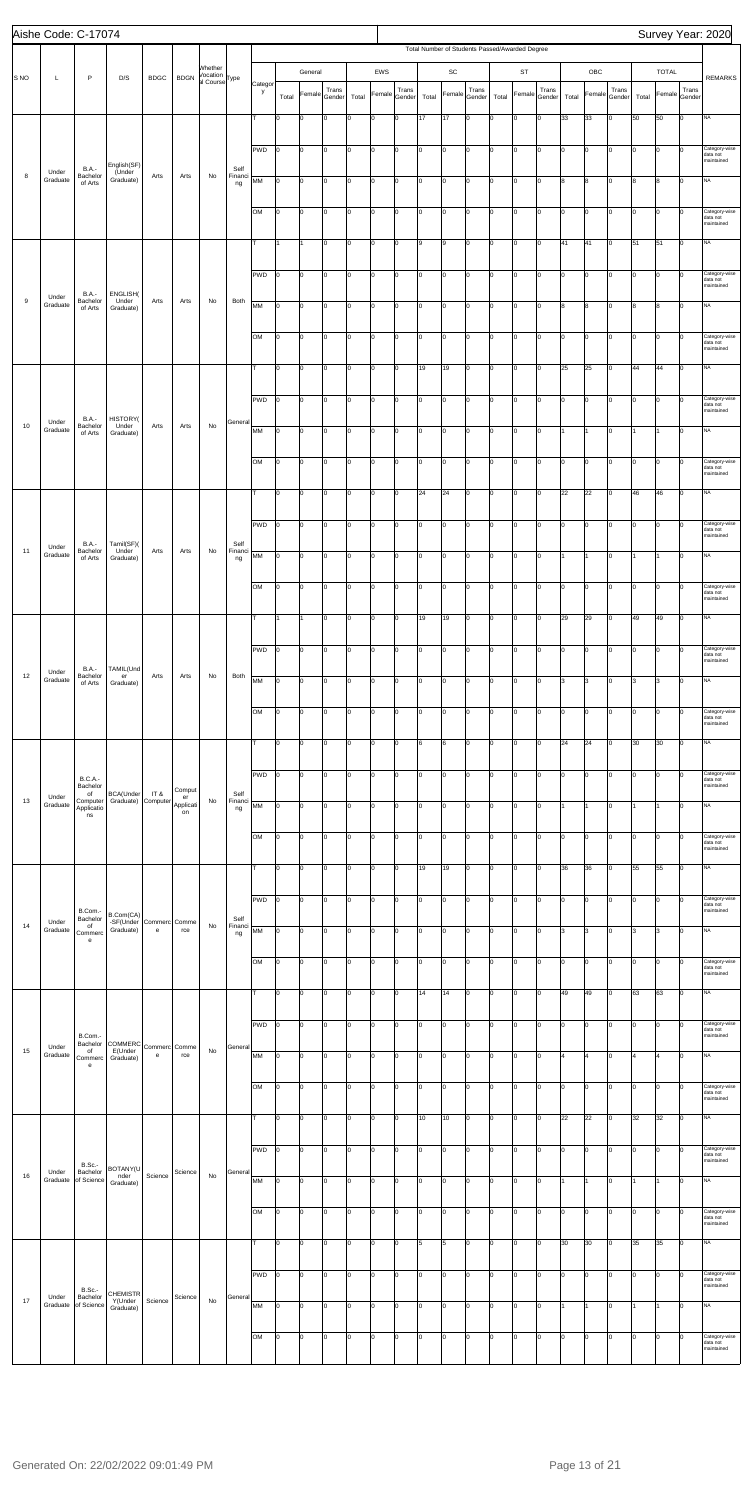Aishe Code: C-17074

Survey Year: 2020

| S NO | L | P | D/S | BDGC | BDGN | Whether Vocation al Course | Type | Category | General Total | General Female | General Trans Gender | EWS Total | EWS Female | EWS Trans Gender | SC Total | SC Female | SC Trans Gender | ST Total | ST Female | ST Trans Gender | OBC Total | OBC Female | OBC Trans Gender | TOTAL Total | TOTAL Female | TOTAL Trans Gender | REMARKS |
|---|---|---|---|---|---|---|---|---|---|---|---|---|---|---|---|---|---|---|---|---|---|---|---|---|---|---|---|
| | | | | | | | | | Total Number of Students Passed/Awarded Degree | | | | | | | | | | | | | | | | | | |
| 8 | Under Graduate | B.A.-Bachelor of Arts | English(SF)(Under Graduate) | Arts | Arts | No | Self Financing | T | 0 | 0 | 0 | 0 | 0 | 0 | 17 | 17 | 0 | 0 | 0 | 0 | 33 | 33 | 0 | 50 | 50 | 0 | NA |
| | | | | | | | | PWD | 0 | 0 | 0 | 0 | 0 | 0 | 0 | 0 | 0 | 0 | 0 | 0 | 0 | 0 | 0 | 0 | 0 | 0 | Category-wise data not maintained |
| | | | | | | | | MM | 0 | 0 | 0 | 0 | 0 | 0 | 0 | 0 | 0 | 0 | 0 | 0 | 8 | 8 | 0 | 8 | 8 | 0 | NA |
| | | | | | | | | OM | 0 | 0 | 0 | 0 | 0 | 0 | 0 | 0 | 0 | 0 | 0 | 0 | 0 | 0 | 0 | 0 | 0 | 0 | Category-wise data not maintained |
| 9 | Under Graduate | B.A.-Bachelor of Arts | ENGLISH(Under Graduate) | Arts | Arts | No | Both | T | 1 | 1 | 0 | 0 | 0 | 0 | 9 | 9 | 0 | 0 | 0 | 0 | 41 | 41 | 0 | 51 | 51 | 0 | NA |
| | | | | | | | | PWD | 0 | 0 | 0 | 0 | 0 | 0 | 0 | 0 | 0 | 0 | 0 | 0 | 0 | 0 | 0 | 0 | 0 | 0 | Category-wise data not maintained |
| | | | | | | | | MM | 0 | 0 | 0 | 0 | 0 | 0 | 0 | 0 | 0 | 0 | 0 | 0 | 8 | 8 | 0 | 8 | 8 | 0 | NA |
| | | | | | | | | OM | 0 | 0 | 0 | 0 | 0 | 0 | 0 | 0 | 0 | 0 | 0 | 0 | 0 | 0 | 0 | 0 | 0 | 0 | Category-wise data not maintained |
| 10 | Under Graduate | B.A.-Bachelor of Arts | HISTORY(Under Graduate) | Arts | Arts | No | General | T | 0 | 0 | 0 | 0 | 0 | 0 | 19 | 19 | 0 | 0 | 0 | 0 | 25 | 25 | 0 | 44 | 44 | 0 | NA |
| | | | | | | | | PWD | 0 | 0 | 0 | 0 | 0 | 0 | 0 | 0 | 0 | 0 | 0 | 0 | 0 | 0 | 0 | 0 | 0 | 0 | Category-wise data not maintained |
| | | | | | | | | MM | 0 | 0 | 0 | 0 | 0 | 0 | 0 | 0 | 0 | 0 | 0 | 0 | 1 | 1 | 0 | 1 | 1 | 0 | NA |
| | | | | | | | | OM | 0 | 0 | 0 | 0 | 0 | 0 | 0 | 0 | 0 | 0 | 0 | 0 | 0 | 0 | 0 | 0 | 0 | 0 | Category-wise data not maintained |
| 11 | Under Graduate | B.A.-Bachelor of Arts | Tamil(SF)(Under Graduate) | Arts | Arts | No | Self Financing | T | 0 | 0 | 0 | 0 | 0 | 0 | 24 | 24 | 0 | 0 | 0 | 0 | 22 | 22 | 0 | 46 | 46 | 0 | NA |
| | | | | | | | | PWD | 0 | 0 | 0 | 0 | 0 | 0 | 0 | 0 | 0 | 0 | 0 | 0 | 0 | 0 | 0 | 0 | 0 | 0 | Category-wise data not maintained |
| | | | | | | | | MM | 0 | 0 | 0 | 0 | 0 | 0 | 0 | 0 | 0 | 0 | 0 | 0 | 1 | 1 | 0 | 1 | 1 | 0 | NA |
| | | | | | | | | OM | 0 | 0 | 0 | 0 | 0 | 0 | 0 | 0 | 0 | 0 | 0 | 0 | 0 | 0 | 0 | 0 | 0 | 0 | Category-wise data not maintained |
| 12 | Under Graduate | B.A.-Bachelor of Arts | TAMIL(Under Graduate) | Arts | Arts | No | Both | T | 1 | 1 | 0 | 0 | 0 | 0 | 19 | 19 | 0 | 0 | 0 | 0 | 29 | 29 | 0 | 49 | 49 | 0 | NA |
| | | | | | | | | PWD | 0 | 0 | 0 | 0 | 0 | 0 | 0 | 0 | 0 | 0 | 0 | 0 | 0 | 0 | 0 | 0 | 0 | 0 | Category-wise data not maintained |
| | | | | | | | | MM | 0 | 0 | 0 | 0 | 0 | 0 | 0 | 0 | 0 | 0 | 0 | 0 | 3 | 3 | 0 | 3 | 3 | 0 | NA |
| | | | | | | | | OM | 0 | 0 | 0 | 0 | 0 | 0 | 0 | 0 | 0 | 0 | 0 | 0 | 0 | 0 | 0 | 0 | 0 | 0 | Category-wise data not maintained |
| 13 | Under Graduate | B.C.A.-Bachelor of Computer Applications | BCA(Under Graduate) | IT & Computer | Computer Application | No | Self Financing | T | 0 | 0 | 0 | 0 | 0 | 0 | 6 | 6 | 0 | 0 | 0 | 0 | 24 | 24 | 0 | 30 | 30 | 0 | NA |
| | | | | | | | | PWD | 0 | 0 | 0 | 0 | 0 | 0 | 0 | 0 | 0 | 0 | 0 | 0 | 0 | 0 | 0 | 0 | 0 | 0 | Category-wise data not maintained |
| | | | | | | | | MM | 0 | 0 | 0 | 0 | 0 | 0 | 0 | 0 | 0 | 0 | 0 | 0 | 1 | 1 | 0 | 1 | 1 | 0 | NA |
| | | | | | | | | OM | 0 | 0 | 0 | 0 | 0 | 0 | 0 | 0 | 0 | 0 | 0 | 0 | 0 | 0 | 0 | 0 | 0 | 0 | Category-wise data not maintained |
| 14 | Under Graduate | B.Com.-Bachelor of Commerce | B.Com(CA)-SF(Under Graduate) | Commerce | Commerce | No | Self Financing | T | 0 | 0 | 0 | 0 | 0 | 0 | 19 | 19 | 0 | 0 | 0 | 0 | 36 | 36 | 0 | 55 | 55 | 0 | NA |
| | | | | | | | | PWD | 0 | 0 | 0 | 0 | 0 | 0 | 0 | 0 | 0 | 0 | 0 | 0 | 0 | 0 | 0 | 0 | 0 | 0 | Category-wise data not maintained |
| | | | | | | | | MM | 0 | 0 | 0 | 0 | 0 | 0 | 0 | 0 | 0 | 0 | 0 | 0 | 3 | 3 | 0 | 3 | 3 | 0 | NA |
| | | | | | | | | OM | 0 | 0 | 0 | 0 | 0 | 0 | 0 | 0 | 0 | 0 | 0 | 0 | 0 | 0 | 0 | 0 | 0 | 0 | Category-wise data not maintained |
| 15 | Under Graduate | B.Com.-Bachelor of Commerce | COMMERCE(Under Graduate) | Commerce | Commerce | No | General | T | 0 | 0 | 0 | 0 | 0 | 0 | 14 | 14 | 0 | 0 | 0 | 0 | 49 | 49 | 0 | 63 | 63 | 0 | NA |
| | | | | | | | | PWD | 0 | 0 | 0 | 0 | 0 | 0 | 0 | 0 | 0 | 0 | 0 | 0 | 0 | 0 | 0 | 0 | 0 | 0 | Category-wise data not maintained |
| | | | | | | | | MM | 0 | 0 | 0 | 0 | 0 | 0 | 0 | 0 | 0 | 0 | 0 | 0 | 4 | 4 | 0 | 4 | 4 | 0 | NA |
| | | | | | | | | OM | 0 | 0 | 0 | 0 | 0 | 0 | 0 | 0 | 0 | 0 | 0 | 0 | 0 | 0 | 0 | 0 | 0 | 0 | Category-wise data not maintained |
| 16 | Under Graduate | B.Sc.-Bachelor of Science | BOTANY(Under Graduate) | Science | Science | No | General | T | 0 | 0 | 0 | 0 | 0 | 0 | 10 | 10 | 0 | 0 | 0 | 0 | 22 | 22 | 0 | 32 | 32 | 0 | NA |
| | | | | | | | | PWD | 0 | 0 | 0 | 0 | 0 | 0 | 0 | 0 | 0 | 0 | 0 | 0 | 0 | 0 | 0 | 0 | 0 | 0 | Category-wise data not maintained |
| | | | | | | | | MM | 0 | 0 | 0 | 0 | 0 | 0 | 0 | 0 | 0 | 0 | 0 | 0 | 1 | 1 | 0 | 1 | 1 | 0 | NA |
| | | | | | | | | OM | 0 | 0 | 0 | 0 | 0 | 0 | 0 | 0 | 0 | 0 | 0 | 0 | 0 | 0 | 0 | 0 | 0 | 0 | Category-wise data not maintained |
| 17 | Under Graduate | B.Sc.-Bachelor of Science | CHEMISTRY(Under Graduate) | Science | Science | No | General | T | 0 | 0 | 0 | 0 | 0 | 0 | 5 | 5 | 0 | 0 | 0 | 0 | 30 | 30 | 0 | 35 | 35 | 0 | NA |
| | | | | | | | | PWD | 0 | 0 | 0 | 0 | 0 | 0 | 0 | 0 | 0 | 0 | 0 | 0 | 0 | 0 | 0 | 0 | 0 | 0 | Category-wise data not maintained |
| | | | | | | | | MM | 0 | 0 | 0 | 0 | 0 | 0 | 0 | 0 | 0 | 0 | 0 | 0 | 1 | 1 | 0 | 1 | 1 | 0 | NA |
| | | | | | | | | OM | 0 | 0 | 0 | 0 | 0 | 0 | 0 | 0 | 0 | 0 | 0 | 0 | 0 | 0 | 0 | 0 | 0 | 0 | Category-wise data not maintained |

Generated On: 22/02/2022 09:01:49 PM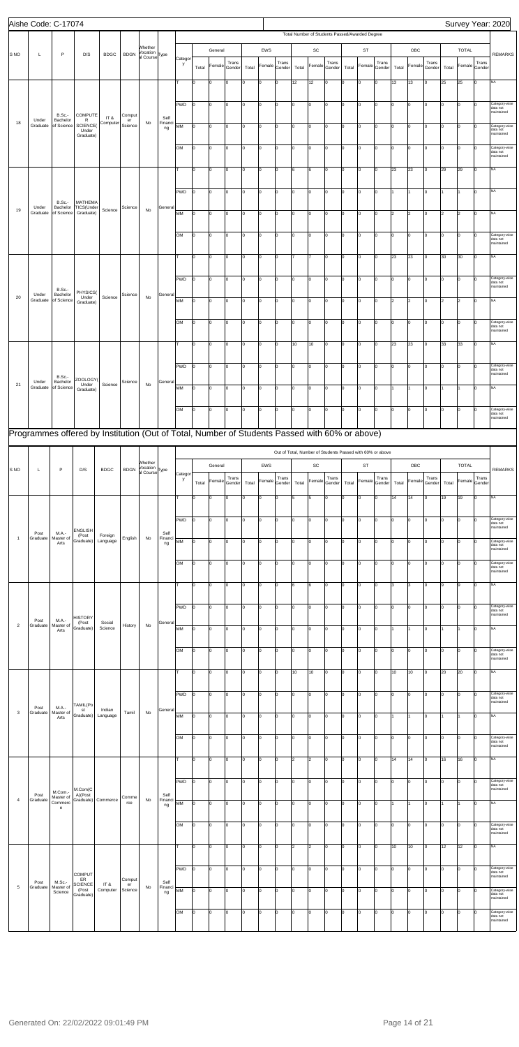Aishe Code: C-17074 Survey Year: 2020

| S NO | L | P | D/S | BDGC | BDGN | Whether Vocational Course | Type | Category | Total Number of Students Passed/Awarded Degree | | | | | | | | | | | | | | | | | | REMARKS |
|---|---|---|---|---|---|---|---|---|---|---|---|---|---|---|---|---|---|---|---|---|---|---|---|---|---|---|---|
| | | | | | | | | | General | | | EWS | | | SC | | | ST | | | OBC | | | TOTAL | | | |
| | | | | | | | | | Total | Female | Trans Gender | Total | Female | Trans Gender | Total | Female | Trans Gender | Total | Female | Trans Gender | Total | Female | Trans Gender | Total | Female | Trans Gender | |
| 18 | Under Graduate | B.Sc.-Bachelor of Science | COMPUTER SCIENCE(Under Graduate) | IT & Computer | Computer Science | No | Self Financing | T | 0 | 0 | 0 | 0 | 0 | 0 | 12 | 12 | 0 | 0 | 0 | 0 | 13 | 13 | 0 | 25 | 25 | 0 | NA |
| | | | | | | | | PWD | 0 | 0 | 0 | 0 | 0 | 0 | 0 | 0 | 0 | 0 | 0 | 0 | 0 | 0 | 0 | 0 | 0 | 0 | Category-wise data not maintained |
| | | | | | | | | MM | 0 | 0 | 0 | 0 | 0 | 0 | 0 | 0 | 0 | 0 | 0 | 0 | 0 | 0 | 0 | 0 | 0 | 0 | Category-wise data not maintained |
| | | | | | | | | OM | 0 | 0 | 0 | 0 | 0 | 0 | 0 | 0 | 0 | 0 | 0 | 0 | 0 | 0 | 0 | 0 | 0 | 0 | Category-wise data not maintained |
| 19 | Under Graduate | B.Sc.-Bachelor of Science | MATHEMATICS(Under Graduate) | Science | Science | No | General | T | 0 | 0 | 0 | 0 | 0 | 0 | 6 | 6 | 0 | 0 | 0 | 0 | 23 | 23 | 0 | 29 | 29 | 0 | NA |
| | | | | | | | | PWD | 0 | 0 | 0 | 0 | 0 | 0 | 0 | 0 | 0 | 0 | 0 | 0 | 1 | 1 | 0 | 1 | 1 | 0 | NA |
| | | | | | | | | MM | 0 | 0 | 0 | 0 | 0 | 0 | 0 | 0 | 0 | 0 | 0 | 0 | 2 | 2 | 0 | 2 | 2 | 0 | NA |
| | | | | | | | | OM | 0 | 0 | 0 | 0 | 0 | 0 | 0 | 0 | 0 | 0 | 0 | 0 | 0 | 0 | 0 | 0 | 0 | 0 | Category-wise data not maintained |
| 20 | Under Graduate | B.Sc.-Bachelor of Science | PHYSICS(Under Graduate) | Science | Science | No | General | T | 0 | 0 | 0 | 0 | 0 | 0 | 7 | 7 | 0 | 0 | 0 | 0 | 23 | 23 | 0 | 30 | 30 | 0 | NA |
| | | | | | | | | PWD | 0 | 0 | 0 | 0 | 0 | 0 | 0 | 0 | 0 | 0 | 0 | 0 | 0 | 0 | 0 | 0 | 0 | 0 | Category-wise data not maintained |
| | | | | | | | | MM | 0 | 0 | 0 | 0 | 0 | 0 | 0 | 0 | 0 | 0 | 0 | 0 | 2 | 2 | 0 | 2 | 2 | 0 | NA |
| | | | | | | | | OM | 0 | 0 | 0 | 0 | 0 | 0 | 0 | 0 | 0 | 0 | 0 | 0 | 0 | 0 | 0 | 0 | 0 | 0 | Category-wise data not maintained |
| 21 | Under Graduate | B.Sc.-Bachelor of Science | ZOOLOGY(Under Graduate) | Science | Science | No | General | T | 0 | 0 | 0 | 0 | 0 | 0 | 10 | 10 | 0 | 0 | 0 | 0 | 23 | 23 | 0 | 33 | 33 | 0 | NA |
| | | | | | | | | PWD | 0 | 0 | 0 | 0 | 0 | 0 | 0 | 0 | 0 | 0 | 0 | 0 | 0 | 0 | 0 | 0 | 0 | 0 | Category-wise data not maintained |
| | | | | | | | | MM | 0 | 0 | 0 | 0 | 0 | 0 | 0 | 0 | 0 | 0 | 0 | 0 | 1 | 1 | 0 | 1 | 1 | 0 | NA |
| | | | | | | | | OM | 0 | 0 | 0 | 0 | 0 | 0 | 0 | 0 | 0 | 0 | 0 | 0 | 0 | 0 | 0 | 0 | 0 | 0 | Category-wise data not maintained |

## Programmes offered by Institution (Out of Total, Number of Students Passed with 60% or above)

| S NO | L | P | D/S | BDGC | BDGN | Whether Vocational Course | Type | Category | Out of Total, Number of Students Passed with 60% or above | | | | | | | | | | | | | | | | | | REMARKS |
|---|---|---|---|---|---|---|---|---|---|---|---|---|---|---|---|---|---|---|---|---|---|---|---|---|---|---|---|
| | | | | | | | | | General | | | EWS | | | SC | | | ST | | | OBC | | | TOTAL | | | |
| | | | | | | | | | Total | Female | Trans Gender | Total | Female | Trans Gender | Total | Female | Trans Gender | Total | Female | Trans Gender | Total | Female | Trans Gender | Total | Female | Trans Gender | |
| 1 | Post Graduate | M.A.-Master of Arts | ENGLISH(Post Graduate) | Foreign Language | English | No | Self Financing | T | 0 | 0 | 0 | 0 | 0 | 0 | 5 | 5 | 0 | 0 | 0 | 0 | 14 | 14 | 0 | 19 | 19 | 0 | NA |
| | | | | | | | | PWD | 0 | 0 | 0 | 0 | 0 | 0 | 0 | 0 | 0 | 0 | 0 | 0 | 0 | 0 | 0 | 0 | 0 | 0 | Category-wise data not maintained |
| | | | | | | | | MM | 0 | 0 | 0 | 0 | 0 | 0 | 0 | 0 | 0 | 0 | 0 | 0 | 0 | 0 | 0 | 0 | 0 | 0 | Category-wise data not maintained |
| | | | | | | | | OM | 0 | 0 | 0 | 0 | 0 | 0 | 0 | 0 | 0 | 0 | 0 | 0 | 0 | 0 | 0 | 0 | 0 | 0 | Category-wise data not maintained |
| 2 | Post Graduate | M.A.-Master of Arts | HISTORY(Post Graduate) | Social Science | History | No | General | T | 0 | 0 | 0 | 0 | 0 | 0 | 6 | 6 | 0 | 0 | 0 | 0 | 3 | 3 | 0 | 9 | 9 | 0 | NA |
| | | | | | | | | PWD | 0 | 0 | 0 | 0 | 0 | 0 | 0 | 0 | 0 | 0 | 0 | 0 | 0 | 0 | 0 | 0 | 0 | 0 | Category-wise data not maintained |
| | | | | | | | | MM | 0 | 0 | 0 | 0 | 0 | 0 | 0 | 0 | 0 | 0 | 0 | 0 | 1 | 1 | 0 | 1 | 1 | 0 | NA |
| | | | | | | | | OM | 0 | 0 | 0 | 0 | 0 | 0 | 0 | 0 | 0 | 0 | 0 | 0 | 0 | 0 | 0 | 0 | 0 | 0 | Category-wise data not maintained |
| 3 | Post Graduate | M.A.-Master of Arts | TAMIL(Post Graduate) | Indian Language | Tamil | No | General | T | 0 | 0 | 0 | 0 | 0 | 0 | 10 | 10 | 0 | 0 | 0 | 0 | 10 | 10 | 0 | 20 | 20 | 0 | NA |
| | | | | | | | | PWD | 0 | 0 | 0 | 0 | 0 | 0 | 0 | 0 | 0 | 0 | 0 | 0 | 0 | 0 | 0 | 0 | 0 | 0 | Category-wise data not maintained |
| | | | | | | | | MM | 0 | 0 | 0 | 0 | 0 | 0 | 0 | 0 | 0 | 0 | 0 | 0 | 1 | 1 | 0 | 1 | 1 | 0 | NA |
| | | | | | | | | OM | 0 | 0 | 0 | 0 | 0 | 0 | 0 | 0 | 0 | 0 | 0 | 0 | 0 | 0 | 0 | 0 | 0 | 0 | Category-wise data not maintained |
| 4 | Post Graduate | M.Com.-Master of Commerce | M.Com(CA)(Post Graduate) | Commerce | Commerce | No | Self Financing | T | 0 | 0 | 0 | 0 | 0 | 0 | 2 | 2 | 0 | 0 | 0 | 0 | 14 | 14 | 0 | 16 | 16 | 0 | NA |
| | | | | | | | | PWD | 0 | 0 | 0 | 0 | 0 | 0 | 0 | 0 | 0 | 0 | 0 | 0 | 0 | 0 | 0 | 0 | 0 | 0 | Category-wise data not maintained |
| | | | | | | | | MM | 0 | 0 | 0 | 0 | 0 | 0 | 0 | 0 | 0 | 0 | 0 | 0 | 1 | 1 | 0 | 1 | 1 | 0 | NA |
| | | | | | | | | OM | 0 | 0 | 0 | 0 | 0 | 0 | 0 | 0 | 0 | 0 | 0 | 0 | 0 | 0 | 0 | 0 | 0 | 0 | Category-wise data not maintained |
| 5 | Post Graduate | M.Sc.-Master of Science | COMPUTER SCIENCE(Post Graduate) | IT & Computer | Computer Science | No | Self Financing | T | 0 | 0 | 0 | 0 | 0 | 0 | 2 | 2 | 0 | 0 | 0 | 0 | 10 | 10 | 0 | 12 | 12 | 0 | NA |
| | | | | | | | | PWD | 0 | 0 | 0 | 0 | 0 | 0 | 0 | 0 | 0 | 0 | 0 | 0 | 0 | 0 | 0 | 0 | 0 | 0 | Category-wise data not maintained |
| | | | | | | | | MM | 0 | 0 | 0 | 0 | 0 | 0 | 0 | 0 | 0 | 0 | 0 | 0 | 0 | 0 | 0 | 0 | 0 | 0 | Category-wise data not maintained |
| | | | | | | | | OM | 0 | 0 | 0 | 0 | 0 | 0 | 0 | 0 | 0 | 0 | 0 | 0 | 0 | 0 | 0 | 0 | 0 | 0 | Category-wise data not maintained |

Generated On: 22/02/2022 09:01:49 PM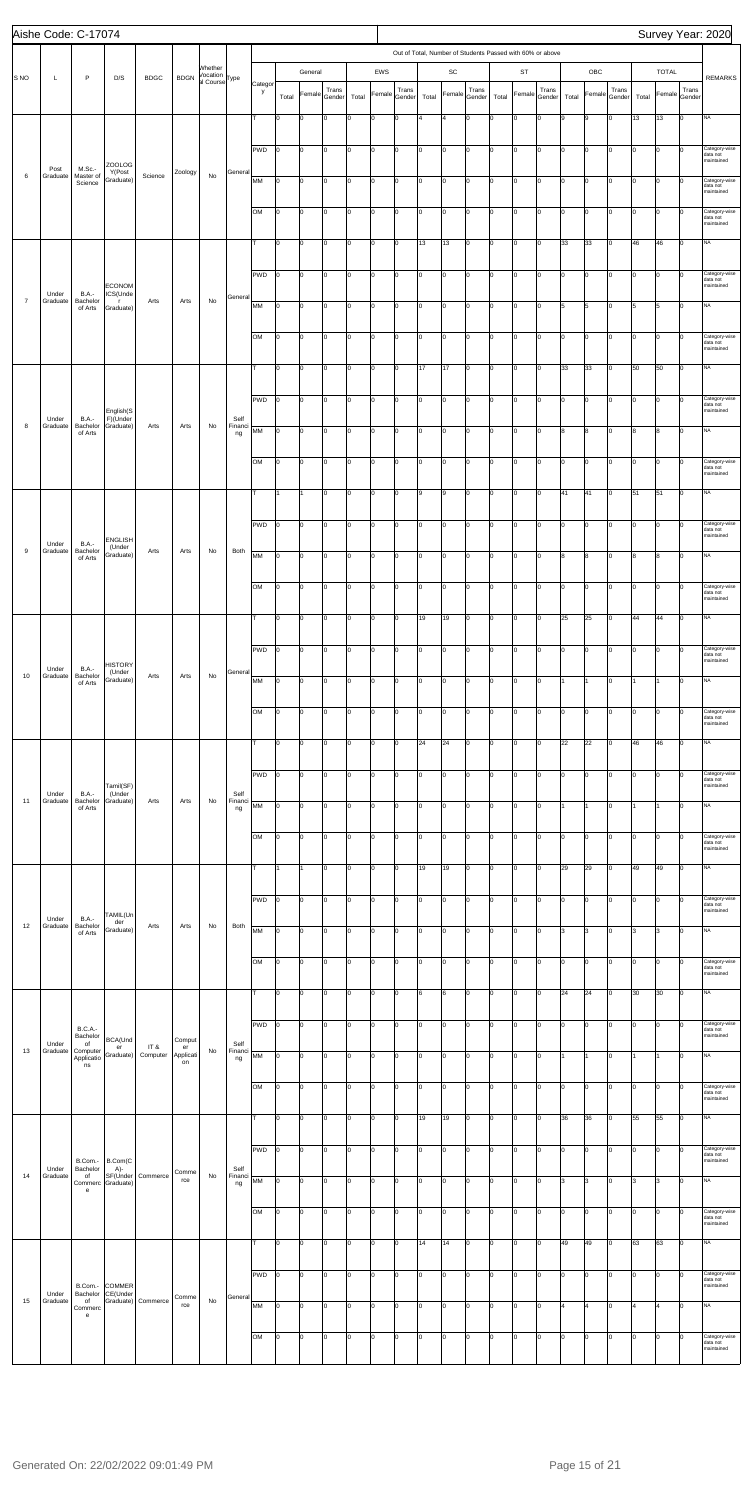Aishe Code: C-17074 | Survey Year: 2020

| S NO | L | P | D/S | BDGC | BDGN | Whether Vocational Course | Type | Category | Out of Total, Number of Students Passed with 60% or above | | | | | | | | | | | | | | | | | | | | | REMARKS |
|---|---|---|---|---|---|---|---|---|---|---|---|---|---|---|---|---|---|---|---|---|---|---|---|---|---|---|---|---|---|---|
| | | | | | | | | | General | | | EWS | | | SC | | | ST | | | OBC | | | TOTAL | | | | | | |
| | | | | | | | | | Total | Female | Trans Gender | Total | Female | Trans Gender | Total | Female | Trans Gender | Total | Female | Trans Gender | Total | Female | Trans Gender | Total | Female | Trans Gender | | | | |
| 6 | Post Graduate | M.Sc.-Master of Science | ZOOLOGY(Post Graduate) | Science | Zoology | No | General | T | 0 | 0 | 0 | 0 | 0 | 0 | 4 | 4 | 0 | 0 | 0 | 0 | 9 | 9 | 0 | 13 | 13 | 0 | | | | NA |
| | | | | | | | | PWD | 0 | 0 | 0 | 0 | 0 | 0 | 0 | 0 | 0 | 0 | 0 | 0 | 0 | 0 | 0 | 0 | 0 | 0 | | | | Category-wise data not maintained |
| | | | | | | | | MM | 0 | 0 | 0 | 0 | 0 | 0 | 0 | 0 | 0 | 0 | 0 | 0 | 0 | 0 | 0 | 0 | 0 | 0 | | | | Category-wise data not maintained |
| | | | | | | | | OM | 0 | 0 | 0 | 0 | 0 | 0 | 0 | 0 | 0 | 0 | 0 | 0 | 0 | 0 | 0 | 0 | 0 | 0 | | | | Category-wise data not maintained |
| 7 | Under Graduate | B.A.-Bachelor of Arts | ECONOMICS(Under Graduate) | Arts | Arts | No | General | T | 0 | 0 | 0 | 0 | 0 | 0 | 13 | 13 | 0 | 0 | 0 | 0 | 33 | 33 | 0 | 46 | 46 | 0 | | | | NA |
| | | | | | | | | PWD | 0 | 0 | 0 | 0 | 0 | 0 | 0 | 0 | 0 | 0 | 0 | 0 | 0 | 0 | 0 | 0 | 0 | 0 | | | | Category-wise data not maintained |
| | | | | | | | | MM | 0 | 0 | 0 | 0 | 0 | 0 | 0 | 0 | 0 | 0 | 0 | 0 | 5 | 5 | 0 | 5 | 5 | 0 | | | | NA |
| | | | | | | | | OM | 0 | 0 | 0 | 0 | 0 | 0 | 0 | 0 | 0 | 0 | 0 | 0 | 0 | 0 | 0 | 0 | 0 | 0 | | | | Category-wise data not maintained |
| 8 | Under Graduate | B.A.-Bachelor of Arts | English(SF)(Under Graduate) | Arts | Arts | No | Self Financing | T | 0 | 0 | 0 | 0 | 0 | 0 | 17 | 17 | 0 | 0 | 0 | 0 | 33 | 33 | 0 | 50 | 50 | 0 | | | | NA |
| | | | | | | | | PWD | 0 | 0 | 0 | 0 | 0 | 0 | 0 | 0 | 0 | 0 | 0 | 0 | 0 | 0 | 0 | 0 | 0 | 0 | | | | Category-wise data not maintained |
| | | | | | | | | MM | 0 | 0 | 0 | 0 | 0 | 0 | 0 | 0 | 0 | 0 | 0 | 0 | 8 | 8 | 0 | 8 | 8 | 0 | | | | NA |
| | | | | | | | | OM | 0 | 0 | 0 | 0 | 0 | 0 | 0 | 0 | 0 | 0 | 0 | 0 | 0 | 0 | 0 | 0 | 0 | 0 | | | | Category-wise data not maintained |
| 9 | Under Graduate | B.A.-Bachelor of Arts | ENGLISH(Under Graduate) | Arts | Arts | No | Both | T | 1 | 1 | 0 | 0 | 0 | 0 | 9 | 9 | 0 | 0 | 0 | 0 | 41 | 41 | 0 | 51 | 51 | 0 | | | | NA |
| | | | | | | | | PWD | 0 | 0 | 0 | 0 | 0 | 0 | 0 | 0 | 0 | 0 | 0 | 0 | 0 | 0 | 0 | 0 | 0 | 0 | | | | Category-wise data not maintained |
| | | | | | | | | MM | 0 | 0 | 0 | 0 | 0 | 0 | 0 | 0 | 0 | 0 | 0 | 0 | 8 | 8 | 0 | 8 | 8 | 0 | | | | NA |
| | | | | | | | | OM | 0 | 0 | 0 | 0 | 0 | 0 | 0 | 0 | 0 | 0 | 0 | 0 | 0 | 0 | 0 | 0 | 0 | 0 | | | | Category-wise data not maintained |
| 10 | Under Graduate | B.A.-Bachelor of Arts | HISTORY(Under Graduate) | Arts | Arts | No | General | T | 0 | 0 | 0 | 0 | 0 | 0 | 19 | 19 | 0 | 0 | 0 | 0 | 25 | 25 | 0 | 44 | 44 | 0 | | | | NA |
| | | | | | | | | PWD | 0 | 0 | 0 | 0 | 0 | 0 | 0 | 0 | 0 | 0 | 0 | 0 | 0 | 0 | 0 | 0 | 0 | 0 | | | | Category-wise data not maintained |
| | | | | | | | | MM | 0 | 0 | 0 | 0 | 0 | 0 | 0 | 0 | 0 | 0 | 0 | 0 | 1 | 1 | 0 | 1 | 1 | 0 | | | | NA |
| | | | | | | | | OM | 0 | 0 | 0 | 0 | 0 | 0 | 0 | 0 | 0 | 0 | 0 | 0 | 0 | 0 | 0 | 0 | 0 | 0 | | | | Category-wise data not maintained |
| 11 | Under Graduate | B.A.-Bachelor of Arts | Tamil(SF)(Under Graduate) | Arts | Arts | No | Self Financing | T | 0 | 0 | 0 | 0 | 0 | 0 | 24 | 24 | 0 | 0 | 0 | 0 | 22 | 22 | 0 | 46 | 46 | 0 | | | | NA |
| | | | | | | | | PWD | 0 | 0 | 0 | 0 | 0 | 0 | 0 | 0 | 0 | 0 | 0 | 0 | 0 | 0 | 0 | 0 | 0 | 0 | | | | Category-wise data not maintained |
| | | | | | | | | MM | 0 | 0 | 0 | 0 | 0 | 0 | 0 | 0 | 0 | 0 | 0 | 0 | 1 | 1 | 0 | 1 | 1 | 0 | | | | NA |
| | | | | | | | | OM | 0 | 0 | 0 | 0 | 0 | 0 | 0 | 0 | 0 | 0 | 0 | 0 | 0 | 0 | 0 | 0 | 0 | 0 | | | | Category-wise data not maintained |
| 12 | Under Graduate | B.A.-Bachelor of Arts | TAMIL(Under Graduate) | Arts | Arts | No | Both | T | 1 | 1 | 0 | 0 | 0 | 0 | 19 | 19 | 0 | 0 | 0 | 0 | 29 | 29 | 0 | 49 | 49 | 0 | | | | NA |
| | | | | | | | | PWD | 0 | 0 | 0 | 0 | 0 | 0 | 0 | 0 | 0 | 0 | 0 | 0 | 0 | 0 | 0 | 0 | 0 | 0 | | | | Category-wise data not maintained |
| | | | | | | | | MM | 0 | 0 | 0 | 0 | 0 | 0 | 0 | 0 | 0 | 0 | 0 | 0 | 3 | 3 | 0 | 3 | 3 | 0 | | | | NA |
| | | | | | | | | OM | 0 | 0 | 0 | 0 | 0 | 0 | 0 | 0 | 0 | 0 | 0 | 0 | 0 | 0 | 0 | 0 | 0 | 0 | | | | Category-wise data not maintained |
| 13 | Under Graduate | B.C.A.-Bachelor of Computer Applications | BCA(Under Graduate) | IT & Computer | Computer Application | No | Self Financing | T | 0 | 0 | 0 | 0 | 0 | 0 | 6 | 6 | 0 | 0 | 0 | 0 | 24 | 24 | 0 | 30 | 30 | 0 | | | | NA |
| | | | | | | | | PWD | 0 | 0 | 0 | 0 | 0 | 0 | 0 | 0 | 0 | 0 | 0 | 0 | 0 | 0 | 0 | 0 | 0 | 0 | | | | Category-wise data not maintained |
| | | | | | | | | MM | 0 | 0 | 0 | 0 | 0 | 0 | 0 | 0 | 0 | 0 | 0 | 0 | 1 | 1 | 0 | 1 | 1 | 0 | | | | NA |
| | | | | | | | | OM | 0 | 0 | 0 | 0 | 0 | 0 | 0 | 0 | 0 | 0 | 0 | 0 | 0 | 0 | 0 | 0 | 0 | 0 | | | | Category-wise data not maintained |
| 14 | Under Graduate | B.Com.-Bachelor of Commerce | B.Com(CA)-SF(Under Graduate) | Commerce | Commerce | No | Self Financing | T | 0 | 0 | 0 | 0 | 0 | 0 | 19 | 19 | 0 | 0 | 0 | 0 | 36 | 36 | 0 | 55 | 55 | 0 | | | | NA |
| | | | | | | | | PWD | 0 | 0 | 0 | 0 | 0 | 0 | 0 | 0 | 0 | 0 | 0 | 0 | 0 | 0 | 0 | 0 | 0 | 0 | | | | Category-wise data not maintained |
| | | | | | | | | MM | 0 | 0 | 0 | 0 | 0 | 0 | 0 | 0 | 0 | 0 | 0 | 0 | 3 | 3 | 0 | 3 | 3 | 0 | | | | NA |
| | | | | | | | | OM | 0 | 0 | 0 | 0 | 0 | 0 | 0 | 0 | 0 | 0 | 0 | 0 | 0 | 0 | 0 | 0 | 0 | 0 | | | | Category-wise data not maintained |
| 15 | Under Graduate | B.Com.-Bachelor of Commerce | COMMERCE(Under Graduate) | Commerce | Commerce | No | General | T | 0 | 0 | 0 | 0 | 0 | 0 | 14 | 14 | 0 | 0 | 0 | 0 | 49 | 49 | 0 | 63 | 63 | 0 | | | | NA |
| | | | | | | | | PWD | 0 | 0 | 0 | 0 | 0 | 0 | 0 | 0 | 0 | 0 | 0 | 0 | 0 | 0 | 0 | 0 | 0 | 0 | | | | Category-wise data not maintained |
| | | | | | | | | MM | 0 | 0 | 0 | 0 | 0 | 0 | 0 | 0 | 0 | 0 | 0 | 0 | 4 | 4 | 0 | 4 | 4 | 0 | | | | NA |
| | | | | | | | | OM | 0 | 0 | 0 | 0 | 0 | 0 | 0 | 0 | 0 | 0 | 0 | 0 | 0 | 0 | 0 | 0 | 0 | 0 | | | | Category-wise data not maintained |

Generated On: 22/02/2022 09:01:49 PM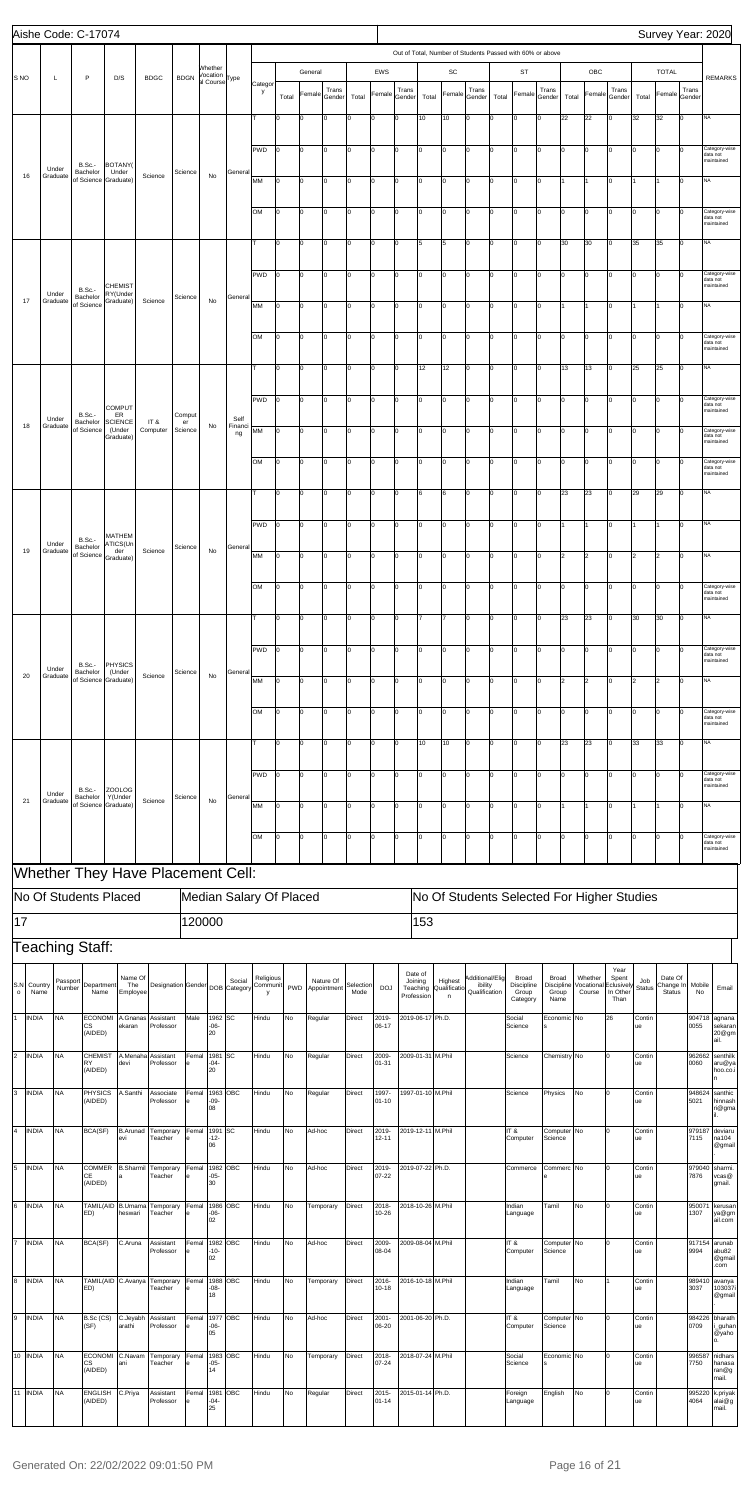Aishe Code: C-17074

Survey Year: 2020

| S NO | L | P | D/S | BDGC | BDGN | Whether Vocational Course | Type | Category | General Total | General Female | General Trans Gender | EWS Total | EWS Female | EWS Trans Gender | SC Total | SC Female | SC Trans Gender | ST Total | ST Female | ST Trans Gender | OBC Total | OBC Female | OBC Trans Gender | TOTAL Total | TOTAL Female | TOTAL Trans Gender | REMARKS |
|---|---|---|---|---|---|---|---|---|---|---|---|---|---|---|---|---|---|---|---|---|---|---|---|---|---|---|---|
| | | | | | | | | | Out of Total, Number of Students Passed with 60% or above | | | | | | | | | | | | | | | | | | |
| 16 | Under Graduate | B.Sc.-Bachelor of Science | BOTANY( Under Graduate) | Science | Science | No | General | T | 0 | 0 | 0 | 0 | 0 | 0 | 10 | 10 | 0 | 0 | 0 | 0 | 22 | 22 | 0 | 32 | 32 | 0 | NA |
| | | | | | | | | PWD | 0 | 0 | 0 | 0 | 0 | 0 | 0 | 0 | 0 | 0 | 0 | 0 | 0 | 0 | 0 | 0 | 0 | 0 | Category-wise data not maintained |
| | | | | | | | | MM | 0 | 0 | 0 | 0 | 0 | 0 | 0 | 0 | 0 | 0 | 0 | 0 | 1 | 1 | 0 | 1 | 1 | 0 | NA |
| | | | | | | | | OM | 0 | 0 | 0 | 0 | 0 | 0 | 0 | 0 | 0 | 0 | 0 | 0 | 0 | 0 | 0 | 0 | 0 | 0 | Category-wise data not maintained |
| 17 | Under Graduate | B.Sc.-Bachelor of Science | CHEMISTRY(Under Graduate) | Science | Science | No | General | T | 0 | 0 | 0 | 0 | 0 | 0 | 5 | 5 | 0 | 0 | 0 | 0 | 30 | 30 | 0 | 35 | 35 | 0 | NA |
| | | | | | | | | PWD | 0 | 0 | 0 | 0 | 0 | 0 | 0 | 0 | 0 | 0 | 0 | 0 | 0 | 0 | 0 | 0 | 0 | 0 | Category-wise data not maintained |
| | | | | | | | | MM | 0 | 0 | 0 | 0 | 0 | 0 | 0 | 0 | 0 | 0 | 0 | 0 | 1 | 1 | 0 | 1 | 1 | 0 | NA |
| | | | | | | | | OM | 0 | 0 | 0 | 0 | 0 | 0 | 0 | 0 | 0 | 0 | 0 | 0 | 0 | 0 | 0 | 0 | 0 | 0 | Category-wise data not maintained |
| 18 | Under Graduate | B.Sc.-Bachelor of Science | COMPUTER SCIENCE (Under Graduate) | IT & Computer | Computer Science | No | Self Financing | T | 0 | 0 | 0 | 0 | 0 | 0 | 12 | 12 | 0 | 0 | 0 | 0 | 13 | 13 | 0 | 25 | 25 | 0 | NA |
| | | | | | | | | PWD | 0 | 0 | 0 | 0 | 0 | 0 | 0 | 0 | 0 | 0 | 0 | 0 | 0 | 0 | 0 | 0 | 0 | 0 | Category-wise data not maintained |
| | | | | | | | | MM | 0 | 0 | 0 | 0 | 0 | 0 | 0 | 0 | 0 | 0 | 0 | 0 | 0 | 0 | 0 | 0 | 0 | 0 | Category-wise data not maintained |
| | | | | | | | | OM | 0 | 0 | 0 | 0 | 0 | 0 | 0 | 0 | 0 | 0 | 0 | 0 | 0 | 0 | 0 | 0 | 0 | 0 | Category-wise data not maintained |
| 19 | Under Graduate | B.Sc.-Bachelor of Science | MATHEMATICS(Under Graduate) | Science | Science | No | General | T | 0 | 0 | 0 | 0 | 0 | 0 | 6 | 6 | 0 | 0 | 0 | 0 | 23 | 23 | 0 | 29 | 29 | 0 | NA |
| | | | | | | | | PWD | 0 | 0 | 0 | 0 | 0 | 0 | 0 | 0 | 0 | 0 | 0 | 0 | 1 | 1 | 0 | 1 | 1 | 0 | NA |
| | | | | | | | | MM | 0 | 0 | 0 | 0 | 0 | 0 | 0 | 0 | 0 | 0 | 0 | 0 | 2 | 2 | 0 | 2 | 2 | 0 | NA |
| | | | | | | | | OM | 0 | 0 | 0 | 0 | 0 | 0 | 0 | 0 | 0 | 0 | 0 | 0 | 0 | 0 | 0 | 0 | 0 | 0 | Category-wise data not maintained |
| 20 | Under Graduate | B.Sc.-Bachelor of Science | PHYSICS (Under Graduate) | Science | Science | No | General | T | 0 | 0 | 0 | 0 | 0 | 0 | 7 | 7 | 0 | 0 | 0 | 0 | 23 | 23 | 0 | 30 | 30 | 0 | NA |
| | | | | | | | | PWD | 0 | 0 | 0 | 0 | 0 | 0 | 0 | 0 | 0 | 0 | 0 | 0 | 0 | 0 | 0 | 0 | 0 | 0 | Category-wise data not maintained |
| | | | | | | | | MM | 0 | 0 | 0 | 0 | 0 | 0 | 0 | 0 | 0 | 0 | 0 | 0 | 2 | 2 | 0 | 2 | 2 | 0 | NA |
| | | | | | | | | OM | 0 | 0 | 0 | 0 | 0 | 0 | 0 | 0 | 0 | 0 | 0 | 0 | 0 | 0 | 0 | 0 | 0 | 0 | Category-wise data not maintained |
| 21 | Under Graduate | B.Sc.-Bachelor of Science | ZOOLOGY(Under Graduate) | Science | Science | No | General | T | 0 | 0 | 0 | 0 | 0 | 0 | 10 | 10 | 0 | 0 | 0 | 0 | 23 | 23 | 0 | 33 | 33 | 0 | NA |
| | | | | | | | | PWD | 0 | 0 | 0 | 0 | 0 | 0 | 0 | 0 | 0 | 0 | 0 | 0 | 0 | 0 | 0 | 0 | 0 | 0 | Category-wise data not maintained |
| | | | | | | | | MM | 0 | 0 | 0 | 0 | 0 | 0 | 0 | 0 | 0 | 0 | 0 | 0 | 1 | 1 | 0 | 1 | 1 | 0 | NA |
| | | | | | | | | OM | 0 | 0 | 0 | 0 | 0 | 0 | 0 | 0 | 0 | 0 | 0 | 0 | 0 | 0 | 0 | 0 | 0 | 0 | Category-wise data not maintained |

## Whether They Have Placement Cell:

| No Of Students Placed | Median Salary Of Placed | No Of Students Selected For Higher Studies |
|---|---|---|
| 17 | 120000 | 153 |

## Teaching Staff:

| S.No | Country Name | Passport Number | Department Name | Name Of The Employee | Designation | Gender | DOB | Social Category | Religious Community | PWD | Nature Of Appointment | Selection Mode | DOJ | Date of Joining Teaching Profession | Highest Qualification | Additional/Eligibility Qualification | Broad Discipline Group Category | Broad Discipline Group Name | Whether Vocational Course | Year Spent Exclusively In Other Than | Job Status | Date Of Change In Status | Mobile No | Email |
|---|---|---|---|---|---|---|---|---|---|---|---|---|---|---|---|---|---|---|---|---|---|---|---|---|
| 1 | INDIA | NA | ECONOMICS (AIDED) | A.Gnanasekaran | Assistant Professor | Male | 1962-06-20 | SC | Hindu | No | Regular | Direct | 2019-06-17 | 2019-06-17 | Ph.D. | | Social Science | Economics | No | 26 | Continue | | 9047180055 | agnanasekaran20@gmail. |
| 2 | INDIA | NA | CHEMISTRY (AIDED) | A.Menaha devi | Assistant Professor | Female | 1981-04-20 | SC | Hindu | No | Regular | Direct | 2009-01-31 | 2009-01-31 | M.Phil | | Science | Chemistry | No | 0 | Continue | | 9626620060 | senthilkaru@yahoo.co.in |
| 3 | INDIA | NA | PHYSICS (AIDED) | A.Santhi | Associate Professor | Female | 1963-09-08 | OBC | Hindu | No | Regular | Direct | 1997-01-10 | 1997-01-10 | M.Phil | | Science | Physics | No | 0 | Continue | | 9486245021 | santhchimiash n@gmail. |
| 4 | INDIA | NA | BCA(SF) | B.Arunadevi | Temporary Teacher | Female | 1991-12-06 | SC | Hindu | No | Ad-hoc | Direct | 2019-12-11 | 2019-12-11 | M.Phil | | IT & Computer | Computer Science | No | 0 | Continue | | 9791877115 | devaruna104@gmail |
| 5 | INDIA | NA | COMMERCE (AIDED) | B.Sharmila | Temporary Teacher | Female | 1982-05-30 | OBC | Hindu | No | Ad-hoc | Direct | 2019-07-22 | 2019-07-22 | Ph.D. | | Commerce | Commerce | No | 0 | Continue | | 9790407876 | sharmivcas@gmail. |
| 6 | INDIA | NA | TAMIL(AIDED) | B.Umamaheswari | Temporary Teacher | Female | 1986-06-02 | OBC | Hindu | No | Temporary | Direct | 2018-10-26 | 2018-10-26 | M.Phil | | Indian Language | Tamil | No | 0 | Continue | | 9500711307 | kerusanya@gmail.com |
| 7 | INDIA | NA | BCA(SF) | C.Aruna | Assistant Professor | Female | 1982-10-02 | OBC | Hindu | No | Ad-hoc | Direct | 2009-08-04 | 2009-08-04 | M.Phil | | IT & Computer | Computer Science | No | 0 | Continue | | 9171549994 | arunabalu82@gmail.com |
| 8 | INDIA | NA | TAMIL(AIDED) | C.Avanya | Temporary Teacher | Female | 1988-08-18 | OBC | Hindu | No | Temporary | Direct | 2016-10-18 | 2016-10-18 | M.Phil | | Indian Language | Tamil | No | 1 | Continue | | 9894103037 | avanya@gmail. |
| 9 | INDIA | NA | B.Sc (CS)(SF) | C.Jeyabharathi | Assistant Professor | Female | 1977-06-05 | OBC | Hindu | No | Ad-hoc | Direct | 2001-06-20 | 2001-06-20 | Ph.D. | | IT & Computer | Computer Science | No | 0 | Continue | | 9842260709 | bharathi_guhan@yahoo. |
| 10 | INDIA | NA | ECONOMICS (AIDED) | C.Navamani | Temporary Teacher | Female | 1983-05-14 | OBC | Hindu | No | Temporary | Direct | 2018-07-24 | 2018-07-24 | M.Phil | | Social Science | Economics | No | 0 | Continue | | 9965877750 | nidhanshanasa nani@gmail. |
| 11 | INDIA | NA | ENGLISH (AIDED) | C.Priya | Assistant Professor | Female | 1981-04-25 | OBC | Hindu | No | Regular | Direct | 2015-01-14 | 2015-01-14 | Ph.D. | | Foreign Language | English | No | 0 | Continue | | 9952204064 | k.priyakalai@gmail. |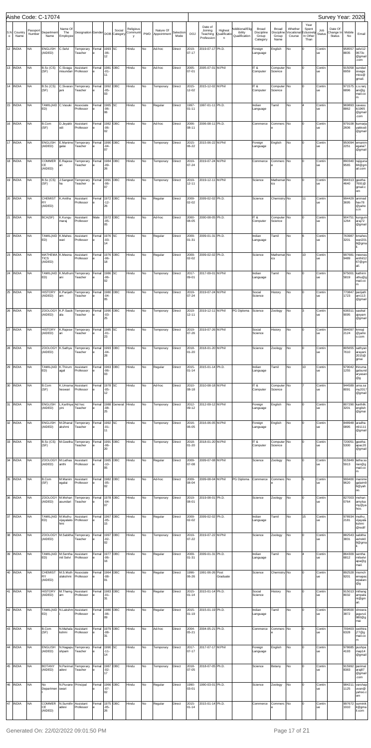Aishe Code: C-17074

Survey Year: 2020

| S.No | Country Name | Passport Number | Department Name | Name Of The Employee | Designation | Gender | DOB | Social Category | Religious Community | PWD | Nature Of Appointment | Selection Mode | DOJ | Date of Joining Teaching Profession | Highest Qualification | Additional/Eligibility Qualification | Broad Discipline Group Category | Broad Discipline Group Name | Whether Vocational Course | Year Spent Exclusively In Other Than | Job Status | Date Of Change In Status | Mobile No | Email |
|---|---|---|---|---|---|---|---|---|---|---|---|---|---|---|---|---|---|---|---|---|---|---|---|---|
| 12 | INDIA | NA | ENGLISH (AIDED) | C.Selvi | Temporary Teacher | Female | 1993-06-12 | SC | Hindu | No | Ad-hoc | Direct | 2019-07-17 | 2019-07-17 | Ph.D. | | Foreign Language | English | No | 0 | Continue | | 958557 8835 | selvi12 0673c@gmail.com |
| 13 | INDIA | NA | B.Sc (CS) (SF) | C.Sivagamisundari | Assistant Professor | Female | 1981-01-11 | OBC | Hindu | No | Ad-hoc | Direct | 2005-07-01 | 2005-07-01 | M.Phil | | IT & Computer | Computer Science | No | 0 | Continue | | 915058 6959 | sundarisivagamics@gmail. |
| 14 | INDIA | NA | B.Sc (CS) (SF) | C.Sivaranjani | Temporary Teacher | Female | 1992-05-03 | OBC | Hindu | No | Temporary | Direct | 2015-12-02 | 2015-12-02 | M.Phil | | IT & Computer | Computer Science | No | 0 | Continue | | 971575 6896 | c.s.ranjani@gmail.com |
| 15 | INDIA | NA | TAMIL(AIDED) | C.Vasuki | Associate Professor | Female | 1965-06-06 | SC | Hindu | No | Regular | Direct | 1997-01-11 | 1997-01-11 | Ph.D. | | Indian Language | Tamil | No | 4 | Continue | | 969893 8862 | cavasuki1965@gmail.com |
| 16 | INDIA | NA | B.Com (SF) | D.Jeyakkodi | Assistant Professor | Female | 1982-06-02 | OBC | Hindu | No | Ad-hoc | Direct | 2006-08-11 | 2006-08-11 | Ph.D. | | Commerce | Commerce | No | 0 | Continue | | 979108 2606 | kumarjayakkodi@gmail |
| 17 | INDIA | NA | ENGLISH (AIDED) | E.Manimegalai | Temporary Teacher | Female | 1990-04-07 | OBC | Hindu | No | Temporary | Direct | 2015-06-22 | 2015-06-22 | M.Phil | | Foreign Language | English | No | 0 | Continue | | 950094 2251 | emanimegalai7@gmail. |
| 18 | INDIA | NA | COMMERCE (AIDED) | E.Rajeswari | Temporary Teacher | Female | 1984-09-26 | OBC | Hindu | No | Temporary | Direct | 2019-07-24 | 2019-07-24 | M.Phil | | Commerce | Commerce | No | 0 | Continue | | 890340 9565 | rajigunal84@gmail.com |
| 19 | INDIA | NA | B.Sc (CS) (SF) | J.Sangeetha | Temporary Teacher | Female | 1991-06-07 | OBC | Hindu | No | Temporary | Direct | 2019-12-11 | 2019-12-11 | M.Phil | | Science | Mathematics | No | 0 | Continue | | 994313 4640 | geetha7691@gmail.com |
| 20 | INDIA | NA | CHEMISTRY (AIDED) | K.Anitha | Assistant Professor | Female | 1972-12-26 | OBC | Hindu | No | Regular | Direct | 2009-02-02 | 2009-02-02 | Ph.D. | | Science | Chemistry | No | 11 | Continue | | 994429 3699 | anirnadhav78@yahoo.in |
| 21 | INDIA | NA | BCA(SF) | K.Kunguraraj | Assistant Professor | Male | 1972-05-05 | OBC | Hindu | No | Ad-hoc | Direct | 2000-08-05 | 2000-08-05 | Ph.D. | | IT & Computer | Computer Science | No | 0 | Continue | | 904751 1264 | kunguraraj72@gmail |
| 22 | INDIA | NA | TAMIL(AIDED) | K.Maheswari | Assistant Professor | Female | 1976-03-14 | SC | Hindu | No | Regular | Direct | 2009-01-31 | 2009-01-31 | Ph.D. | | Indian Language | Tamil | No | 6 | Continue | | 763987 3201 | kmaheswari2018@gmail. |
| 23 | INDIA | NA | MATHEMATICS (AIDED) | K.Meena | Assistant Professor | Female | 1976-06-18 | OBC | Hindu | No | Regular | Direct | 2009-02-02 | 2009-02-02 | Ph.D. | | Science | Mathematics | No | 10 | Continue | | 997681 9489 | meenasenthil2167@gmail. |
| 24 | INDIA | NA | TAMIL(AIDED) | K.Muthumani | Temporary Teacher | Female | 1986-06-02 | SC | Hindu | No | Temporary | Direct | 2017-09-01 | 2017-09-01 | M.Phil | | Indian Language | Tamil | No | 0 | Continue | | 975001 5819 | kathirmuthu@gmail.com |
| 25 | INDIA | NA | HISTORY (AIDED) | K.Parijatham | Temporary Teacher | Female | 1980-04-05 | OBC | Hindu | No | Temporary | Direct | 2019-07-24 | 2019-07-24 | M.Phil | | Social Science | History | No | 0 | Continue | | 770847 1723 | parijatham113@gmail |
| 26 | INDIA | NA | ZOOLOGY (AIDED) | K.P.Sasikala | Temporary Teacher | Female | 1990-03-25 | OBC | Hindu | No | Temporary | Direct | 2019-12-11 | 2019-12-11 | M.Phil | PG Diploma | Science | Zoology | No | 3 | Continue | | 638311 9095 | sasikalajeyam@gmail |
| 27 | INDIA | NA | HISTORY (AIDED) | K.Rajeswari | Temporary Teacher | Female | 1985-01-23 | SC | Hindu | No | Temporary | Direct | 2019-07-26 | 2019-07-26 | M.Phil | | Social Science | History | No | 0 | Continue | | 994097 2124 | kmraji@yahoo.com |
| 28 | INDIA | NA | ZOOLOGY (AIDED) | K.Sathya | Temporary Teacher | Female | 1993-04-28 | OBC | Hindu | No | Temporary | Direct | 2018-01-20 | 2018-01-20 | M.Phil | | Science | Zoology | No | 0 | Continue | | 805655 7610 | sathyanarayani2015@gmai |
| 29 | INDIA | NA | TAMIL(AIDED) | K.Thirumagal | Assistant Professor | Female | 1983-06-03 | OBC | Hindu | No | Regular | Direct | 2015-01-14 | 2015-01-14 | Ph.D. | | Indian Language | Tamil | No | 10 | Continue | | 979042 1255 | thirumagalsundaryasan@g |
| 30 | INDIA | NA | B.Com (SF) | K.Umamaheswari | Assistant Professor | Female | 1978-05-12 | SC | Hindu | No | Ad-hoc | Direct | 2010-08-18 | 2010-08-18 | M.Phil | | IT & Computer | Computer Science | No | 7 | Continue | | 944589 8091 | uma.sumy2017@gmail |
| 31 | INDIA | NA | ENGLISH (AIDED) | L.Karthiyayini | Ad hoc Teacher | Female | 1988-08-25 | General | Hindu | No | Temporary | Direct | 2012-09-12 | 2012-09-12 | M.Phil | | Foreign Language | English | No | 0 | Continue | | 807290 3201 | karthilk.english@gmai |
| 32 | INDIA | NA | ENGLISH (AIDED) | M.Dhanalakshmi | Temporary Teacher | Female | 1992-01-11 | SC | Hindu | No | Temporary | Direct | 2016-06-05 | 2016-06-05 | M.Phil | | Foreign Language | English | No | 0 | Continue | | 848948 0895 | aradhan91111@gmail |
| 33 | INDIA | NA | B.Sc (CS) (SF) | M.Geetha | Temporary Teacher | Female | 1991-06-20 | OBC | Hindu | No | Temporary | Direct | 2018-01-20 | 2018-01-20 | M.Phil | | IT & Computer | Computer Science | No | 0 | Continue | | 720051 5300 | geethagpac20@gmail |
| 34 | INDIA | NA | ZOOLOGY (AIDED) | M.Lathasanthi | Assistant Professor | Female | 1965-10-05 | OBC | Hindu | No | Regular | Direct | 2009-07-08 | 2009-07-08 | M.Phil | | Science | Zoology | No | 0 | Continue | | 915949 5913 | latha.surian@gmail.com |
| 35 | INDIA | NA | B.Com (SF) | M.Manimegalai | Assistant Professor | Female | 1982-05-02 | OBC | Hindu | No | Ad-hoc | Direct | 2009-08-04 | 2009-08-04 | M.Phil | PG Diploma | Commerce | Commerce | No | 5 | Continue | | 999400 9620 | manimegalaim9@yahoo. |
| 36 | INDIA | NA | ZOOLOGY (AIDED) | M.Mohanasundari | Temporary Teacher | Female | 1978-04-07 | OBC | Hindu | No | Temporary | Direct | 2019-08-01 | 2019-08-01 | Ph.D. | | Science | Zoology | No | 0 | Continue | | 827003 0764 | mohanamysumy@yahoo. |
| 37 | INDIA | NA | TAMIL(AIDED) | M.Muthuvijayalakshmi | Assistant Professor | Female | 1967-05-15 | OBC | Hindu | No | Regular | Direct | 2009-02-02 | 2009-02-02 | Ph.D. | | Indian Language | Tamil | No | 15 | Continue | | 978934 2181 | muthu_vijayalakshmi@rediff |
| 38 | INDIA | NA | ZOOLOGY (AIDED) | M.Sabitha | Temporary Teacher | Female | 1997-02-02 | OBC | Hindu | No | Temporary | Direct | 2019-07-22 | 2019-07-22 | M.Phil | | Science | Zoology | No | 0 | Continue | | 882543 3831 | sabithaashok08@gmail. |
| 39 | INDIA | NA | TAMIL(AIDED) | M.Senthamil Selvi | Assistant Professor | Female | 1977-06-16 | OBC | Hindu | No | Regular | Direct | 2009-01-31 | 2009-01-31 | Ph.D. | | Indian Language | Tamil | No | 4 | Continue | | 864309 6812 | senthamilselviapa@gmail. |
| 40 | INDIA | NA | CHEMISTRY (AIDED) | M.S.Muthulakshmi | Associate Professor | Female | 1964-08-01 | OBC | Hindu | No | Regular | Direct | 1996-06-26 | 1991-06-26 | Post Graduate | | Science | Chemistry | No | 0 | Continue | | 892528 9201 | msmchemapacepalani@g |
| 41 | INDIA | NA | HISTORY (AIDED) | M.Thangam | Assistant Professor | Female | 1983-01-31 | OBC | Hindu | No | Regular | Direct | 2015-01-14 | 2015-01-14 | Ph.D. | | Social Science | History | No | 0 | Continue | | 915013 8032 | mthangampalani@gmail. |
| 42 | INDIA | NA | TAMIL(AIDED) | N.Lakshmi | Assistant Professor | Female | 1980-06-09 | OBC | Hindu | No | Regular | Direct | 2015-01-19 | 2015-01-19 | Ph.D. | | Indian Language | Tamil | No | 0 | Continue | | 909500 3872 | shreeravijaguru1980@gmai |
| 43 | INDIA | NA | B.Com (SF) | N.Mahalakshmi | Assistant Professor | Female | 1979-08-31 | OBC | Hindu | No | Ad-hoc | Direct | 2004-05-21 | 2004-05-21 | Ph.D. | | Commerce | Commerce | No | 0 | Continue | | 709403 6328 | senthera77@gmail.com |
| 44 | INDIA | NA | ENGLISH (AIDED) | N.Nagapushpam | Temporary Teacher | Female | 1990-11-14 | SC | Hindu | No | Temporary | Direct | 2017-07-17 | 2017-07-17 | M.Phil | | Foreign Language | English | No | 0 | Continue | | 978685 4193 | pushpanap14@gmail |
| 45 | INDIA | NA | BOTANY (AIDED) | N.Parimaladevi | Temporary Teacher | Female | 1987-02-17 | OBC | Hindu | No | Temporary | Direct | 2018-07-05 | 2018-07-05 | Ph.D. | | Science | Botany | No | 0 | Continue | | 915992 8383 | parimalaraj87@gmail.com |
| 46 | INDIA | NA | No Department | N.Puvaneswari | Principal | Female | 1966-07-02 | OBC | Hindu | No | Regular | Direct | 1990-03-01 | 1990-03-01 | Ph.D. | | Science | Zoology | No | 0 | Continue | | 984211 1125 | varshapuvan@yahoo.com |
| 47 | INDIA | NA | COMMERCE (AIDED) | N.Sumithradevi | Assistant Professor | Female | 1975-05-26 | OBC | Hindu | No | Regular | Direct | 2015-01-14 | 2015-01-14 | Ph.D. | | Commerce | Commerce | No | 0 | Continue | | 997672 1910 | suminik il@gmail.com |

Generated On: 22/02/2022 09:01:50 PM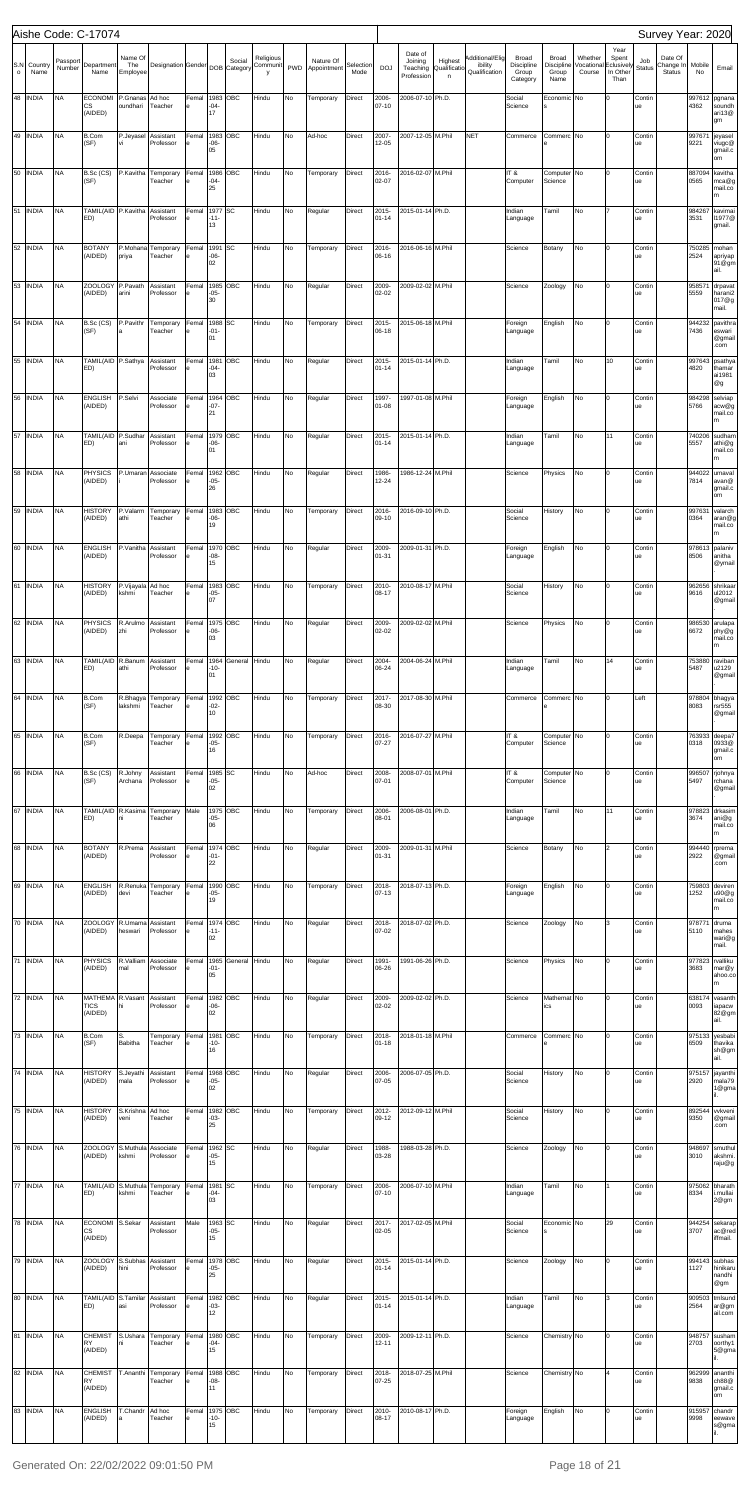Aishe Code: C-17074 | Survey Year: 2020

| S.No | Country Name | Passport Number | Department Name | Name Of The Employee | Designation | Gender | DOB | Social Category | Religious Community | PWD | Nature Of Appointment | Selection Mode | DOJ | Date of Joining Teaching Profession | Highest Qualification | Additional/Eligibility Qualification | Broad Discipline Group Category | Broad Discipline Group Name | Whether Vocational Course | Year Spent Exclusively In Other Than | Job Status | Date Of Change In Status | Mobile No | Email |
|---|---|---|---|---|---|---|---|---|---|---|---|---|---|---|---|---|---|---|---|---|---|---|---|---|
| 48 | INDIA | NA | ECONOMICS (AIDED) | P.Gnanasoundhari | Ad hoc Teacher | Female | 1983-04-17 | OBC | Hindu | No | Temporary | Direct | 2006-07-10 | 2006-07-10 | Ph.D. | | Social Science | Economics | No | 0 | Continue | | 9976124362 | pgnanasoundhari13@gm |
| 49 | INDIA | NA | B.Com (SF) | P.Jeyaselvi | Assistant Professor | Female | 1983-06-05 | OBC | Hindu | No | Ad-hoc | Direct | 2007-12-05 | 2007-12-05 | M.Phil | NET | Commerce | Commerce | No | 0 | Continue | | 9976719221 | jeyaselviugc@gmail.com |
| 50 | INDIA | NA | B.Sc (CS) (SF) | P.Kavitha | Temporary Teacher | Female | 1986-04-25 | OBC | Hindu | No | Temporary | Direct | 2016-02-07 | 2016-02-07 | M.Phil | | IT & Computer | Computer Science | No | 0 | Continue | | 8870940565 | kavithamca@gmail.com |
| 51 | INDIA | NA | TAMIL(AIDED) | P.Kavitha | Assistant Professor | Female | 1977-11-13 | SC | Hindu | No | Regular | Direct | 2015-01-14 | 2015-01-14 | Ph.D. | | Indian Language | Tamil | No | 7 | Continue | | 9842673531 | kavimaths1977@gmail. |
| 52 | INDIA | NA | BOTANY (AIDED) | P.Mohanapriya | Temporary Teacher | Female | 1991-06-02 | SC | Hindu | No | Temporary | Direct | 2016-06-16 | 2016-06-16 | M.Phil | | Science | Botany | No | 0 | Continue | | 7502852524 | mohanapriyap91@gmail. |
| 53 | INDIA | NA | ZOOLOGY (AIDED) | P.Pavathani | Assistant Professor | Female | 1985-05-30 | OBC | Hindu | No | Regular | Direct | 2009-02-02 | 2009-02-02 | M.Phil | | Science | Zoology | No | 0 | Continue | | 9585715559 | drpavatharani2017@gmail. |
| 54 | INDIA | NA | B.Sc (CS) (SF) | P.Pavithra | Temporary Teacher | Female | 1988-01-01 | SC | Hindu | No | Temporary | Direct | 2015-06-18 | 2015-06-18 | M.Phil | | Foreign Language | English | No | 0 | Continue | | 9442327436 | pavithraeswari@gmail.com |
| 55 | INDIA | NA | TAMIL(AIDED) | P.Sathya | Assistant Professor | Female | 1981-04-03 | OBC | Hindu | No | Regular | Direct | 2015-01-14 | 2015-01-14 | Ph.D. | | Indian Language | Tamil | No | 10 | Continue | | 9976434820 | psathyathamarai1981@g |
| 56 | INDIA | NA | ENGLISH (AIDED) | P.Selvi | Associate Professor | Female | 1964-07-21 | OBC | Hindu | No | Regular | Direct | 1997-01-08 | 1997-01-08 | M.Phil | | Foreign Language | English | No | 0 | Continue | | 9842985766 | selviapacw@gmail.com |
| 57 | INDIA | NA | TAMIL(AIDED) | P.Sudhani | Assistant Professor | Female | 1979-06-01 | OBC | Hindu | No | Regular | Direct | 2015-01-14 | 2015-01-14 | Ph.D. | | Indian Language | Tamil | No | 11 | Continue | | 7402065557 | sudhamathi@gmail.com |
| 58 | INDIA | NA | PHYSICS (AIDED) | P.Umarani | Associate Professor | Female | 1962-05-26 | OBC | Hindu | No | Regular | Direct | 1986-12-24 | 1986-12-24 | M.Phil | | Science | Physics | No | 0 | Continue | | 9440227814 | umavarsan@gmail.com |
| 59 | INDIA | NA | HISTORY (AIDED) | P.Valarmathi | Temporary Teacher | Female | 1983-06-19 | OBC | Hindu | No | Temporary | Direct | 2016-09-10 | 2016-09-10 | Ph.D. | | Social Science | History | No | 0 | Continue | | 9976310364 | valarcharan@gmail.com |
| 60 | INDIA | NA | ENGLISH (AIDED) | P.Vanitha | Assistant Professor | Female | 1970-08-15 | OBC | Hindu | No | Regular | Direct | 2009-01-31 | 2009-01-31 | Ph.D. | | Foreign Language | English | No | 0 | Continue | | 9786138506 | palanivanitha@ymail |
| 61 | INDIA | NA | HISTORY (AIDED) | P.Vijayalakshmi | Ad hoc Teacher | Female | 1983-05-07 | OBC | Hindu | No | Temporary | Direct | 2010-08-17 | 2010-08-17 | M.Phil | | Social Science | History | No | 0 | Continue | | 9626569616 | shrikaarul2012@gmail |
| 62 | INDIA | NA | PHYSICS (AIDED) | R.Arulmozhi | Assistant Professor | Female | 1975-06-03 | OBC | Hindu | No | Regular | Direct | 2009-02-02 | 2009-02-02 | M.Phil | | Science | Physics | No | 0 | Continue | | 9865306672 | arulapaphy@gmail.com |
| 63 | INDIA | NA | TAMIL(AIDED) | R.Banumathi | Assistant Professor | Female | 1964-10-01 | General | Hindu | No | Regular | Direct | 2004-06-24 | 2004-06-24 | M.Phil | | Indian Language | Tamil | No | 14 | Continue | | 7538805487 | ravibanu2129@gmail |
| 64 | INDIA | NA | B.Com (SF) | R.Bhagyalakshmi | Temporary Teacher | Female | 1992-02-10 | OBC | Hindu | No | Temporary | Direct | 2017-08-30 | 2017-08-30 | M.Phil | | Commerce | Commerce | No | 0 | Left | | 9788048083 | bhagyarsr555@gmail |
| 65 | INDIA | NA | B.Com (SF) | R.Deepa | Temporary Teacher | Female | 1992-05-16 | OBC | Hindu | No | Temporary | Direct | 2016-07-27 | 2016-07-27 | M.Phil | | IT & Computer | Computer Science | No | 0 | Continue | | 7639330318 | deepa70933@gmail.com |
| 66 | INDIA | NA | B.Sc (CS) (SF) | R.Johny Archana | Assistant Professor | Female | 1985-05-02 | SC | Hindu | No | Ad-hoc | Direct | 2008-07-01 | 2008-07-01 | M.Phil | | IT & Computer | Computer Science | No | 0 | Continue | | 9965075497 | rjohnyarchana@gmail |
| 67 | INDIA | NA | TAMIL(AIDED) | R.Kasimani | Temporary Teacher | Male | 1975-05-06 | OBC | Hindu | No | Temporary | Direct | 2006-08-01 | 2006-08-01 | Ph.D. | | Indian Language | Tamil | No | 11 | Continue | | 9788233674 | drkasimani@gmail.com |
| 68 | INDIA | NA | BOTANY (AIDED) | R.Prema | Assistant Professor | Female | 1974-01-22 | OBC | Hindu | No | Regular | Direct | 2009-01-31 | 2009-01-31 | M.Phil | | Science | Botany | No | 2 | Continue | | 9944402922 | rprema@gmail.com |
| 69 | INDIA | NA | ENGLISH (AIDED) | R.Renukadevi | Temporary Teacher | Female | 1990-05-19 | OBC | Hindu | No | Temporary | Direct | 2018-07-13 | 2018-07-13 | Ph.D. | | Foreign Language | English | No | 0 | Continue | | 7598031252 | devirenu90@gmail.com |
| 70 | INDIA | NA | ZOOLOGY (AIDED) | R.Umamaheswari | Assistant Professor | Female | 1974-11-02 | OBC | Hindu | No | Regular | Direct | 2018-07-02 | 2018-07-02 | Ph.D. | | Science | Zoology | No | 3 | Continue | | 9787715110 | drumamaheswari@gmail. |
| 71 | INDIA | NA | PHYSICS (AIDED) | R.Valliammal | Associate Professor | Female | 1963-01-05 | General | Hindu | No | Regular | Direct | 1991-06-26 | 1991-06-26 | Ph.D. | | Science | Physics | No | 0 | Continue | | 9778233683 | rvallikumar@yahoo.com |
| 72 | INDIA | NA | MATHEMATICS (AIDED) | R.Vasanthi | Assistant Professor | Female | 1982-06-02 | OBC | Hindu | No | Regular | Direct | 2009-02-02 | 2009-02-02 | Ph.D. | | Science | Mathematics | No | 0 | Continue | | 6381740093 | vasanthrapacw82@gmail. |
| 73 | INDIA | NA | B.Com (SF) | S. Babitha | Temporary Teacher | Female | 1981-10-16 | OBC | Hindu | No | Temporary | Direct | 2018-01-18 | 2018-01-18 | M.Phil | | Commerce | Commerce | No | 0 | Continue | | 9751336509 | yesbabithavikash@gmail. |
| 74 | INDIA | NA | HISTORY (AIDED) | S.Jeyabharathimala | Assistant Professor | Female | 1968-05-02 | OBC | Hindu | No | Regular | Direct | 2006-07-05 | 2006-07-05 | Ph.D. | | Social Science | History | No | 0 | Continue | | 9751572920 | jayanthimala791@gmail. |
| 75 | INDIA | NA | HISTORY (AIDED) | S.Krishnaveni | Ad hoc Teacher | Female | 1982-03-25 | OBC | Hindu | No | Temporary | Direct | 2012-09-12 | 2012-09-12 | M.Phil | | Social Science | History | No | 0 | Continue | | 8925449350 | vvkveni@gmail.com |
| 76 | INDIA | NA | ZOOLOGY (AIDED) | S.Muthulakshmi | Associate Professor | Female | 1962-05-15 | SC | Hindu | No | Regular | Direct | 1988-03-28 | 1988-03-28 | Ph.D. | | Science | Zoology | No | 0 | Continue | | 9489973010 | smuthulakshmi.raju@g |
| 77 | INDIA | NA | TAMIL(AIDED) | S.Muthulakshmi | Temporary Teacher | Female | 1981-04-03 | SC | Hindu | No | Temporary | Direct | 2006-07-10 | 2006-07-10 | M.Phil | | Indian Language | Tamil | No | 1 | Continue | | 9750628334 | bharathi.mullai2@gm |
| 78 | INDIA | NA | ECONOMICS (AIDED) | S.Sekar | Assistant Professor | Male | 1963-05-15 | SC | Hindu | No | Regular | Direct | 2017-02-05 | 2017-02-05 | M.Phil | | Social Science | Economics | No | 29 | Continue | | 9442543707 | sekarapac@rediffmail. |
| 79 | INDIA | NA | ZOOLOGY (AIDED) | S.Subhashini | Assistant Professor | Female | 1978-05-25 | OBC | Hindu | No | Regular | Direct | 2015-01-14 | 2015-01-14 | Ph.D. | | Science | Zoology | No | 0 | Continue | | 9941431127 | subhashinikarunandhi@gm |
| 80 | INDIA | NA | TAMIL(AIDED) | S.Tamilarasi | Assistant Professor | Female | 1982-03-12 | OBC | Hindu | No | Regular | Direct | 2015-01-14 | 2015-01-14 | Ph.D. | | Indian Language | Tamil | No | 3 | Continue | | 9095032564 | tmlsundar@gmail.com |
| 81 | INDIA | NA | CHEMISTRY (AIDED) | S.Usharani | Temporary Teacher | Female | 1980-04-15 | OBC | Hindu | No | Temporary | Direct | 2009-12-11 | 2009-12-11 | Ph.D. | | Science | Chemistry | No | 0 | Continue | | 9487572703 | sushamohy15@gmail. |
| 82 | INDIA | NA | CHEMISTRY (AIDED) | T.Ananthi | Temporary Teacher | Female | 1988-08-11 | OBC | Hindu | No | Temporary | Direct | 2018-07-25 | 2018-07-25 | M.Phil | | Science | Chemistry | No | 4 | Continue | | 9629999838 | ananthichm88@gmail.com |
| 83 | INDIA | NA | ENGLISH (AIDED) | T.Chandra | Ad hoc Teacher | Female | 1975-10-15 | OBC | Hindu | No | Temporary | Direct | 2010-08-17 | 2010-08-17 | Ph.D. | | Foreign Language | English | No | 0 | Continue | | 9159579998 | chandrarewaves@gmail. |

Generated On: 22/02/2022 09:01:50 PM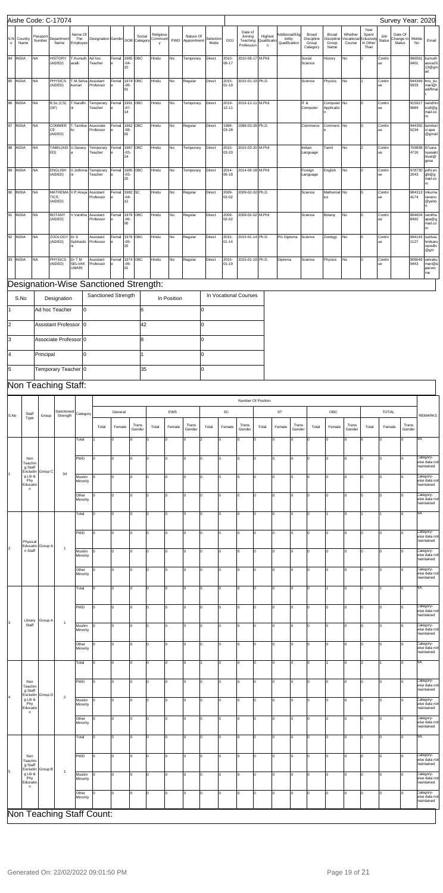| S.No | Country Name | Passport Number | Department Name | Name Of The Employee | Designation | Gender | DOB | Social Category | Religious Community | PWD | Nature Of Appointment | Selection Mode | DOJ | Date of Joining Teaching Profession | Highest Qualification | Additional/Eligibility Qualification | Broad Discipline Group Category | Broad Discipline Group Name | Whether Vocational Course | Year Spent In Other Than | Job Status | Date Of Change In Status | Mobile No | Email |
|---|---|---|---|---|---|---|---|---|---|---|---|---|---|---|---|---|---|---|---|---|---|---|---|---|
| 84 | INDIA | NA | HISTORY (AIDED) | T.Kumuth avalli | Ad hoc Teacher | Female | 1985-04-10 | OBC | Hindu | No | Temporary | Direct | 2010-08-17 | 2010-08-17 | M.Phil | | Social Science | History | No | 0 | Continue | | 996561 0401 | kumuth avalli20 13@gmail. |
| 85 | INDIA | NA | PHYSICS (AIDED) | T.M.Selva kumari | Assistant Professor | Female | 1974-06-01 | OBC | Hindu | No | Regular | Direct | 2015-01-19 | 2015-01-19 | Ph.D. | | Science | Physics | No | 1 | Continue | | 944349 5933 | tms_ku mari@r ediffmail. |
| 86 | INDIA | NA | B.Sc (CS) (SF) | T.Nandhini | Temporary Teacher | Female | 1991-07-14 | OBC | Hindu | No | Temporary | Direct | 2019-12-11 | 2019-12-11 | M.Phil | | IT & Computer | Computer Application | No | 0 | Continue | | 915917 9984 | nandhin ics6@g mail.co m |
| 87 | INDIA | NA | COMMERCE (AIDED) | T.Tamilselvi | Associate Professor | Female | 1962-08-02 | OBC | Hindu | No | Regular | Direct | 1988-03-28 | 1988-03-28 | Ph.D. | | Commerce | Commerce | No | 0 | Continue | | 944350 5234 | tamilsel vi.apa @gmail |
| 88 | INDIA | NA | TAMIL(AIDED) | U.Saranya | Temporary Teacher | Female | 1987-03-24 | OBC | Hindu | No | Temporary | Direct | 2015-03-20 | 2015-03-20 | M.Phil | | Indian Language | Tamil | No | 2 | Continue | | 759838 4716 | 87sara nyasakt hivel@ gmai |
| 89 | INDIA | NA | ENGLISH (AIDED) | V.Jothimani | Temporary Teacher | Female | 1985-03-25 | OBC | Hindu | No | Temporary | Direct | 2014-06-18 | 2014-06-18 | M.Phil | | Foreign Language | English | No | 0 | Continue | | 978730 2043 | jothi.en glit@g mail.co m |
| 90 | INDIA | NA | MATHEMATICS (AIDED) | V.P.Anuja | Assistant Professor | Female | 1982-04-12 | SC | Hindu | No | Regular | Direct | 2009-02-02 | 2009-02-02 | Ph.D. | | Science | Mathematics | No | 0 | Continue | | 984313 4174 | mkuma ranaru @yaho o. |
| 91 | INDIA | NA | BOTANY (AIDED) | V.Vanitha | Assistant Professor | Female | 1979-06-06 | OBC | Hindu | No | Regular | Direct | 2009-02-02 | 2009-02-02 | M.Phil | | Science | Botany | No | 0 | Continue | | 894604 8492 | vanitha apa@g mail.co m |
| 92 | INDIA | NA | ZOOLOGY (AIDED) | Dr S Subhashini | Assistant Professor | Female | 1978-05-25 | OBC | Hindu | No | Regular | Direct | 2015-01-14 | 2015-01-14 | Ph.D. | PG Diploma | Science | Zoology | No | 0 | Continue | | 994143 1127 | subhas hinikaru naniidhi @gm |
| 93 | INDIA | NA | PHYSICS (AIDED) | Dr T M SELVAKUMARI | Assistant Professor | Female | 1974-06-01 | OBC | Hindu | No | Regular | Direct | 2015-01-19 | 2015-01-19 | Ph.D. | Diploma | Science | Physics | No | 0 | Continue | | 908049 9443 | selvaku mari@a paceo me |

## Designation-Wise Sanctioned Strength:

| S.No | Designation | Sanctioned Strength | In Position | In Vocational Courses |
|---|---|---|---|---|
| 1 | Ad hoc Teacher | 0 | 6 | 0 |
| 2 | Assistant Professor | 0 | 42 | 0 |
| 3 | Associate Professor | 0 | 8 | 0 |
| 4 | Principal | 0 | 1 | 0 |
| 5 | Temporary Teacher | 0 | 35 | 0 |

## Non Teaching Staff:

| S.No | Staff Type | Group | Sanctioned Strength | Category | General | | | EWS | | | SC | | | ST | | | OBC | | | TOTAL | | | REMARKS |
|---|---|---|---|---|---|---|---|---|---|---|---|---|---|---|---|---|---|---|---|---|---|---|---|
| | | | | | Total | Female | Trans Gender | Total | Female | Trans Gender | Total | Female | Trans Gender | Total | Female | Trans Gender | Total | Female | Trans Gender | Total | Female | Trans Gender | |
| 1 | Non Teaching Staff Excluding Lib & Phy Education | Group C | 34 | Total | 1 | 0 | 0 | 0 | 0 | 0 | 2 | 0 | 0 | 0 | 0 | 0 | 0 | 0 | 0 | 6 | 0 | 0 | NA |
| | | | | PWD | 0 | 0 | 0 | 0 | 0 | 0 | 0 | 0 | 0 | 0 | 0 | 0 | 0 | 0 | 0 | 0 | 0 | 0 | Category-wise data not maintained |
| | | | | Muslim Minority | 0 | 0 | 0 | 0 | 0 | 0 | 0 | 0 | 0 | 0 | 0 | 0 | 0 | 0 | 0 | 0 | 0 | 0 | Category-wise data not maintained |
| | | | | Other Minority | 0 | 0 | 0 | 0 | 0 | 0 | 0 | 0 | 0 | 0 | 0 | 0 | 0 | 0 | 0 | 0 | 0 | 0 | Category-wise data not maintained |
| 2 | Physical Education Staff | Group A | 1 | Total | 0 | 0 | 0 | 0 | 0 | 0 | 0 | 0 | 0 | 0 | 0 | 0 | 1 | 0 | 0 | 1 | 1 | 0 | NA |
| | | | | PWD | 0 | 0 | 0 | 0 | 0 | 0 | 0 | 0 | 0 | 0 | 0 | 0 | 0 | 0 | 0 | 0 | 0 | 0 | Category-wise data not maintained |
| | | | | Muslim Minority | 0 | 0 | 0 | 0 | 0 | 0 | 0 | 0 | 0 | 0 | 0 | 0 | 0 | 0 | 0 | 0 | 0 | 0 | Category-wise data not maintained |
| | | | | Other Minority | 0 | 0 | 0 | 0 | 0 | 0 | 0 | 0 | 0 | 0 | 0 | 0 | 0 | 0 | 0 | 0 | 0 | 0 | Category-wise data not maintained |
| 3 | Library Staff | Group A | 1 | Total | 0 | 0 | 0 | 0 | 0 | 0 | 0 | 0 | 0 | 0 | 0 | 0 | 1 | 0 | 0 | 1 | 1 | 0 | NA |
| | | | | PWD | 0 | 0 | 0 | 0 | 0 | 0 | 0 | 0 | 0 | 0 | 0 | 0 | 0 | 0 | 0 | 0 | 0 | 0 | Category-wise data not maintained |
| | | | | Muslim Minority | 0 | 0 | 0 | 0 | 0 | 0 | 0 | 0 | 0 | 0 | 0 | 0 | 0 | 0 | 0 | 0 | 0 | 0 | Category-wise data not maintained |
| | | | | Other Minority | 0 | 0 | 0 | 0 | 0 | 0 | 0 | 0 | 0 | 0 | 0 | 0 | 0 | 0 | 0 | 0 | 0 | 0 | Category-wise data not maintained |
| 4 | Non Teaching Staff Excluding Lib & Phy Education | Group D | 2 | Total | 0 | 0 | 0 | 0 | 0 | 0 | 1 | 0 | 0 | 0 | 0 | 0 | 1 | 0 | 0 | 2 | 1 | 0 | NA |
| | | | | PWD | 0 | 0 | 0 | 0 | 0 | 0 | 0 | 0 | 0 | 0 | 0 | 0 | 0 | 0 | 0 | 0 | 0 | 0 | Category-wise data not maintained |
| | | | | Muslim Minority | 0 | 0 | 0 | 0 | 0 | 0 | 0 | 0 | 0 | 0 | 0 | 0 | 0 | 0 | 0 | 0 | 0 | 0 | Category-wise data not maintained |
| | | | | Other Minority | 0 | 0 | 0 | 0 | 0 | 0 | 0 | 0 | 0 | 0 | 0 | 0 | 0 | 0 | 0 | 0 | 0 | 0 | Category-wise data not maintained |
| 5 | Non Teaching Staff Excluding Lib & Phy Education | Group B | 1 | Total | 0 | 0 | 0 | 0 | 0 | 0 | 0 | 0 | 0 | 0 | 0 | 0 | 0 | 0 | 0 | 1 | 0 | 0 | NA |
| | | | | PWD | 0 | 0 | 0 | 0 | 0 | 0 | 0 | 0 | 0 | 0 | 0 | 0 | 0 | 0 | 0 | 0 | 0 | 0 | Category-wise data not maintained |
| | | | | Muslim Minority | 0 | 0 | 0 | 0 | 0 | 0 | 0 | 0 | 0 | 0 | 0 | 0 | 0 | 0 | 0 | 0 | 0 | 0 | Category-wise data not maintained |
| | | | | Other Minority | 0 | 0 | 0 | 0 | 0 | 0 | 0 | 0 | 0 | 0 | 0 | 0 | 0 | 0 | 0 | 0 | 0 | 0 | Category-wise data not maintained |

## Non Teaching Staff Count: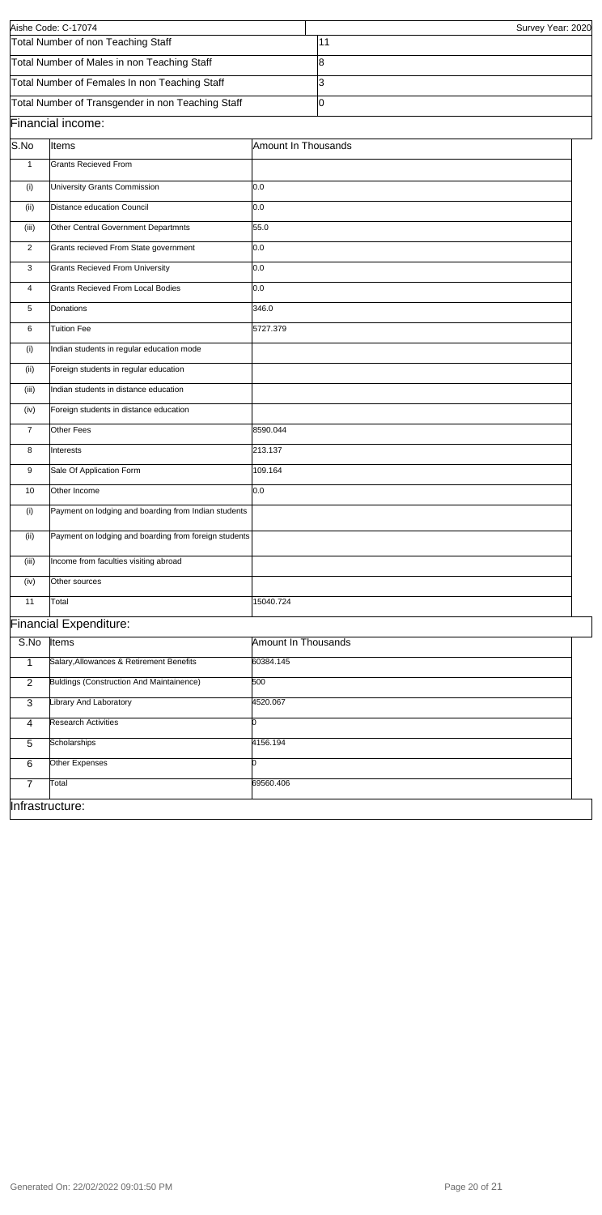| Aishe Code: C-17074 | Survey Year: 2020 |
|---|---|
| Total Number of non Teaching Staff | 11 |
| Total Number of Males in non Teaching Staff | 8 |
| Total Number of Females In non Teaching Staff | 3 |
| Total Number of Transgender in non Teaching Staff | 0 |

## Financial income:

| S.No | Items | Amount In Thousands |
|---|---|---|
| 1 | Grants Recieved From | |
| (i) | University Grants Commission | 0.0 |
| (ii) | Distance education Council | 0.0 |
| (iii) | Other Central Government Departmnts | 55.0 |
| 2 | Grants recieved From State government | 0.0 |
| 3 | Grants Recieved From University | 0.0 |
| 4 | Grants Recieved From Local Bodies | 0.0 |
| 5 | Donations | 346.0 |
| 6 | Tuition Fee | 5727.379 |
| (i) | Indian students in regular education mode | |
| (ii) | Foreign students in regular education | |
| (iii) | Indian students in distance education | |
| (iv) | Foreign students in distance education | |
| 7 | Other Fees | 8590.044 |
| 8 | Interests | 213.137 |
| 9 | Sale Of Application Form | 109.164 |
| 10 | Other Income | 0.0 |
| (i) | Payment on lodging and boarding from Indian students | |
| (ii) | Payment on lodging and boarding from foreign students | |
| (iii) | Income from faculties visiting abroad | |
| (iv) | Other sources | |
| 11 | Total | 15040.724 |

## Financial Expenditure:

| S.No | Items | Amount In Thousands |
|---|---|---|
| 1 | Salary,Allowances & Retirement Benefits | 60384.145 |
| 2 | Buldings (Construction And Maintainence) | 500 |
| 3 | Library And Laboratory | 4520.067 |
| 4 | Research Activities | 0 |
| 5 | Scholarships | 4156.194 |
| 6 | Other Expenses | 0 |
| 7 | Total | 69560.406 |

## Infrastructure: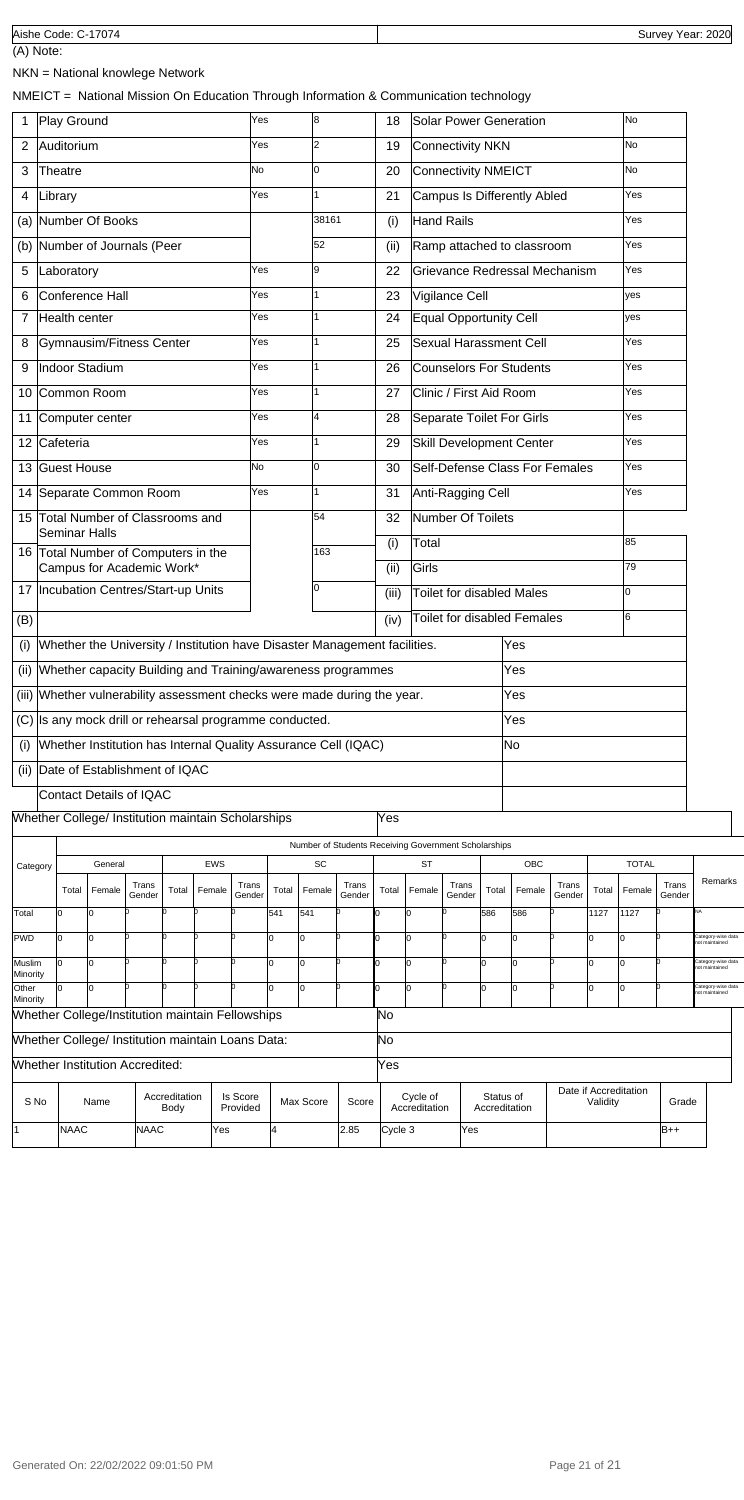(A) Note:

NKN = National knowlege Network

NMEICT = National Mission On Education Through Information & Communication technology

| | | | | | | | |
|---|---|---|---|---|---|---|---|
| 1 | Play Ground | Yes | 8 | 18 | Solar Power Generation | | No |
| 2 | Auditorium | Yes | 2 | 19 | Connectivity NKN | | No |
| 3 | Theatre | No | 0 | 20 | Connectivity NMEICT | | No |
| 4 | Library | Yes | 1 | 21 | Campus Is Differently Abled | | Yes |
| (a) | Number Of Books | | 38161 | (i) | Hand Rails | | Yes |
| (b) | Number of Journals (Peer | | 52 | (ii) | Ramp attached to classroom | | Yes |
| 5 | Laboratory | Yes | 9 | 22 | Grievance Redressal Mechanism | | Yes |
| 6 | Conference Hall | Yes | 1 | 23 | Vigilance Cell | | yes |
| 7 | Health center | Yes | 1 | 24 | Equal Opportunity Cell | | yes |
| 8 | Gymnausim/Fitness Center | Yes | 1 | 25 | Sexual Harassment Cell | | Yes |
| 9 | Indoor Stadium | Yes | 1 | 26 | Counselors For Students | | Yes |
| 10 | Common Room | Yes | 1 | 27 | Clinic / First Aid Room | | Yes |
| 11 | Computer center | Yes | 4 | 28 | Separate Toilet For Girls | | Yes |
| 12 | Cafeteria | Yes | 1 | 29 | Skill Development Center | | Yes |
| 13 | Guest House | No | 0 | 30 | Self-Defense Class For Females | | Yes |
| 14 | Separate Common Room | Yes | 1 | 31 | Anti-Ragging Cell | | Yes |
| 15 | Total Number of Classrooms and Seminar Halls | | 54 | 32 | Number Of Toilets | | |
| 16 | Total Number of Computers in the Campus for Academic Work* | | 163 | (i) | Total | | 85 |
| | | | | (ii) | Girls | | 79 |
| 17 | Incubation Centres/Start-up Units | | 0 | (iii) | Toilet for disabled Males | | 0 |
| (B) | | | | (iv) | Toilet for disabled Females | | 6 |
| (i) | Whether the University / Institution have Disaster Management facilities. | | | | | Yes | |
| (ii) | Whether capacity Building and Training/awareness programmes | | | | | Yes | |
| (iii) | Whether vulnerability assessment checks were made during the year. | | | | | Yes | |
| (C) | Is any mock drill or rehearsal programme conducted. | | | | | Yes | |
| (i) | Whether Institution has Internal Quality Assurance Cell (IQAC) | | | | | No | |
| (ii) | Date of Establishment of IQAC | | | | | | |
| | Contact Details of IQAC | | | | | | |

Whether College/ Institution maintain Scholarships: Yes

Number of Students Receiving Government Scholarships

| Category | General | | | EWS | | | SC | | | ST | | | OBC | | | TOTAL | | | Remarks |
|---|---|---|---|---|---|---|---|---|---|---|---|---|---|---|---|---|---|---|---|
| | Total | Female | Trans Gender | Total | Female | Trans Gender | Total | Female | Trans Gender | Total | Female | Trans Gender | Total | Female | Trans Gender | Total | Female | Trans Gender | |
| Total | 0 | 0 | 0 | 0 | 0 | 0 | 541 | 541 | 0 | 0 | 0 | 0 | 586 | 586 | 0 | 1127 | 1127 | 0 | NA |
| PWD | 0 | 0 | 0 | 0 | 0 | 0 | 0 | 0 | 0 | 0 | 0 | 0 | 0 | 0 | 0 | 0 | 0 | 0 | Category-wise data not maintained |
| Muslim Minority | 0 | 0 | 0 | 0 | 0 | 0 | 0 | 0 | 0 | 0 | 0 | 0 | 0 | 0 | 0 | 0 | 0 | 0 | Category-wise data not maintained |
| Other Minority | 0 | 0 | 0 | 0 | 0 | 0 | 0 | 0 | 0 | 0 | 0 | 0 | 0 | 0 | 0 | 0 | 0 | 0 | Category-wise data not maintained |

Whether College/Institution maintain Fellowships: No

Whether College/ Institution maintain Loans Data: No

Whether Institution Accredited: Yes

| S No | Name | Accreditation Body | Is Score Provided | Max Score | Score | Cycle of Accreditation | Status of Accreditation | Date if Accreditation Validity | Grade |
|---|---|---|---|---|---|---|---|---|---|
| 1 | NAAC | NAAC | Yes | 4 | 2.85 | Cycle 3 | Yes | | B++ |